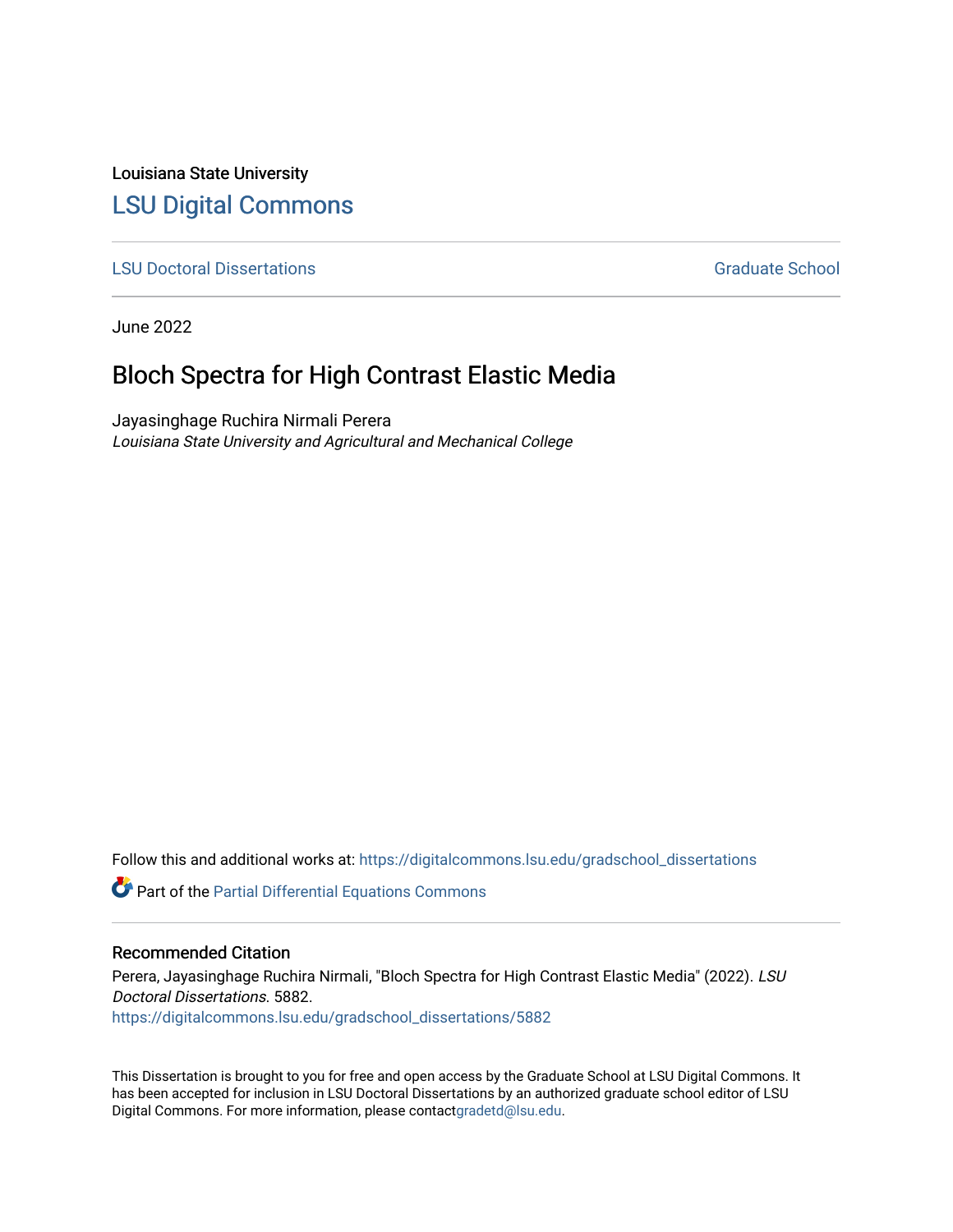Louisiana State University

# LSU Digital Commons

LSU Doctoral Dissertations | Graduate School

June 2022

## Bloch Spectra for High Contrast Elastic Media

Jayasinghage Ruchira Nirmali Perera

*Louisiana State University and Agricultural and Mechanical College*

Follow this and additional works at: https://digitalcommons.lsu.edu/gradschool_dissertations

Part of the Partial Differential Equations Commons

### Recommended Citation

Perera, Jayasinghage Ruchira Nirmali, "Bloch Spectra for High Contrast Elastic Media" (2022). *LSU Doctoral Dissertations*. 5882.

https://digitalcommons.lsu.edu/gradschool_dissertations/5882

This Dissertation is brought to you for free and open access by the Graduate School at LSU Digital Commons. It has been accepted for inclusion in LSU Doctoral Dissertations by an authorized graduate school editor of LSU Digital Commons. For more information, please contactgradetd@lsu.edu.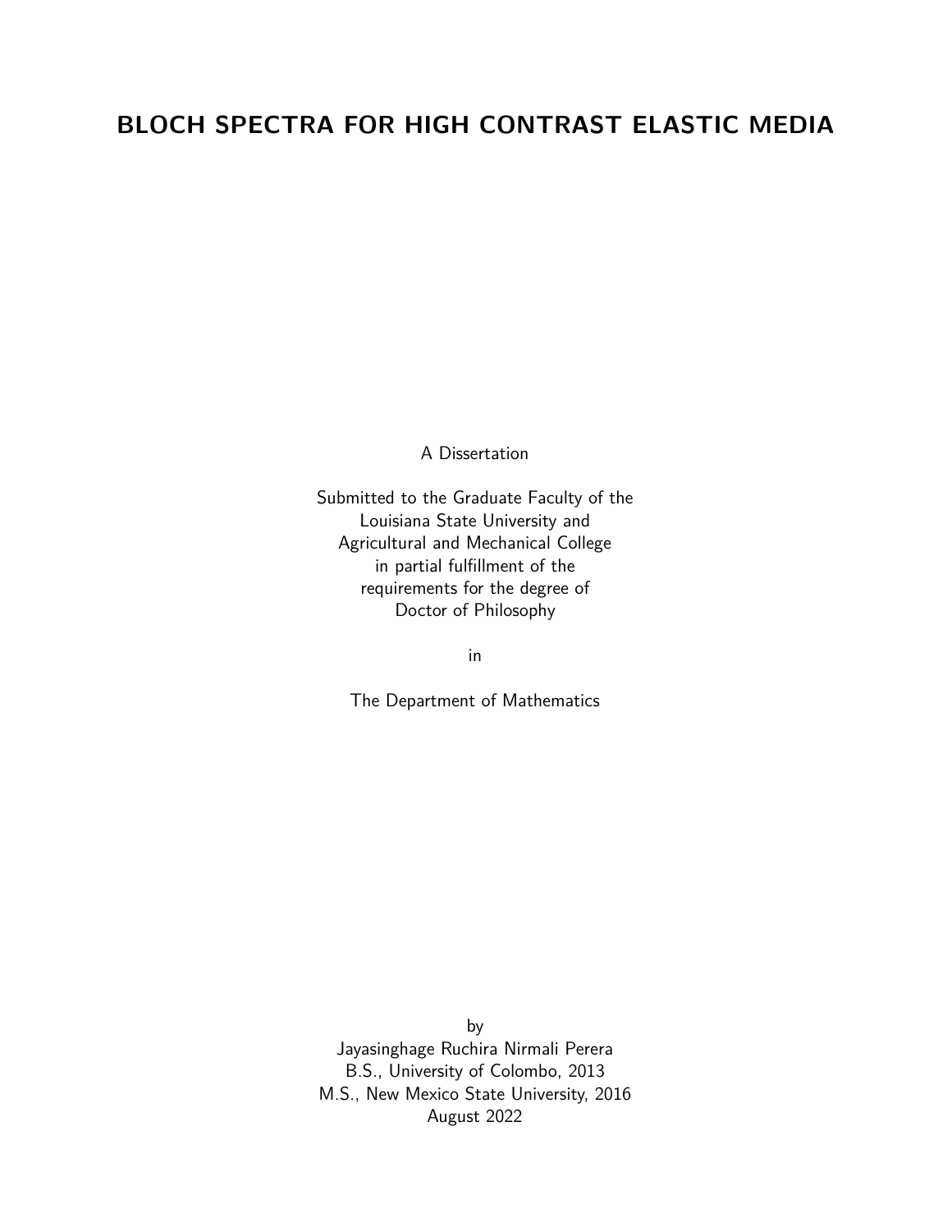# BLOCH SPECTRA FOR HIGH CONTRAST ELASTIC MEDIA

A Dissertation

Submitted to the Graduate Faculty of the
Louisiana State University and
Agricultural and Mechanical College
in partial fulfillment of the
requirements for the degree of
Doctor of Philosophy

in

The Department of Mathematics

by
Jayasinghage Ruchira Nirmali Perera
B.S., University of Colombo, 2013
M.S., New Mexico State University, 2016
August 2022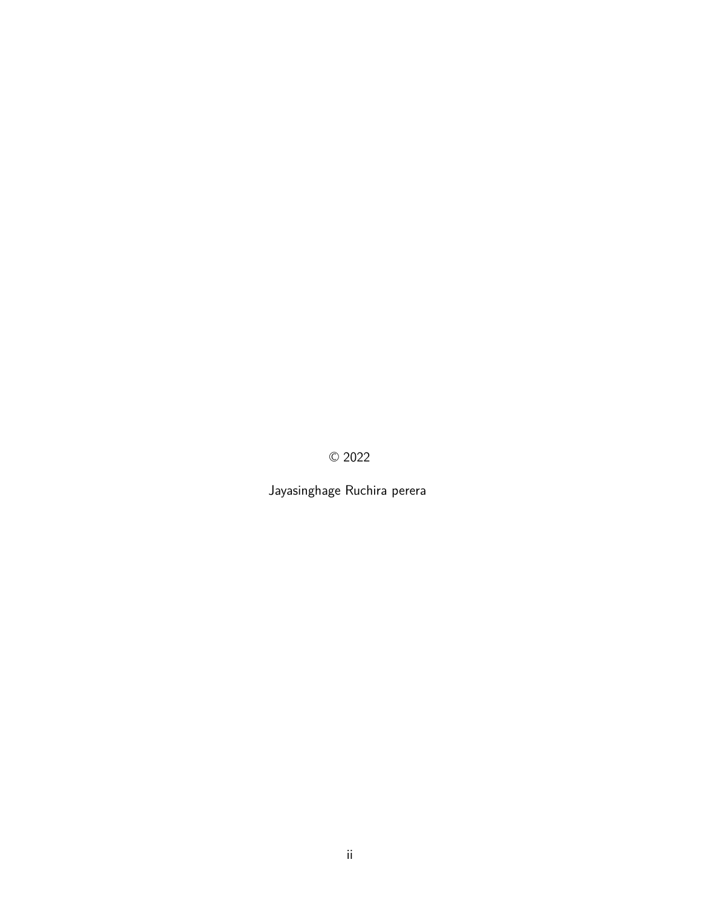© 2022

Jayasinghage Ruchira perera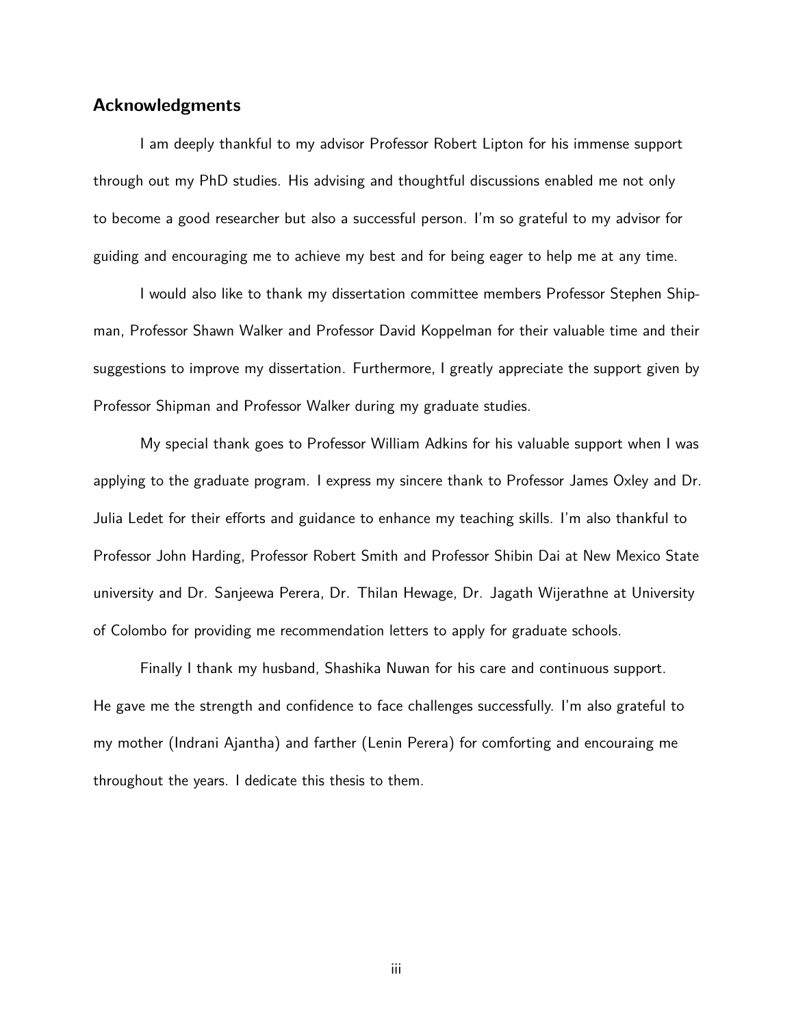## Acknowledgments

I am deeply thankful to my advisor Professor Robert Lipton for his immense support through out my PhD studies. His advising and thoughtful discussions enabled me not only to become a good researcher but also a successful person. I'm so grateful to my advisor for guiding and encouraging me to achieve my best and for being eager to help me at any time.

I would also like to thank my dissertation committee members Professor Stephen Shipman, Professor Shawn Walker and Professor David Koppelman for their valuable time and their suggestions to improve my dissertation. Furthermore, I greatly appreciate the support given by Professor Shipman and Professor Walker during my graduate studies.

My special thank goes to Professor William Adkins for his valuable support when I was applying to the graduate program. I express my sincere thank to Professor James Oxley and Dr. Julia Ledet for their efforts and guidance to enhance my teaching skills. I'm also thankful to Professor John Harding, Professor Robert Smith and Professor Shibin Dai at New Mexico State university and Dr. Sanjeewa Perera, Dr. Thilan Hewage, Dr. Jagath Wijerathne at University of Colombo for providing me recommendation letters to apply for graduate schools.

Finally I thank my husband, Shashika Nuwan for his care and continuous support. He gave me the strength and confidence to face challenges successfully. I'm also grateful to my mother (Indrani Ajantha) and farther (Lenin Perera) for comforting and encouraing me throughout the years. I dedicate this thesis to them.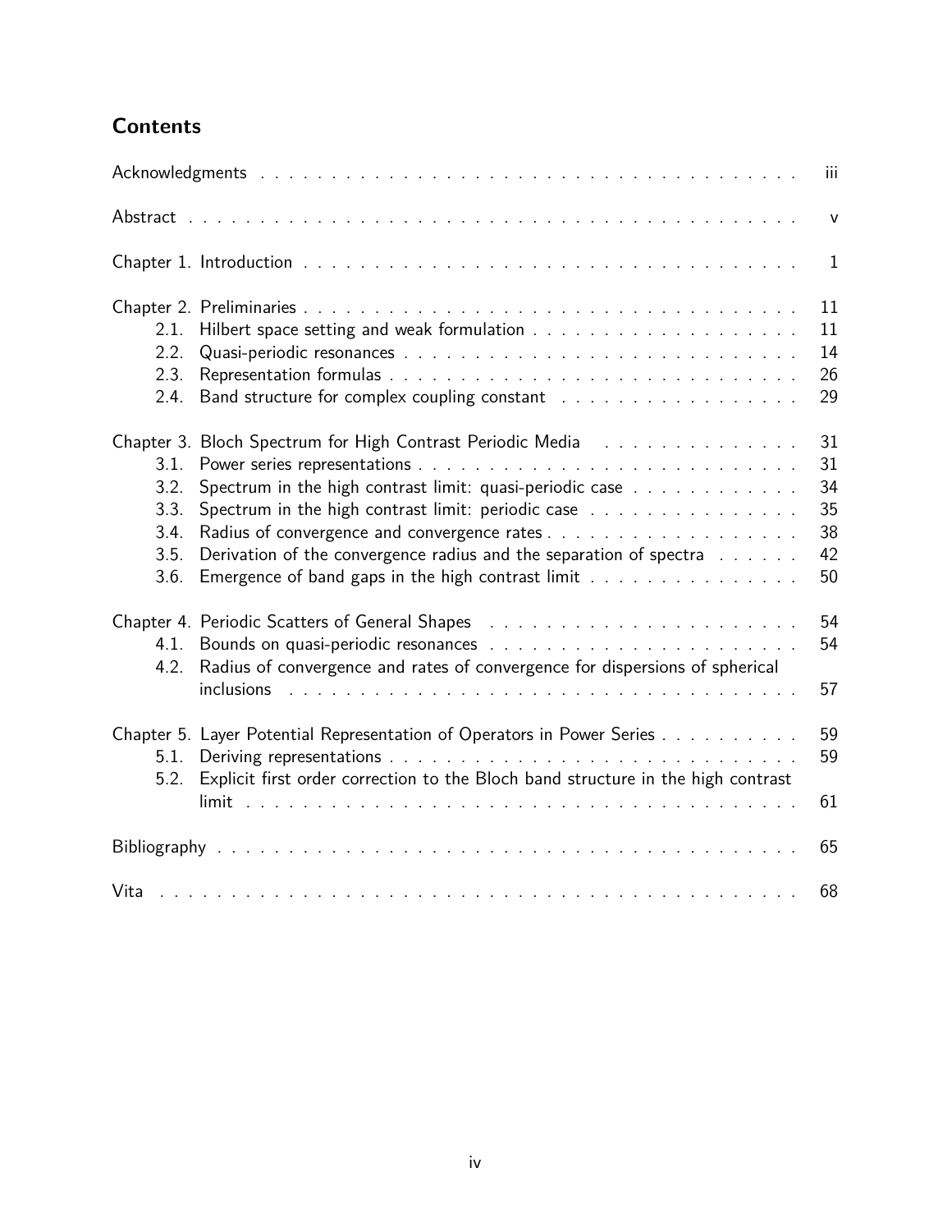## Contents

Acknowledgments . . . . . iii

Abstract . . . . . v

Chapter 1. Introduction . . . . . 1

Chapter 2. Preliminaries . . . . . 11

- 2.1. Hilbert space setting and weak formulation . . . . . 11
- 2.2. Quasi-periodic resonances . . . . . 14
- 2.3. Representation formulas . . . . . 26
- 2.4. Band structure for complex coupling constant . . . . . 29

Chapter 3. Bloch Spectrum for High Contrast Periodic Media . . . . . 31

- 3.1. Power series representations . . . . . 31
- 3.2. Spectrum in the high contrast limit: quasi-periodic case . . . . . 34
- 3.3. Spectrum in the high contrast limit: periodic case . . . . . 35
- 3.4. Radius of convergence and convergence rates . . . . . 38
- 3.5. Derivation of the convergence radius and the separation of spectra . . . . . 42
- 3.6. Emergence of band gaps in the high contrast limit . . . . . 50

Chapter 4. Periodic Scatters of General Shapes . . . . . 54

- 4.1. Bounds on quasi-periodic resonances . . . . . 54
- 4.2. Radius of convergence and rates of convergence for dispersions of spherical inclusions . . . . . 57

Chapter 5. Layer Potential Representation of Operators in Power Series . . . . . 59

- 5.1. Deriving representations . . . . . 59
- 5.2. Explicit first order correction to the Bloch band structure in the high contrast limit . . . . . 61

Bibliography . . . . . 65

Vita . . . . . 68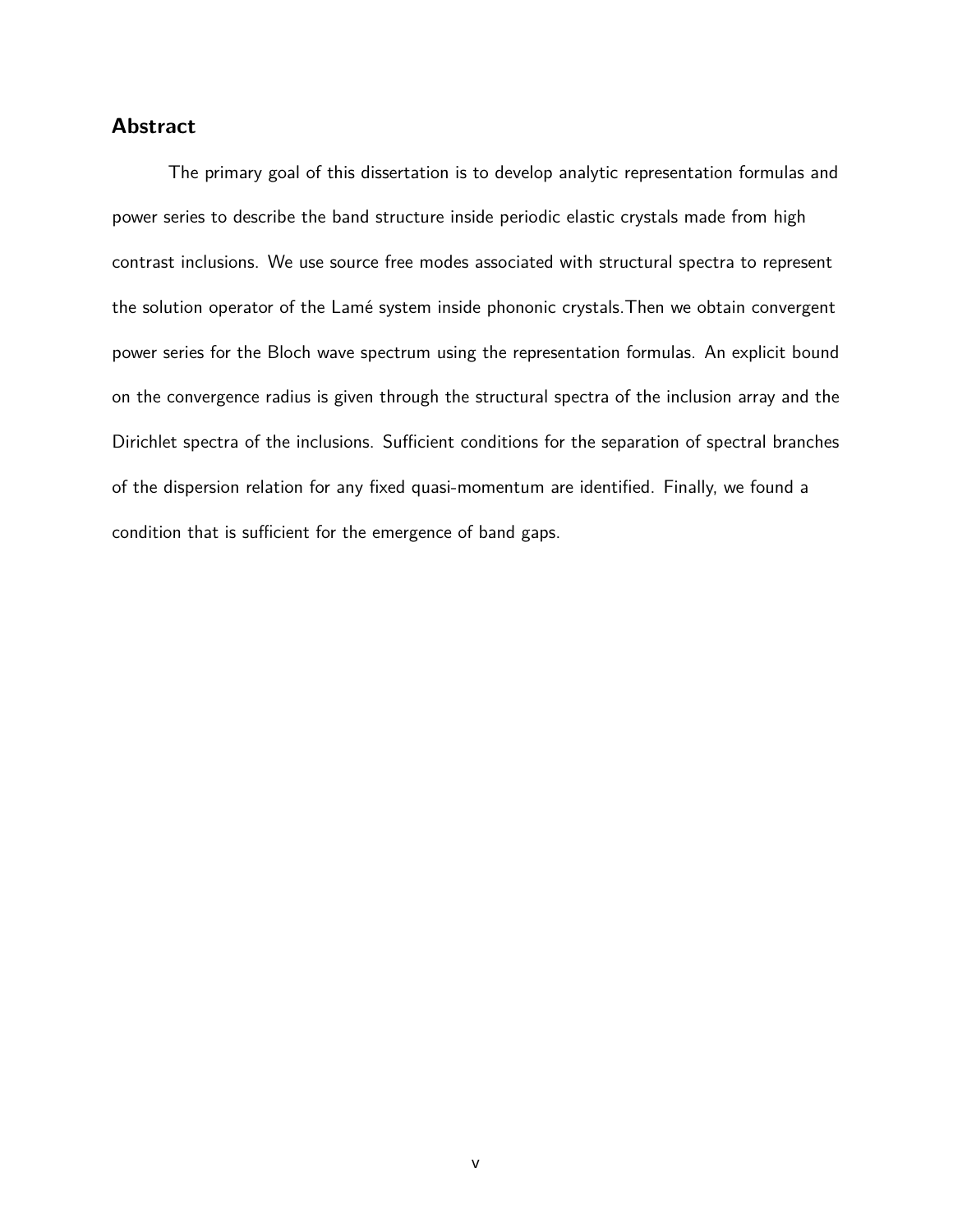## Abstract

The primary goal of this dissertation is to develop analytic representation formulas and power series to describe the band structure inside periodic elastic crystals made from high contrast inclusions. We use source free modes associated with structural spectra to represent the solution operator of the Lamé system inside phononic crystals.Then we obtain convergent power series for the Bloch wave spectrum using the representation formulas. An explicit bound on the convergence radius is given through the structural spectra of the inclusion array and the Dirichlet spectra of the inclusions. Sufficient conditions for the separation of spectral branches of the dispersion relation for any fixed quasi-momentum are identified. Finally, we found a condition that is sufficient for the emergence of band gaps.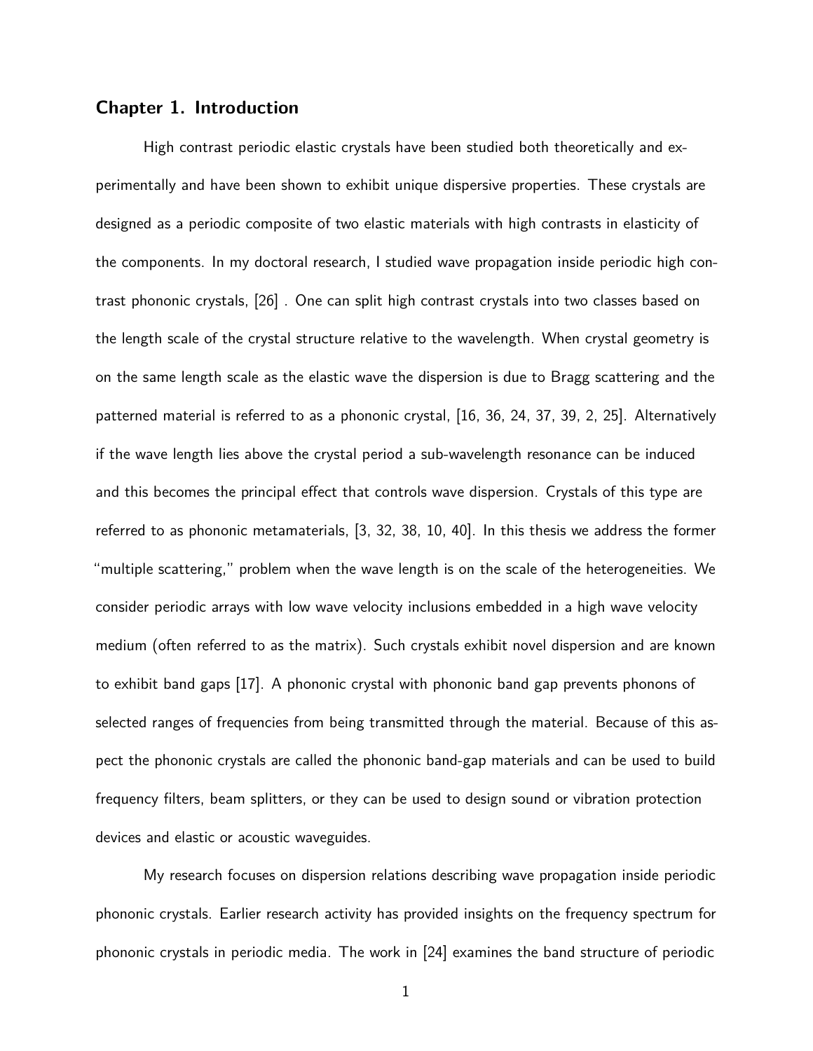## Chapter 1. Introduction

High contrast periodic elastic crystals have been studied both theoretically and experimentally and have been shown to exhibit unique dispersive properties. These crystals are designed as a periodic composite of two elastic materials with high contrasts in elasticity of the components. In my doctoral research, I studied wave propagation inside periodic high contrast phononic crystals, [26] . One can split high contrast crystals into two classes based on the length scale of the crystal structure relative to the wavelength. When crystal geometry is on the same length scale as the elastic wave the dispersion is due to Bragg scattering and the patterned material is referred to as a phononic crystal, [16, 36, 24, 37, 39, 2, 25]. Alternatively if the wave length lies above the crystal period a sub-wavelength resonance can be induced and this becomes the principal effect that controls wave dispersion. Crystals of this type are referred to as phononic metamaterials, [3, 32, 38, 10, 40]. In this thesis we address the former "multiple scattering," problem when the wave length is on the scale of the heterogeneities. We consider periodic arrays with low wave velocity inclusions embedded in a high wave velocity medium (often referred to as the matrix). Such crystals exhibit novel dispersion and are known to exhibit band gaps [17]. A phononic crystal with phononic band gap prevents phonons of selected ranges of frequencies from being transmitted through the material. Because of this aspect the phononic crystals are called the phononic band-gap materials and can be used to build frequency filters, beam splitters, or they can be used to design sound or vibration protection devices and elastic or acoustic waveguides.

My research focuses on dispersion relations describing wave propagation inside periodic phononic crystals. Earlier research activity has provided insights on the frequency spectrum for phononic crystals in periodic media. The work in [24] examines the band structure of periodic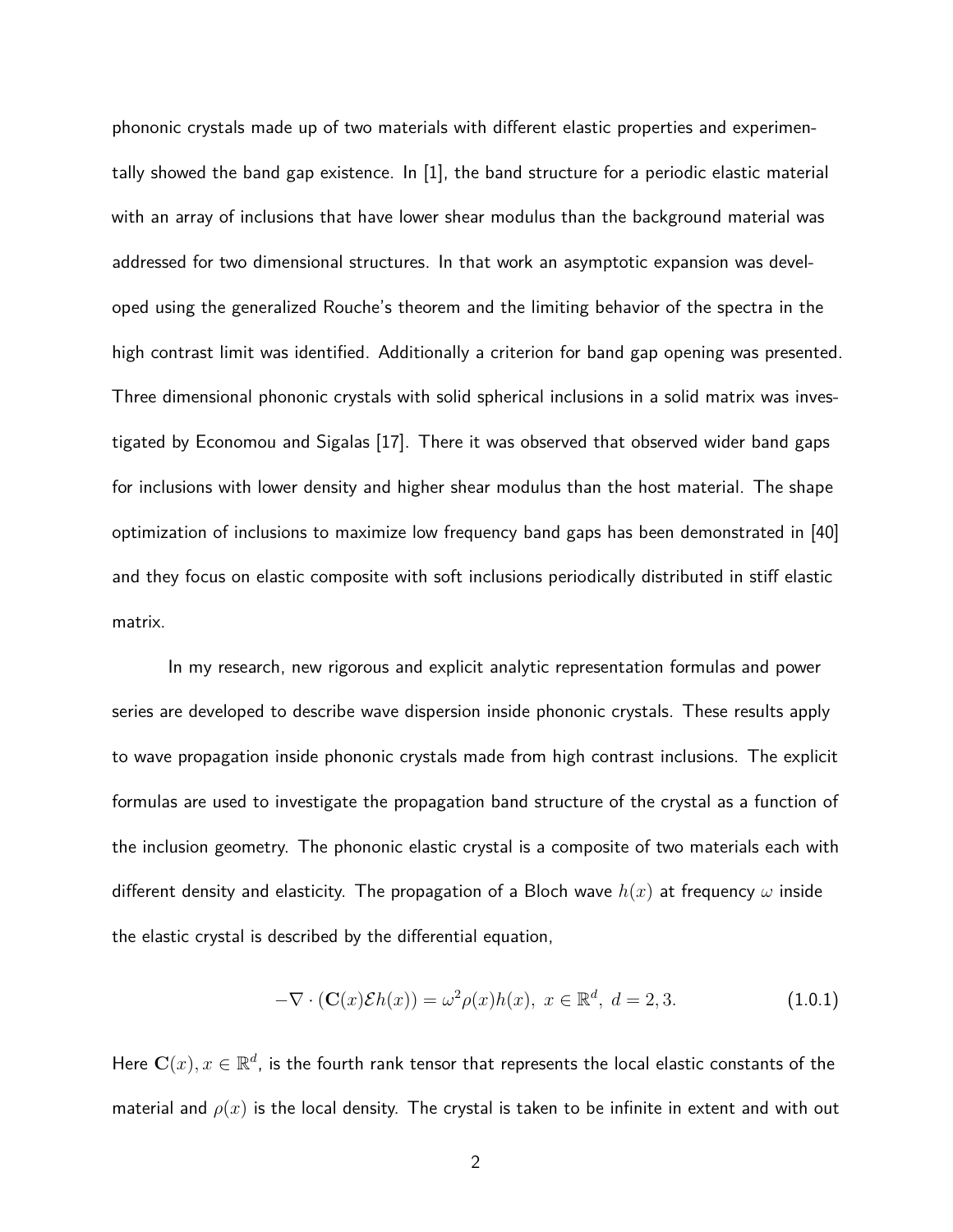phononic crystals made up of two materials with different elastic properties and experimentally showed the band gap existence. In [1], the band structure for a periodic elastic material with an array of inclusions that have lower shear modulus than the background material was addressed for two dimensional structures. In that work an asymptotic expansion was developed using the generalized Rouche's theorem and the limiting behavior of the spectra in the high contrast limit was identified. Additionally a criterion for band gap opening was presented. Three dimensional phononic crystals with solid spherical inclusions in a solid matrix was investigated by Economou and Sigalas [17]. There it was observed that observed wider band gaps for inclusions with lower density and higher shear modulus than the host material. The shape optimization of inclusions to maximize low frequency band gaps has been demonstrated in [40] and they focus on elastic composite with soft inclusions periodically distributed in stiff elastic matrix.

In my research, new rigorous and explicit analytic representation formulas and power series are developed to describe wave dispersion inside phononic crystals. These results apply to wave propagation inside phononic crystals made from high contrast inclusions. The explicit formulas are used to investigate the propagation band structure of the crystal as a function of the inclusion geometry. The phononic elastic crystal is a composite of two materials each with different density and elasticity. The propagation of a Bloch wave $h(x)$ at frequency $\omega$ inside the elastic crystal is described by the differential equation,

$$-\nabla \cdot (\mathbf{C}(x)\mathcal{E}h(x)) = \omega^2 \rho(x) h(x),\ x \in \mathbb{R}^d,\ d = 2, 3. \tag{1.0.1}$$

Here $\mathbf{C}(x), x \in \mathbb{R}^d$, is the fourth rank tensor that represents the local elastic constants of the material and $\rho(x)$ is the local density. The crystal is taken to be infinite in extent and with out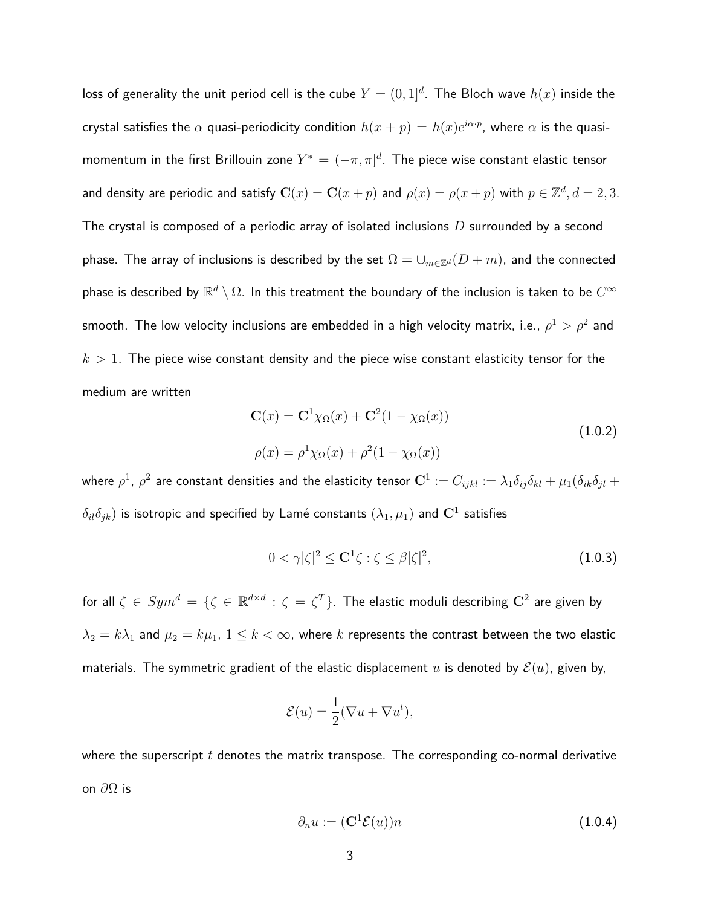loss of generality the unit period cell is the cube $Y = (0,1]^d$. The Bloch wave $h(x)$ inside the crystal satisfies the $\alpha$ quasi-periodicity condition $h(x+p) = h(x)e^{i\alpha\cdot p}$, where $\alpha$ is the quasi-momentum in the first Brillouin zone $Y^* = (-\pi,\pi]^d$. The piece wise constant elastic tensor and density are periodic and satisfy $\mathbf{C}(x) = \mathbf{C}(x+p)$ and $\rho(x) = \rho(x+p)$ with $p \in \mathbb{Z}^d, d = 2,3$. The crystal is composed of a periodic array of isolated inclusions $D$ surrounded by a second phase. The array of inclusions is described by the set $\Omega = \cup_{m\in\mathbb{Z}^d}(D+m)$, and the connected phase is described by $\mathbb{R}^d \setminus \Omega$. In this treatment the boundary of the inclusion is taken to be $C^\infty$ smooth. The low velocity inclusions are embedded in a high velocity matrix, i.e., $\rho^1 > \rho^2$ and $k > 1$. The piece wise constant density and the piece wise constant elasticity tensor for the medium are written

$$
\begin{aligned}
\mathbf{C}(x) &= \mathbf{C}^1\chi_\Omega(x) + \mathbf{C}^2(1-\chi_\Omega(x)) \\
\rho(x) &= \rho^1\chi_\Omega(x) + \rho^2(1-\chi_\Omega(x))
\end{aligned}
\tag{1.0.2}
$$

where $\rho^1$, $\rho^2$ are constant densities and the elasticity tensor $\mathbf{C}^1 := C_{ijkl} := \lambda_1\delta_{ij}\delta_{kl} + \mu_1(\delta_{ik}\delta_{jl} + \delta_{il}\delta_{jk})$ is isotropic and specified by Lamé constants $(\lambda_1, \mu_1)$ and $\mathbf{C}^1$ satisfies

$$
0 < \gamma|\zeta|^2 \leq \mathbf{C}^1\zeta : \zeta \leq \beta|\zeta|^2, \tag{1.0.3}
$$

for all $\zeta \in Sym^d = \{\zeta \in \mathbb{R}^{d\times d} : \zeta = \zeta^T\}$. The elastic moduli describing $\mathbf{C}^2$ are given by $\lambda_2 = k\lambda_1$ and $\mu_2 = k\mu_1$, $1 \leq k < \infty$, where $k$ represents the contrast between the two elastic materials. The symmetric gradient of the elastic displacement $u$ is denoted by $\mathcal{E}(u)$, given by,

$$
\mathcal{E}(u) = \frac{1}{2}(\nabla u + \nabla u^t),
$$

where the superscript $t$ denotes the matrix transpose. The corresponding co-normal derivative on $\partial\Omega$ is

$$
\partial_n u := (\mathbf{C}^1\mathcal{E}(u))n \tag{1.0.4}
$$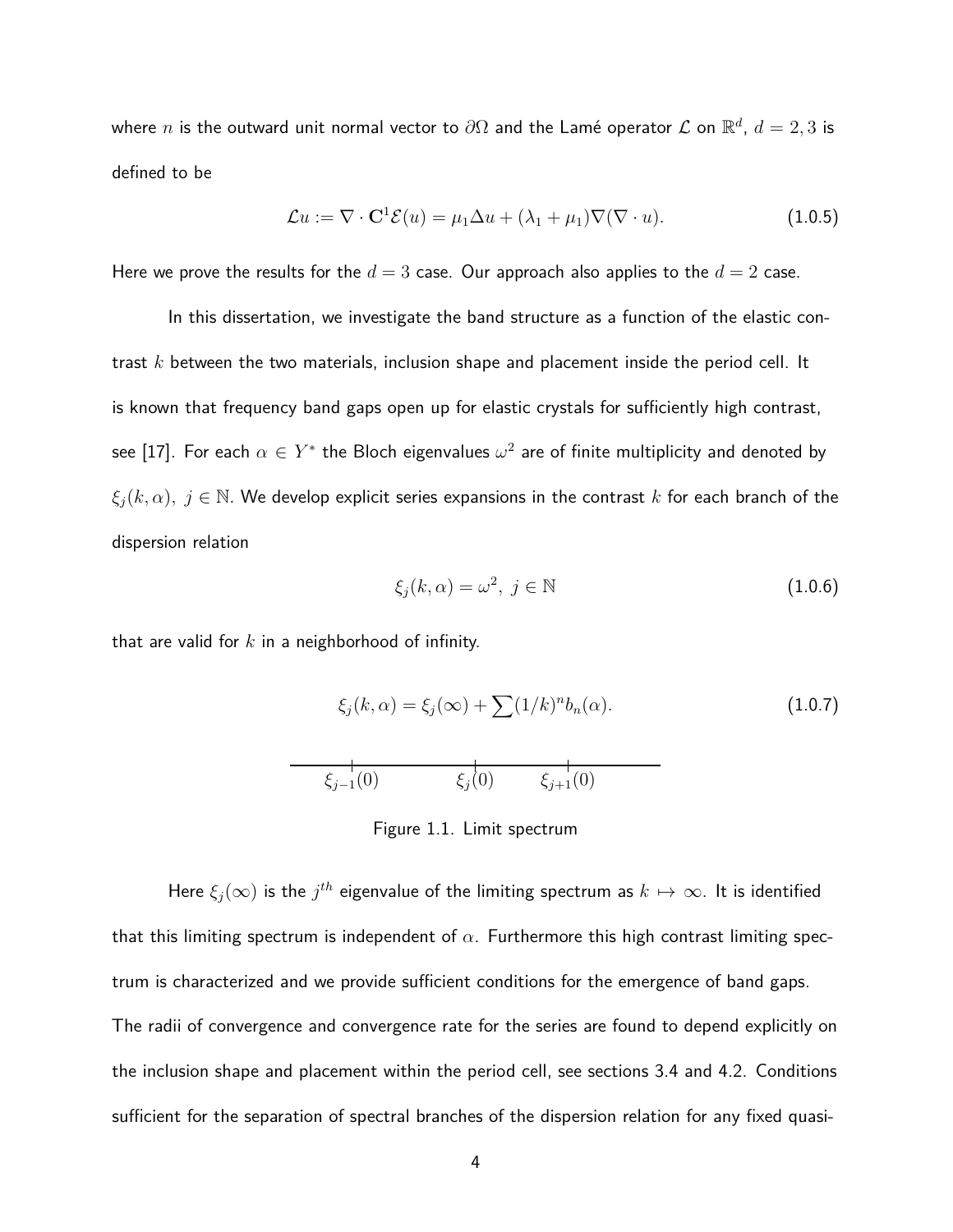where $n$ is the outward unit normal vector to $\partial\Omega$ and the Lamé operator $\mathcal{L}$ on $\mathbb{R}^d$, $d = 2, 3$ is defined to be

$$\mathcal{L}u := \nabla \cdot \mathbf{C}^1\mathcal{E}(u) = \mu_1 \Delta u + (\lambda_1 + \mu_1)\nabla(\nabla \cdot u). \tag{1.0.5}$$

Here we prove the results for the $d = 3$ case. Our approach also applies to the $d = 2$ case.

In this dissertation, we investigate the band structure as a function of the elastic contrast $k$ between the two materials, inclusion shape and placement inside the period cell. It is known that frequency band gaps open up for elastic crystals for sufficiently high contrast, see [17]. For each $\alpha \in Y^*$ the Bloch eigenvalues $\omega^2$ are of finite multiplicity and denoted by $\xi_j(k, \alpha),\ j \in \mathbb{N}$. We develop explicit series expansions in the contrast $k$ for each branch of the dispersion relation

$$\xi_j(k, \alpha) = \omega^2,\ j \in \mathbb{N} \tag{1.0.6}$$

that are valid for $k$ in a neighborhood of infinity.

$$\xi_j(k, \alpha) = \xi_j(\infty) + \sum (1/k)^n b_n(\alpha). \tag{1.0.7}$$

$\xi_{j-1}(0)$ $\quad\quad$ $\xi_j(0)$ $\quad\quad$ $\xi_{j+1}(0)$

Figure 1.1. Limit spectrum

Here $\xi_j(\infty)$ is the $j^{th}$ eigenvalue of the limiting spectrum as $k \mapsto \infty$. It is identified that this limiting spectrum is independent of $\alpha$. Furthermore this high contrast limiting spectrum is characterized and we provide sufficient conditions for the emergence of band gaps. The radii of convergence and convergence rate for the series are found to depend explicitly on the inclusion shape and placement within the period cell, see sections 3.4 and 4.2. Conditions sufficient for the separation of spectral branches of the dispersion relation for any fixed quasi-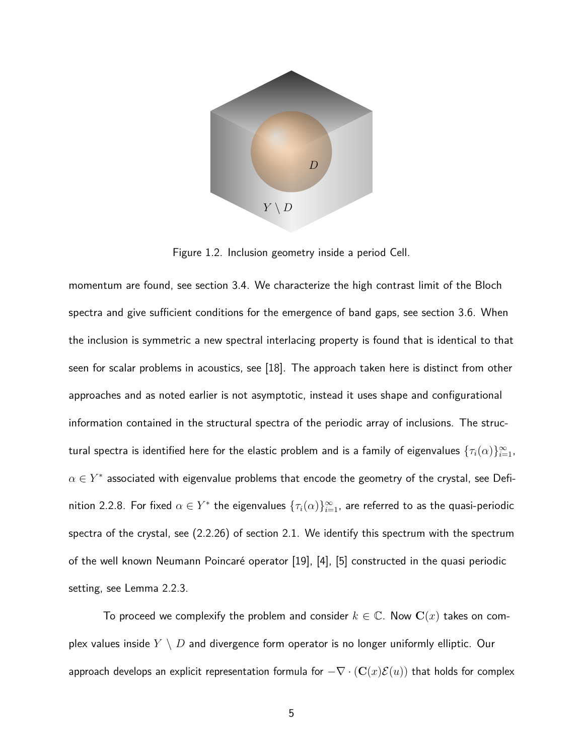Figure 1.2. Inclusion geometry inside a period Cell.

momentum are found, see section 3.4. We characterize the high contrast limit of the Bloch spectra and give sufficient conditions for the emergence of band gaps, see section 3.6. When the inclusion is symmetric a new spectral interlacing property is found that is identical to that seen for scalar problems in acoustics, see [18]. The approach taken here is distinct from other approaches and as noted earlier is not asymptotic, instead it uses shape and configurational information contained in the structural spectra of the periodic array of inclusions. The structural spectra is identified here for the elastic problem and is a family of eigenvalues $\{\tau_i(\alpha)\}_{i=1}^{\infty}$, $\alpha \in Y^*$ associated with eigenvalue problems that encode the geometry of the crystal, see Definition 2.2.8. For fixed $\alpha \in Y^*$ the eigenvalues $\{\tau_i(\alpha)\}_{i=1}^{\infty}$, are referred to as the quasi-periodic spectra of the crystal, see (2.2.26) of section 2.1. We identify this spectrum with the spectrum of the well known Neumann Poincaré operator [19], [4], [5] constructed in the quasi periodic setting, see Lemma 2.2.3.

To proceed we complexify the problem and consider $k \in \mathbb{C}$. Now $\mathbf{C}(x)$ takes on complex values inside $Y \setminus D$ and divergence form operator is no longer uniformly elliptic. Our approach develops an explicit representation formula for $-\nabla \cdot (\mathbf{C}(x)\mathcal{E}(u))$ that holds for complex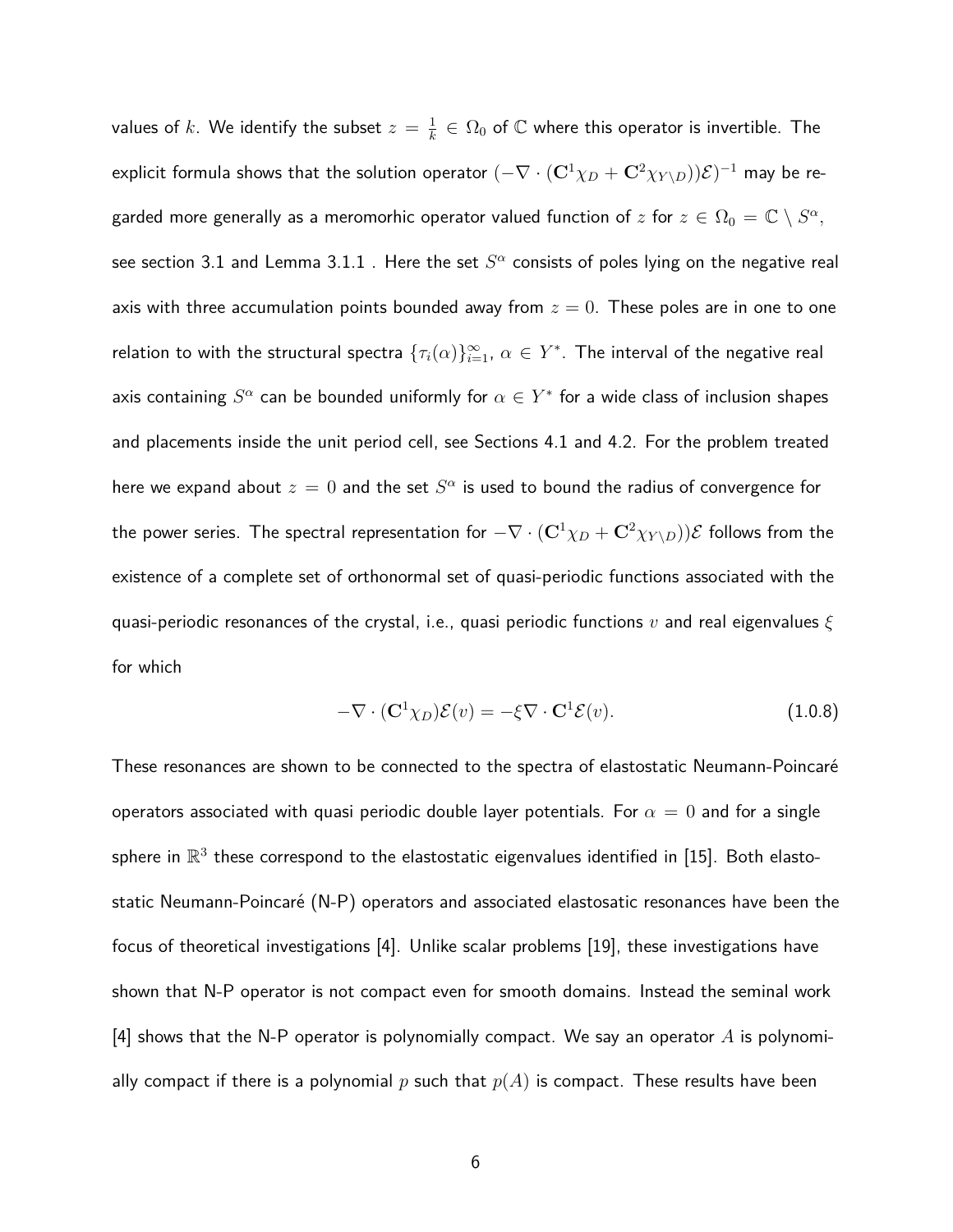values of $k$. We identify the subset $z = \frac{1}{k} \in \Omega_0$ of $\mathbb{C}$ where this operator is invertible. The explicit formula shows that the solution operator $(-\nabla \cdot (\mathbf{C}^1\chi_D + \mathbf{C}^2\chi_{Y\setminus D}))\mathcal{E})^{-1}$ may be regarded more generally as a meromorhic operator valued function of $z$ for $z \in \Omega_0 = \mathbb{C} \setminus S^\alpha$, see section 3.1 and Lemma 3.1.1 . Here the set $S^\alpha$ consists of poles lying on the negative real axis with three accumulation points bounded away from $z = 0$. These poles are in one to one relation to with the structural spectra $\{\tau_i(\alpha)\}_{i=1}^\infty$, $\alpha \in Y^*$. The interval of the negative real axis containing $S^\alpha$ can be bounded uniformly for $\alpha \in Y^*$ for a wide class of inclusion shapes and placements inside the unit period cell, see Sections 4.1 and 4.2. For the problem treated here we expand about $z = 0$ and the set $S^\alpha$ is used to bound the radius of convergence for the power series. The spectral representation for $-\nabla \cdot (\mathbf{C}^1\chi_D + \mathbf{C}^2\chi_{Y\setminus D}))\mathcal{E}$ follows from the existence of a complete set of orthonormal set of quasi-periodic functions associated with the quasi-periodic resonances of the crystal, i.e., quasi periodic functions $v$ and real eigenvalues $\xi$ for which

$$-\nabla \cdot (\mathbf{C}^1\chi_D)\mathcal{E}(v) = -\xi \nabla \cdot \mathbf{C}^1\mathcal{E}(v). \tag{1.0.8}$$

These resonances are shown to be connected to the spectra of elastostatic Neumann-Poincaré operators associated with quasi periodic double layer potentials. For $\alpha = 0$ and for a single sphere in $\mathbb{R}^3$ these correspond to the elastostatic eigenvalues identified in [15]. Both elastostatic Neumann-Poincaré (N-P) operators and associated elastosatic resonances have been the focus of theoretical investigations [4]. Unlike scalar problems [19], these investigations have shown that N-P operator is not compact even for smooth domains. Instead the seminal work [4] shows that the N-P operator is polynomially compact. We say an operator $A$ is polynomially compact if there is a polynomial $p$ such that $p(A)$ is compact. These results have been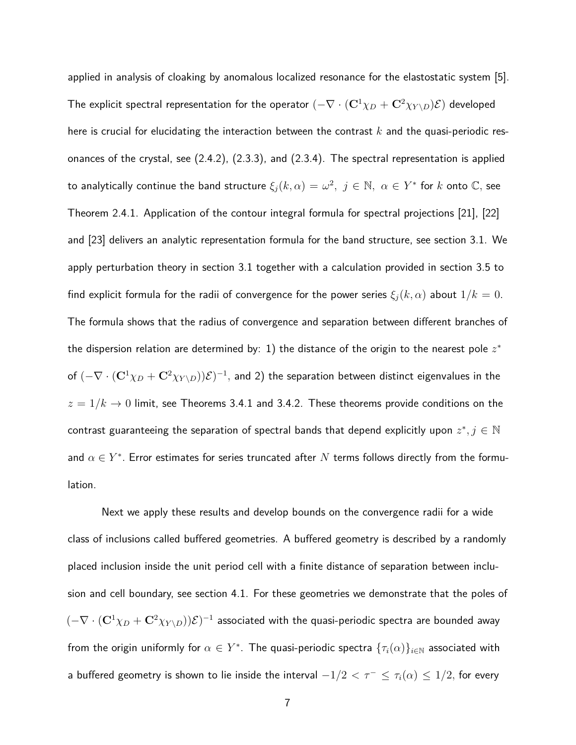applied in analysis of cloaking by anomalous localized resonance for the elastostatic system [5]. The explicit spectral representation for the operator $(-\nabla \cdot (\mathbf{C}^1\chi_D + \mathbf{C}^2\chi_{Y\setminus D})\mathcal{E})$ developed here is crucial for elucidating the interaction between the contrast $k$ and the quasi-periodic resonances of the crystal, see (2.4.2), (2.3.3), and (2.3.4). The spectral representation is applied to analytically continue the band structure $\xi_j(k,\alpha) = \omega^2,\ j \in \mathbb{N},\ \alpha \in Y^*$ for $k$ onto $\mathbb{C}$, see Theorem 2.4.1. Application of the contour integral formula for spectral projections [21], [22] and [23] delivers an analytic representation formula for the band structure, see section 3.1. We apply perturbation theory in section 3.1 together with a calculation provided in section 3.5 to find explicit formula for the radii of convergence for the power series $\xi_j(k,\alpha)$ about $1/k = 0$. The formula shows that the radius of convergence and separation between different branches of the dispersion relation are determined by: 1) the distance of the origin to the nearest pole $z^*$ of $(-\nabla \cdot (\mathbf{C}^1\chi_D + \mathbf{C}^2\chi_{Y\setminus D}))\mathcal{E})^{-1}$, and 2) the separation between distinct eigenvalues in the $z = 1/k \to 0$ limit, see Theorems 3.4.1 and 3.4.2. These theorems provide conditions on the contrast guaranteeing the separation of spectral bands that depend explicitly upon $z^*, j \in \mathbb{N}$ and $\alpha \in Y^*$. Error estimates for series truncated after $N$ terms follows directly from the formulation.

Next we apply these results and develop bounds on the convergence radii for a wide class of inclusions called buffered geometries. A buffered geometry is described by a randomly placed inclusion inside the unit period cell with a finite distance of separation between inclusion and cell boundary, see section 4.1. For these geometries we demonstrate that the poles of $(-\nabla \cdot (\mathbf{C}^1\chi_D + \mathbf{C}^2\chi_{Y\setminus D}))\mathcal{E})^{-1}$ associated with the quasi-periodic spectra are bounded away from the origin uniformly for $\alpha \in Y^*$. The quasi-periodic spectra $\{\tau_i(\alpha)\}_{i\in\mathbb{N}}$ associated with a buffered geometry is shown to lie inside the interval $-1/2 < \tau^- \leq \tau_i(\alpha) \leq 1/2$, for every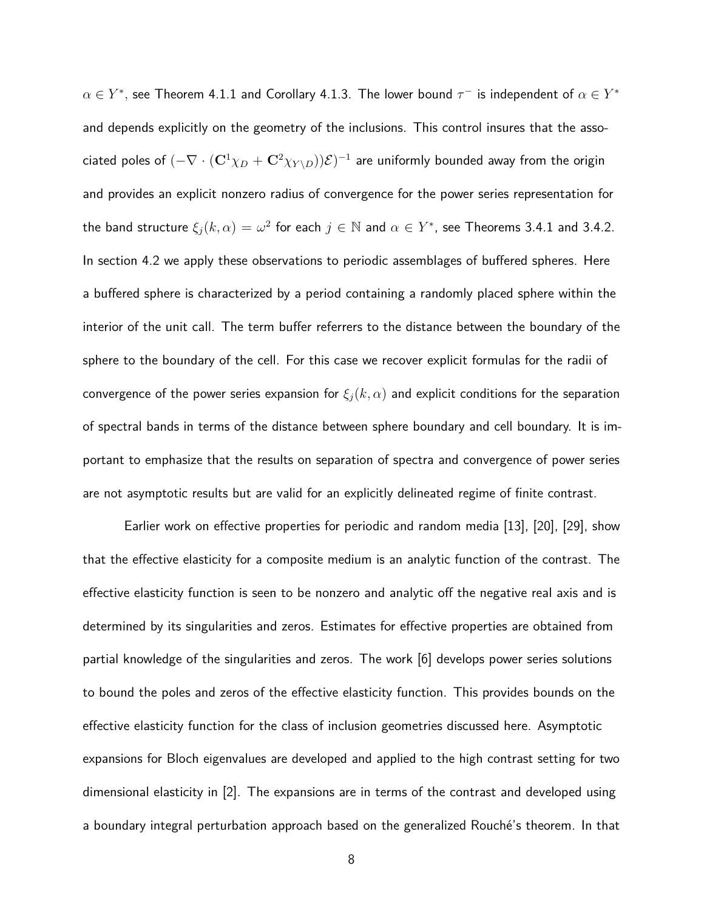$\alpha \in Y^*$, see Theorem 4.1.1 and Corollary 4.1.3. The lower bound $\tau^-$ is independent of $\alpha \in Y^*$ and depends explicitly on the geometry of the inclusions. This control insures that the associated poles of $(-\nabla \cdot (\mathbf{C}^1\chi_D + \mathbf{C}^2\chi_{Y\setminus D}))\mathcal{E})^{-1}$ are uniformly bounded away from the origin and provides an explicit nonzero radius of convergence for the power series representation for the band structure $\xi_j(k,\alpha) = \omega^2$ for each $j \in \mathbb{N}$ and $\alpha \in Y^*$, see Theorems 3.4.1 and 3.4.2. In section 4.2 we apply these observations to periodic assemblages of buffered spheres. Here a buffered sphere is characterized by a period containing a randomly placed sphere within the interior of the unit call. The term buffer referrers to the distance between the boundary of the sphere to the boundary of the cell. For this case we recover explicit formulas for the radii of convergence of the power series expansion for $\xi_j(k,\alpha)$ and explicit conditions for the separation of spectral bands in terms of the distance between sphere boundary and cell boundary. It is important to emphasize that the results on separation of spectra and convergence of power series are not asymptotic results but are valid for an explicitly delineated regime of finite contrast.

Earlier work on effective properties for periodic and random media [13], [20], [29], show that the effective elasticity for a composite medium is an analytic function of the contrast. The effective elasticity function is seen to be nonzero and analytic off the negative real axis and is determined by its singularities and zeros. Estimates for effective properties are obtained from partial knowledge of the singularities and zeros. The work [6] develops power series solutions to bound the poles and zeros of the effective elasticity function. This provides bounds on the effective elasticity function for the class of inclusion geometries discussed here. Asymptotic expansions for Bloch eigenvalues are developed and applied to the high contrast setting for two dimensional elasticity in [2]. The expansions are in terms of the contrast and developed using a boundary integral perturbation approach based on the generalized Rouché's theorem. In that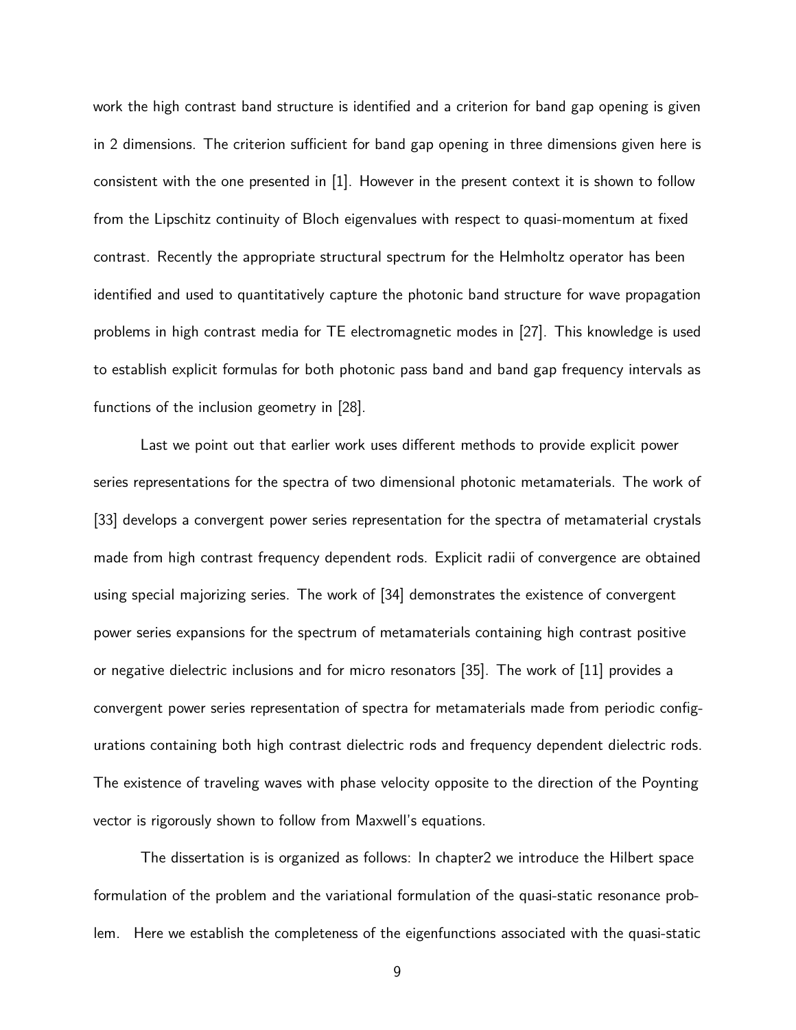work the high contrast band structure is identified and a criterion for band gap opening is given in 2 dimensions. The criterion sufficient for band gap opening in three dimensions given here is consistent with the one presented in [1]. However in the present context it is shown to follow from the Lipschitz continuity of Bloch eigenvalues with respect to quasi-momentum at fixed contrast. Recently the appropriate structural spectrum for the Helmholtz operator has been identified and used to quantitatively capture the photonic band structure for wave propagation problems in high contrast media for TE electromagnetic modes in [27]. This knowledge is used to establish explicit formulas for both photonic pass band and band gap frequency intervals as functions of the inclusion geometry in [28].

Last we point out that earlier work uses different methods to provide explicit power series representations for the spectra of two dimensional photonic metamaterials. The work of [33] develops a convergent power series representation for the spectra of metamaterial crystals made from high contrast frequency dependent rods. Explicit radii of convergence are obtained using special majorizing series. The work of [34] demonstrates the existence of convergent power series expansions for the spectrum of metamaterials containing high contrast positive or negative dielectric inclusions and for micro resonators [35]. The work of [11] provides a convergent power series representation of spectra for metamaterials made from periodic configurations containing both high contrast dielectric rods and frequency dependent dielectric rods. The existence of traveling waves with phase velocity opposite to the direction of the Poynting vector is rigorously shown to follow from Maxwell's equations.

The dissertation is is organized as follows: In chapter2 we introduce the Hilbert space formulation of the problem and the variational formulation of the quasi-static resonance problem. Here we establish the completeness of the eigenfunctions associated with the quasi-static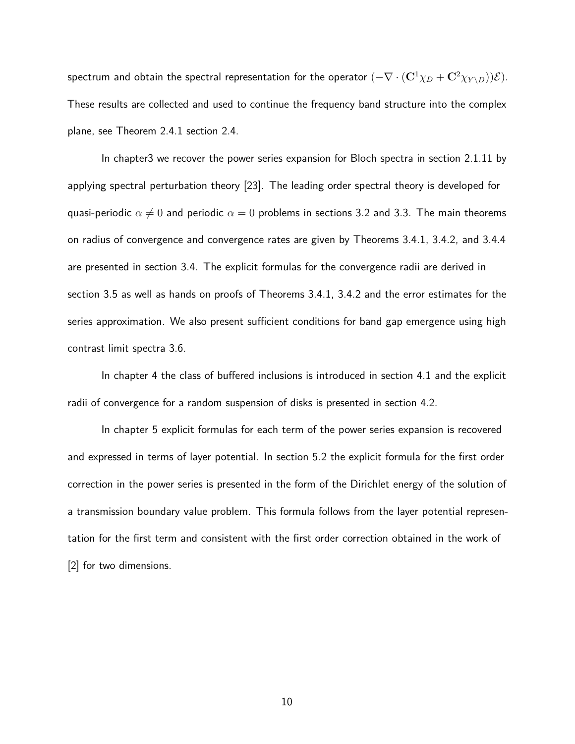spectrum and obtain the spectral representation for the operator $(-\nabla \cdot (\mathbf{C}^1 \chi_D + \mathbf{C}^2 \chi_{Y \setminus D}))\mathcal{E})$. These results are collected and used to continue the frequency band structure into the complex plane, see Theorem 2.4.1 section 2.4.

In chapter3 we recover the power series expansion for Bloch spectra in section 2.1.11 by applying spectral perturbation theory [23]. The leading order spectral theory is developed for quasi-periodic $\alpha \neq 0$ and periodic $\alpha = 0$ problems in sections 3.2 and 3.3. The main theorems on radius of convergence and convergence rates are given by Theorems 3.4.1, 3.4.2, and 3.4.4 are presented in section 3.4. The explicit formulas for the convergence radii are derived in section 3.5 as well as hands on proofs of Theorems 3.4.1, 3.4.2 and the error estimates for the series approximation. We also present sufficient conditions for band gap emergence using high contrast limit spectra 3.6.

In chapter 4 the class of buffered inclusions is introduced in section 4.1 and the explicit radii of convergence for a random suspension of disks is presented in section 4.2.

In chapter 5 explicit formulas for each term of the power series expansion is recovered and expressed in terms of layer potential. In section 5.2 the explicit formula for the first order correction in the power series is presented in the form of the Dirichlet energy of the solution of a transmission boundary value problem. This formula follows from the layer potential representation for the first term and consistent with the first order correction obtained in the work of [2] for two dimensions.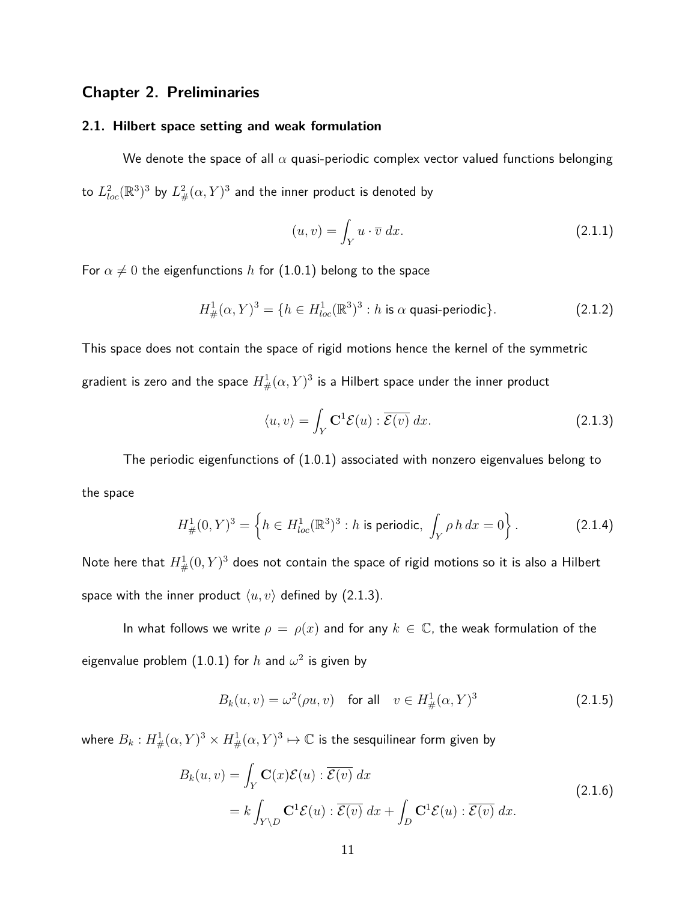# Chapter 2. Preliminaries

## 2.1. Hilbert space setting and weak formulation

We denote the space of all $\alpha$ quasi-periodic complex vector valued functions belonging to $L^2_{loc}(\mathbb{R}^3)^3$ by $L^2_{\#}(\alpha, Y)^3$ and the inner product is denoted by

$$(u, v) = \int_Y u \cdot \overline{v}\, dx. \tag{2.1.1}$$

For $\alpha \neq 0$ the eigenfunctions $h$ for (1.0.1) belong to the space

$$H^1_{\#}(\alpha, Y)^3 = \{h \in H^1_{loc}(\mathbb{R}^3)^3 : h \text{ is } \alpha \text{ quasi-periodic}\}. \tag{2.1.2}$$

This space does not contain the space of rigid motions hence the kernel of the symmetric gradient is zero and the space $H^1_{\#}(\alpha, Y)^3$ is a Hilbert space under the inner product

$$\langle u, v\rangle = \int_Y \mathbf{C}^1 \mathcal{E}(u) : \overline{\mathcal{E}(v)}\, dx. \tag{2.1.3}$$

The periodic eigenfunctions of (1.0.1) associated with nonzero eigenvalues belong to the space

$$H^1_{\#}(0, Y)^3 = \left\{h \in H^1_{loc}(\mathbb{R}^3)^3 : h \text{ is periodic, } \int_Y \rho\, h\, dx = 0\right\}. \tag{2.1.4}$$

Note here that $H^1_{\#}(0, Y)^3$ does not contain the space of rigid motions so it is also a Hilbert space with the inner product $\langle u, v\rangle$ defined by (2.1.3).

In what follows we write $\rho = \rho(x)$ and for any $k \in \mathbb{C}$, the weak formulation of the eigenvalue problem (1.0.1) for $h$ and $\omega^2$ is given by

$$B_k(u, v) = \omega^2(\rho u, v) \quad \text{for all} \quad v \in H^1_{\#}(\alpha, Y)^3 \tag{2.1.5}$$

where $B_k : H^1_{\#}(\alpha, Y)^3 \times H^1_{\#}(\alpha, Y)^3 \mapsto \mathbb{C}$ is the sesquilinear form given by

$$\begin{aligned} B_k(u, v) &= \int_Y \mathbf{C}(x)\mathcal{E}(u) : \overline{\mathcal{E}(v)}\, dx \\ &= k \int_{Y\setminus D} \mathbf{C}^1 \mathcal{E}(u) : \overline{\mathcal{E}(v)}\, dx + \int_D \mathbf{C}^1 \mathcal{E}(u) : \overline{\mathcal{E}(v)}\, dx. \end{aligned} \tag{2.1.6}$$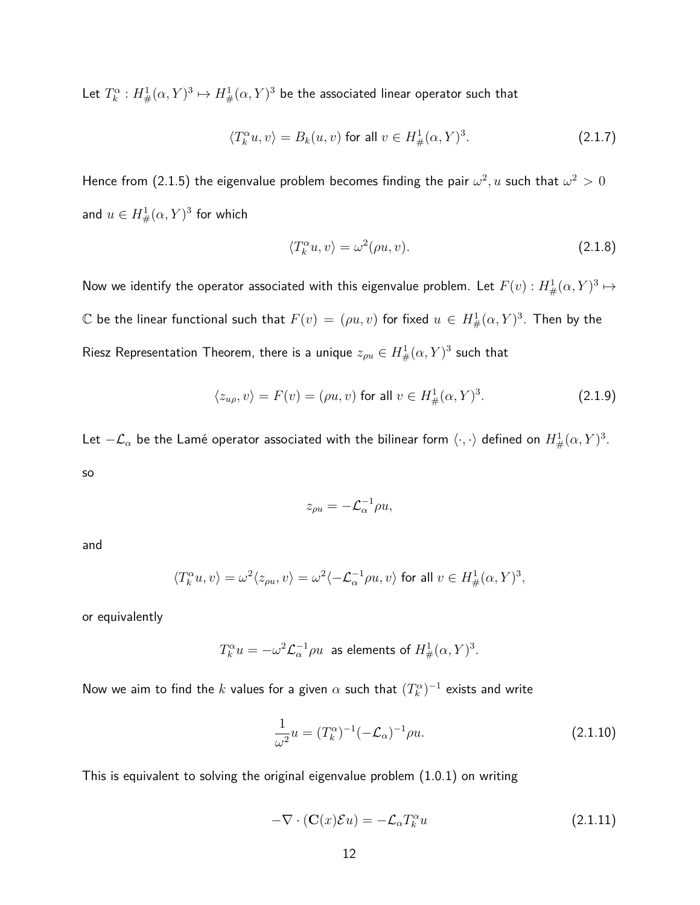Let $T_k^\alpha : H^1_\#(\alpha, Y)^3 \mapsto H^1_\#(\alpha, Y)^3$ be the associated linear operator such that

$$\langle T_k^\alpha u, v\rangle = B_k(u, v) \text{ for all } v \in H^1_\#(\alpha, Y)^3. \tag{2.1.7}$$

Hence from (2.1.5) the eigenvalue problem becomes finding the pair $\omega^2, u$ such that $\omega^2 > 0$ and $u \in H^1_\#(\alpha, Y)^3$ for which

$$\langle T_k^\alpha u, v\rangle = \omega^2(\rho u, v). \tag{2.1.8}$$

Now we identify the operator associated with this eigenvalue problem. Let $F(v) : H^1_\#(\alpha, Y)^3 \mapsto \mathbb{C}$ be the linear functional such that $F(v) = (\rho u, v)$ for fixed $u \in H^1_\#(\alpha, Y)^3$. Then by the Riesz Representation Theorem, there is a unique $z_{\rho u} \in H^1_\#(\alpha, Y)^3$ such that

$$\langle z_{u\rho}, v\rangle = F(v) = (\rho u, v) \text{ for all } v \in H^1_\#(\alpha, Y)^3. \tag{2.1.9}$$

Let $-\mathcal{L}_\alpha$ be the Lamé operator associated with the bilinear form $\langle\cdot,\cdot\rangle$ defined on $H^1_\#(\alpha, Y)^3$. so

$$z_{\rho u} = -\mathcal{L}_\alpha^{-1}\rho u,$$

and

$$\langle T_k^\alpha u, v\rangle = \omega^2\langle z_{\rho u}, v\rangle = \omega^2\langle -\mathcal{L}_\alpha^{-1}\rho u, v\rangle \text{ for all } v \in H^1_\#(\alpha, Y)^3,$$

or equivalently

$$T_k^\alpha u = -\omega^2\mathcal{L}_\alpha^{-1}\rho u \text{ as elements of } H^1_\#(\alpha, Y)^3.$$

Now we aim to find the $k$ values for a given $\alpha$ such that $(T_k^\alpha)^{-1}$ exists and write

$$\frac{1}{\omega^2}u = (T_k^\alpha)^{-1}(-\mathcal{L}_\alpha)^{-1}\rho u. \tag{2.1.10}$$

This is equivalent to solving the original eigenvalue problem (1.0.1) on writing

$$-\nabla\cdot(\mathbf{C}(x)\mathcal{E}u) = -\mathcal{L}_\alpha T_k^\alpha u \tag{2.1.11}$$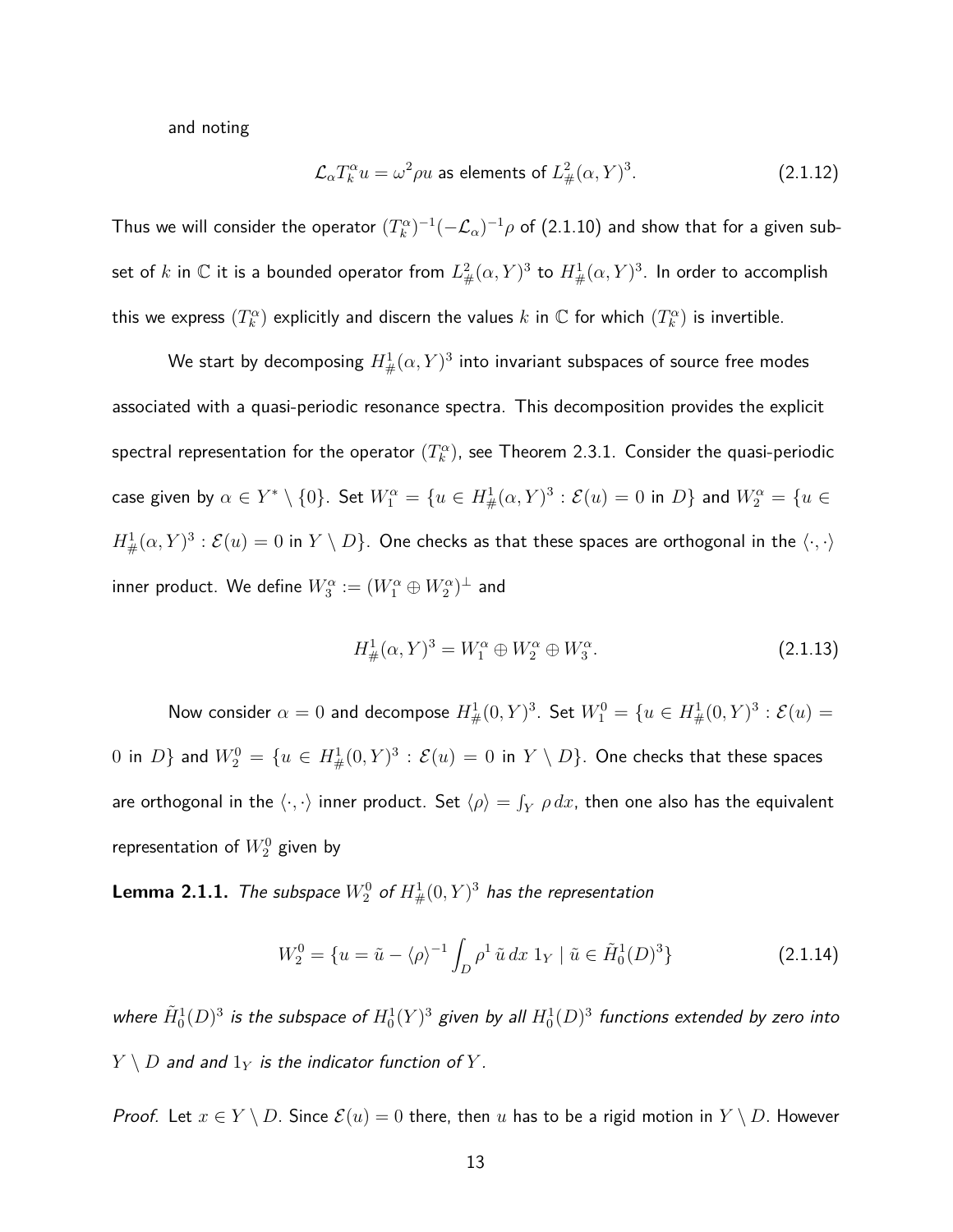and noting

$$\mathcal{L}_\alpha T_k^\alpha u = \omega^2 \rho u \text{ as elements of } L^2_\#(\alpha, Y)^3. \tag{2.1.12}$$

Thus we will consider the operator $(T_k^\alpha)^{-1}(-\mathcal{L}_\alpha)^{-1}\rho$ of (2.1.10) and show that for a given subset of $k$ in $\mathbb{C}$ it is a bounded operator from $L^2_\#(\alpha, Y)^3$ to $H^1_\#(\alpha, Y)^3$. In order to accomplish this we express $(T_k^\alpha)$ explicitly and discern the values $k$ in $\mathbb{C}$ for which $(T_k^\alpha)$ is invertible.

We start by decomposing $H^1_\#(\alpha, Y)^3$ into invariant subspaces of source free modes associated with a quasi-periodic resonance spectra. This decomposition provides the explicit spectral representation for the operator $(T_k^\alpha)$, see Theorem 2.3.1. Consider the quasi-periodic case given by $\alpha \in Y^* \setminus \{0\}$. Set $W_1^\alpha = \{u \in H^1_\#(\alpha, Y)^3 : \mathcal{E}(u) = 0 \text{ in } D\}$ and $W_2^\alpha = \{u \in H^1_\#(\alpha, Y)^3 : \mathcal{E}(u) = 0 \text{ in } Y \setminus D\}$. One checks as that these spaces are orthogonal in the $\langle \cdot, \cdot \rangle$ inner product. We define $W_3^\alpha := (W_1^\alpha \oplus W_2^\alpha)^\perp$ and

$$H^1_\#(\alpha, Y)^3 = W_1^\alpha \oplus W_2^\alpha \oplus W_3^\alpha. \tag{2.1.13}$$

Now consider $\alpha = 0$ and decompose $H^1_\#(0, Y)^3$. Set $W_1^0 = \{u \in H^1_\#(0, Y)^3 : \mathcal{E}(u) = 0 \text{ in } D\}$ and $W_2^0 = \{u \in H^1_\#(0, Y)^3 : \mathcal{E}(u) = 0 \text{ in } Y \setminus D\}$. One checks that these spaces are orthogonal in the $\langle \cdot, \cdot \rangle$ inner product. Set $\langle \rho \rangle = \int_Y \rho \, dx$, then one also has the equivalent representation of $W_2^0$ given by

**Lemma 2.1.1.** *The subspace $W_2^0$ of $H^1_\#(0, Y)^3$ has the representation*

$$W_2^0 = \{u = \tilde{u} - \langle \rho \rangle^{-1} \int_D \rho^1 \, \tilde{u} \, dx \; 1_Y \mid \tilde{u} \in \tilde{H}^1_0(D)^3\} \tag{2.1.14}$$

*where $\tilde{H}^1_0(D)^3$ is the subspace of $H^1_0(Y)^3$ given by all $H^1_0(D)^3$ functions extended by zero into $Y \setminus D$ and and $1_Y$ is the indicator function of $Y$.*

*Proof.* Let $x \in Y \setminus D$. Since $\mathcal{E}(u) = 0$ there, then $u$ has to be a rigid motion in $Y \setminus D$. However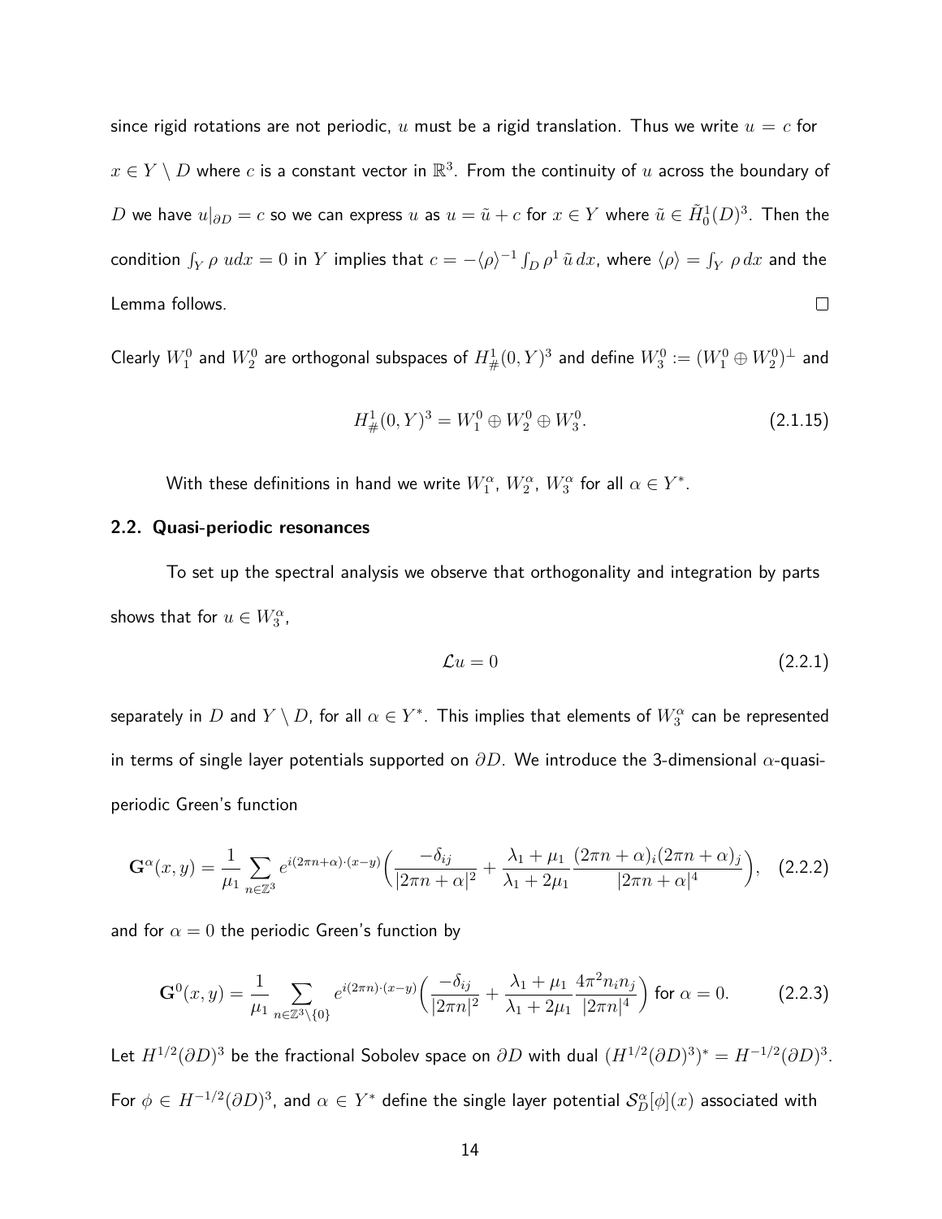since rigid rotations are not periodic, $u$ must be a rigid translation. Thus we write $u = c$ for $x \in Y \setminus D$ where $c$ is a constant vector in $\mathbb{R}^3$. From the continuity of $u$ across the boundary of $D$ we have $u|_{\partial D} = c$ so we can express $u$ as $u = \tilde{u} + c$ for $x \in Y$ where $\tilde{u} \in \tilde{H}^1_0(D)^3$. Then the condition $\int_Y \rho \; u dx = 0$ in $Y$ implies that $c = -\langle \rho \rangle^{-1} \int_D \rho^1 \, \tilde{u} \, dx$, where $\langle \rho \rangle = \int_Y \rho \, dx$ and the Lemma follows. $\square$

Clearly $W_1^0$ and $W_2^0$ are orthogonal subspaces of $H^1_{\#}(0, Y)^3$ and define $W_3^0 := (W_1^0 \oplus W_2^0)^{\perp}$ and

$$H^1_{\#}(0, Y)^3 = W_1^0 \oplus W_2^0 \oplus W_3^0. \tag{2.1.15}$$

With these definitions in hand we write $W_1^{\alpha}$, $W_2^{\alpha}$, $W_3^{\alpha}$ for all $\alpha \in Y^*$.

## 2.2. Quasi-periodic resonances

To set up the spectral analysis we observe that orthogonality and integration by parts shows that for $u \in W_3^{\alpha}$,

$$\mathcal{L}u = 0 \tag{2.2.1}$$

separately in $D$ and $Y \setminus D$, for all $\alpha \in Y^*$. This implies that elements of $W_3^{\alpha}$ can be represented in terms of single layer potentials supported on $\partial D$. We introduce the 3-dimensional $\alpha$-quasi-periodic Green's function

$$\mathbf{G}^{\alpha}(x, y) = \frac{1}{\mu_1} \sum_{n \in \mathbb{Z}^3} e^{i(2\pi n + \alpha)\cdot(x-y)} \Big( \frac{-\delta_{ij}}{|2\pi n + \alpha|^2} + \frac{\lambda_1 + \mu_1}{\lambda_1 + 2\mu_1} \frac{(2\pi n + \alpha)_i (2\pi n + \alpha)_j}{|2\pi n + \alpha|^4} \Big), \tag{2.2.2}$$

and for $\alpha = 0$ the periodic Green's function by

$$\mathbf{G}^{0}(x, y) = \frac{1}{\mu_1} \sum_{n \in \mathbb{Z}^3 \setminus \{0\}} e^{i(2\pi n)\cdot(x-y)} \Big( \frac{-\delta_{ij}}{|2\pi n|^2} + \frac{\lambda_1 + \mu_1}{\lambda_1 + 2\mu_1} \frac{4\pi^2 n_i n_j}{|2\pi n|^4} \Big) \text{ for } \alpha = 0. \tag{2.2.3}$$

Let $H^{1/2}(\partial D)^3$ be the fractional Sobolev space on $\partial D$ with dual $(H^{1/2}(\partial D)^3)^* = H^{-1/2}(\partial D)^3$. For $\phi \in H^{-1/2}(\partial D)^3$, and $\alpha \in Y^*$ define the single layer potential $\mathcal{S}_D^{\alpha}[\phi](x)$ associated with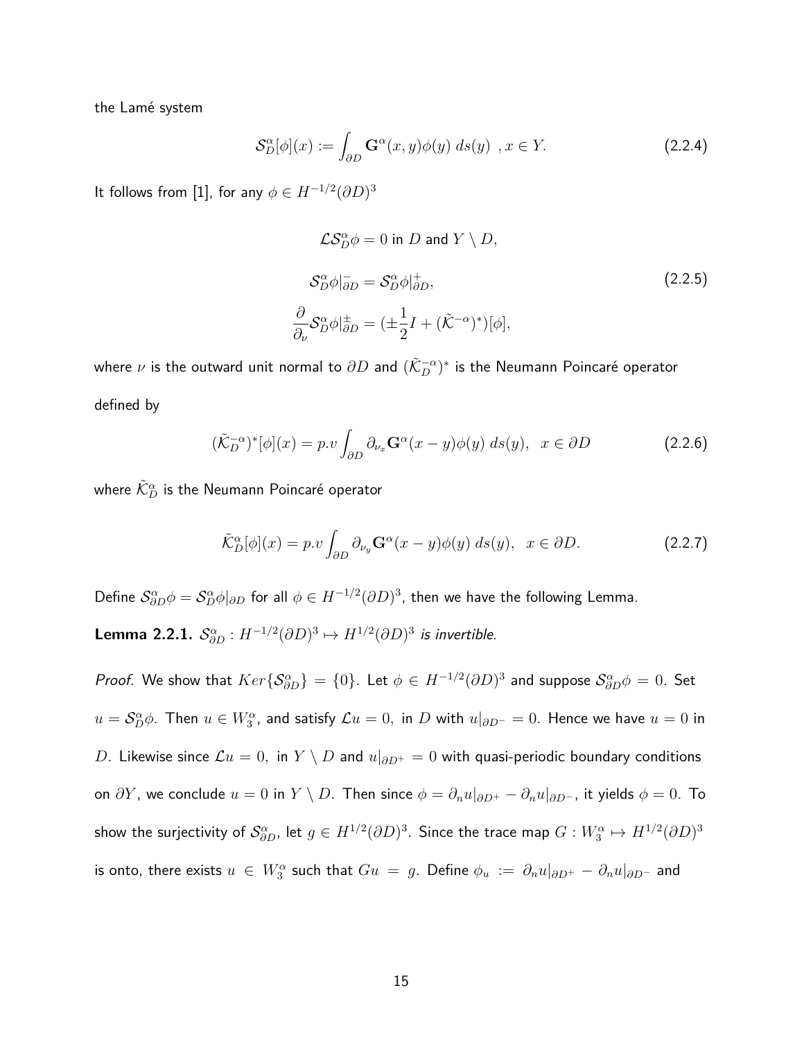the Lamé system

$$\mathcal{S}_D^\alpha[\phi](x) := \int_{\partial D} \mathbf{G}^\alpha(x,y)\phi(y)\, ds(y) \;\; , x \in Y. \tag{2.2.4}$$

It follows from [1], for any $\phi \in H^{-1/2}(\partial D)^3$

$$\begin{aligned}
&\mathcal{L}\mathcal{S}_D^\alpha \phi = 0 \text{ in } D \text{ and } Y \setminus D, \\
&\mathcal{S}_D^\alpha \phi|_{\partial D}^- = \mathcal{S}_D^\alpha \phi|_{\partial D}^+, \\
&\frac{\partial}{\partial_\nu} \mathcal{S}_D^\alpha \phi|_{\partial D}^\pm = (\pm \frac{1}{2} I + (\tilde{\mathcal{K}}^{-\alpha})^*)[\phi],
\end{aligned} \tag{2.2.5}$$

where $\nu$ is the outward unit normal to $\partial D$ and $(\tilde{\mathcal{K}}_D^{-\alpha})^*$ is the Neumann Poincaré operator defined by

$$(\tilde{\mathcal{K}}_D^{-\alpha})^*[\phi](x) = p.v \int_{\partial D} \partial_{\nu_x} \mathbf{G}^\alpha(x-y)\phi(y)\, ds(y), \;\; x \in \partial D \tag{2.2.6}$$

where $\tilde{\mathcal{K}}_D^\alpha$ is the Neumann Poincaré operator

$$\tilde{\mathcal{K}}_D^\alpha[\phi](x) = p.v \int_{\partial D} \partial_{\nu_y} \mathbf{G}^\alpha(x-y)\phi(y)\, ds(y), \;\; x \in \partial D. \tag{2.2.7}$$

Define $\mathcal{S}_{\partial D}^\alpha \phi = \mathcal{S}_D^\alpha \phi|_{\partial D}$ for all $\phi \in H^{-1/2}(\partial D)^3$, then we have the following Lemma.

**Lemma 2.2.1.** *$\mathcal{S}_{\partial D}^\alpha : H^{-1/2}(\partial D)^3 \mapsto H^{1/2}(\partial D)^3$ is invertible.*

*Proof.* We show that $Ker\{\mathcal{S}_{\partial D}^\alpha\} = \{0\}$. Let $\phi \in H^{-1/2}(\partial D)^3$ and suppose $\mathcal{S}_{\partial D}^\alpha \phi = 0$. Set $u = \mathcal{S}_D^\alpha \phi$. Then $u \in W_3^\alpha$, and satisfy $\mathcal{L}u = 0,$ in $D$ with $u|_{\partial D^-} = 0$. Hence we have $u = 0$ in $D$. Likewise since $\mathcal{L}u = 0,$ in $Y \setminus D$ and $u|_{\partial D^+} = 0$ with quasi-periodic boundary conditions on $\partial Y$, we conclude $u = 0$ in $Y \setminus D$. Then since $\phi = \partial_n u|_{\partial D^+} - \partial_n u|_{\partial D^-}$, it yields $\phi = 0$. To show the surjectivity of $\mathcal{S}_{\partial D}^\alpha$, let $g \in H^{1/2}(\partial D)^3$. Since the trace map $G : W_3^\alpha \mapsto H^{1/2}(\partial D)^3$ is onto, there exists $u \in W_3^\alpha$ such that $Gu = g$. Define $\phi_u := \partial_n u|_{\partial D^+} - \partial_n u|_{\partial D^-}$ and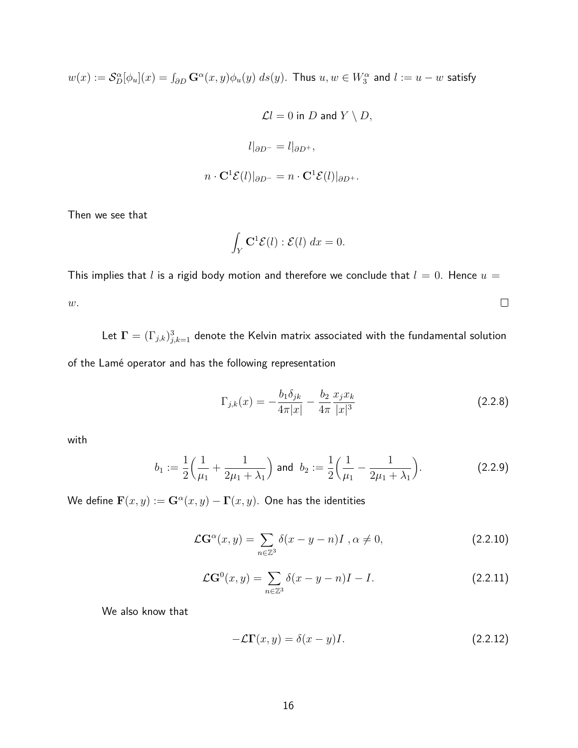$w(x) := \mathcal{S}_D^\alpha[\phi_u](x) = \int_{\partial D} \mathbf{G}^\alpha(x,y)\phi_u(y)\, ds(y)$. Thus $u, w \in W_3^\alpha$ and $l := u - w$ satisfy

$$\mathcal{L}l = 0 \text{ in } D \text{ and } Y \setminus D,$$

$$l|_{\partial D^-} = l|_{\partial D^+},$$

$$n \cdot \mathbf{C}^1\mathcal{E}(l)|_{\partial D^-} = n \cdot \mathbf{C}^1\mathcal{E}(l)|_{\partial D^+}.$$

Then we see that

$$\int_Y \mathbf{C}^1\mathcal{E}(l) : \mathcal{E}(l)\, dx = 0.$$

This implies that $l$ is a rigid body motion and therefore we conclude that $l = 0$. Hence $u = w$. $\square$

Let $\mathbf{\Gamma} = (\Gamma_{j,k})_{j,k=1}^3$ denote the Kelvin matrix associated with the fundamental solution of the Lamé operator and has the following representation

$$\Gamma_{j,k}(x) = -\frac{b_1\delta_{jk}}{4\pi|x|} - \frac{b_2}{4\pi}\frac{x_jx_k}{|x|^3} \tag{2.2.8}$$

with

$$b_1 := \frac{1}{2}\Big(\frac{1}{\mu_1} + \frac{1}{2\mu_1 + \lambda_1}\Big) \text{ and } b_2 := \frac{1}{2}\Big(\frac{1}{\mu_1} - \frac{1}{2\mu_1 + \lambda_1}\Big). \tag{2.2.9}$$

We define $\mathbf{F}(x,y) := \mathbf{G}^\alpha(x,y) - \mathbf{\Gamma}(x,y)$. One has the identities

$$\mathcal{L}\mathbf{G}^\alpha(x,y) = \sum_{n\in\mathbb{Z}^3} \delta(x-y-n)I \,, \alpha \neq 0, \tag{2.2.10}$$

$$\mathcal{L}\mathbf{G}^0(x,y) = \sum_{n\in\mathbb{Z}^3} \delta(x-y-n)I - I. \tag{2.2.11}$$

We also know that

$$-\mathcal{L}\mathbf{\Gamma}(x,y) = \delta(x-y)I. \tag{2.2.12}$$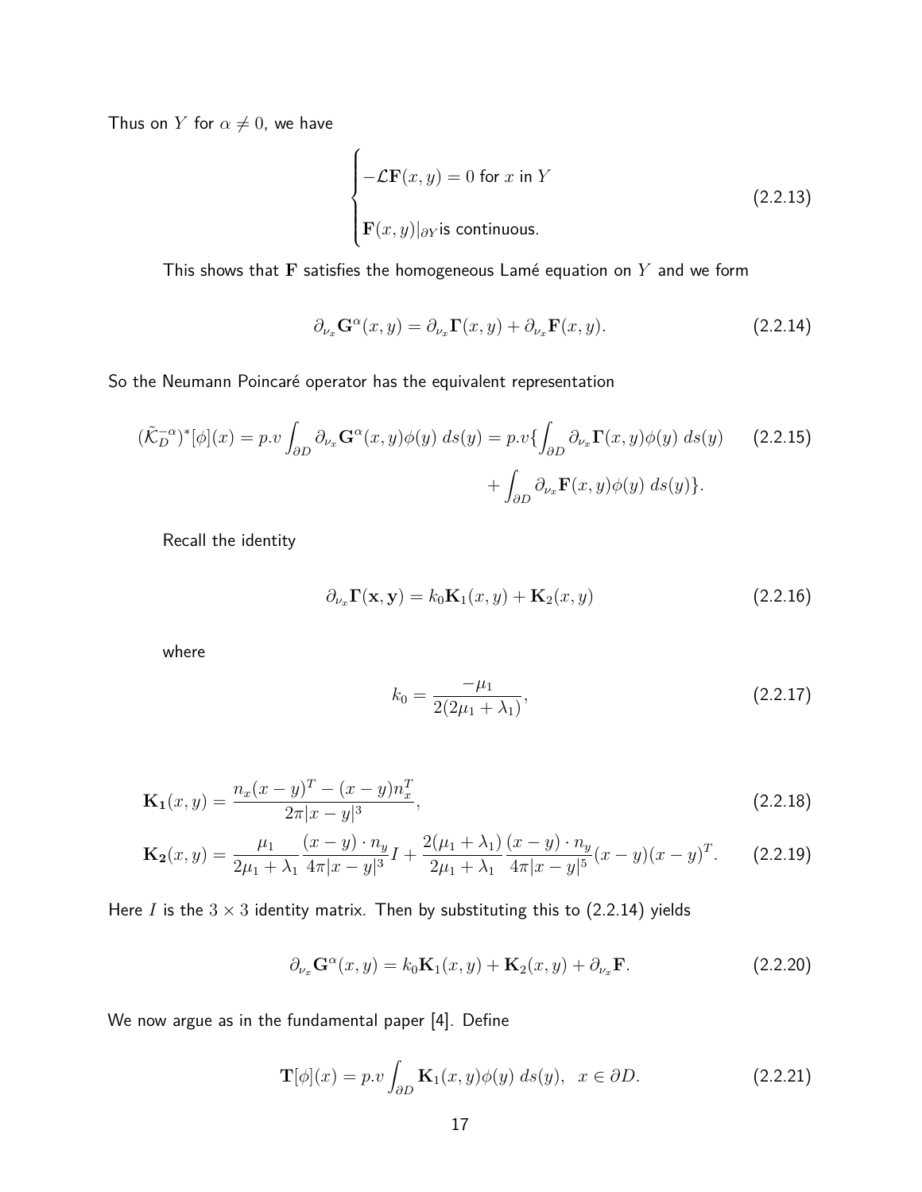Thus on $Y$ for $\alpha \neq 0$, we have

$$
\begin{cases}
-\mathcal{L}\mathbf{F}(x,y) = 0 \text{ for } x \text{ in } Y \\
\\
\mathbf{F}(x,y)|_{\partial Y} \text{is continuous.}
\end{cases}
\tag{2.2.13}
$$

This shows that $\mathbf{F}$ satisfies the homogeneous Lamé equation on $Y$ and we form

$$
\partial_{\nu_x}\mathbf{G}^{\alpha}(x,y) = \partial_{\nu_x}\mathbf{\Gamma}(x,y) + \partial_{\nu_x}\mathbf{F}(x,y). \tag{2.2.14}
$$

So the Neumann Poincaré operator has the equivalent representation

$$
\begin{aligned}
(\tilde{\mathcal{K}}_D^{-\alpha})^*[\phi](x) = p.v \int_{\partial D} \partial_{\nu_x}\mathbf{G}^{\alpha}(x,y)\phi(y)\, ds(y) = p.v\{\int_{\partial D} \partial_{\nu_x}\mathbf{\Gamma}(x,y)\phi(y)\, ds(y) \qquad (2.2.15)\\
+ \int_{\partial D} \partial_{\nu_x}\mathbf{F}(x,y)\phi(y)\, ds(y)\}.
\end{aligned}
$$

Recall the identity

$$
\partial_{\nu_x}\mathbf{\Gamma}(\mathbf{x},\mathbf{y}) = k_0\mathbf{K}_1(x,y) + \mathbf{K}_2(x,y) \tag{2.2.16}
$$

where

$$
k_0 = \frac{-\mu_1}{2(2\mu_1 + \lambda_1)}, \tag{2.2.17}
$$

$$
\mathbf{K_1}(x,y) = \frac{n_x(x-y)^T - (x-y)n_x^T}{2\pi|x-y|^3}, \tag{2.2.18}
$$

$$
\mathbf{K_2}(x,y) = \frac{\mu_1}{2\mu_1+\lambda_1}\frac{(x-y)\cdot n_y}{4\pi|x-y|^3}I + \frac{2(\mu_1+\lambda_1)}{2\mu_1+\lambda_1}\frac{(x-y)\cdot n_y}{4\pi|x-y|^5}(x-y)(x-y)^T. \tag{2.2.19}
$$

Here $I$ is the $3\times 3$ identity matrix. Then by substituting this to (2.2.14) yields

$$
\partial_{\nu_x}\mathbf{G}^{\alpha}(x,y) = k_0\mathbf{K}_1(x,y) + \mathbf{K}_2(x,y) + \partial_{\nu_x}\mathbf{F}. \tag{2.2.20}
$$

We now argue as in the fundamental paper [4]. Define

$$
\mathbf{T}[\phi](x) = p.v \int_{\partial D} \mathbf{K}_1(x,y)\phi(y)\, ds(y), \quad x \in \partial D. \tag{2.2.21}
$$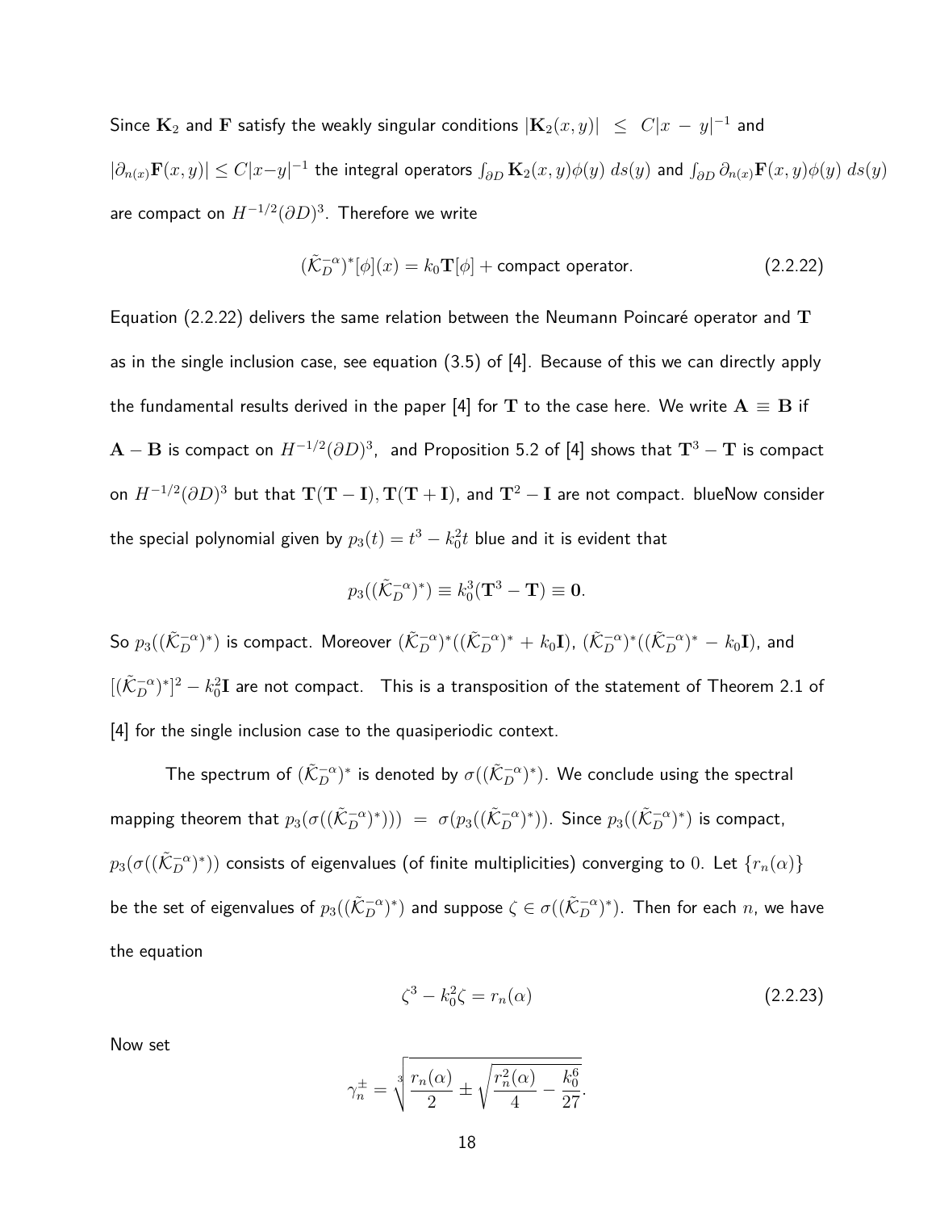Since $\mathbf{K}_2$ and $\mathbf{F}$ satisfy the weakly singular conditions $|\mathbf{K}_2(x,y)| \leq C|x-y|^{-1}$ and $|\partial_{n(x)}\mathbf{F}(x,y)| \leq C|x-y|^{-1}$ the integral operators $\int_{\partial D} \mathbf{K}_2(x,y)\phi(y)\, ds(y)$ and $\int_{\partial D} \partial_{n(x)}\mathbf{F}(x,y)\phi(y)\, ds(y)$ are compact on $H^{-1/2}(\partial D)^3$. Therefore we write

$$(\tilde{\mathcal{K}}_D^{-\alpha})^*[\phi](x) = k_0\mathbf{T}[\phi] + \text{compact operator}. \tag{2.2.22}$$

Equation (2.2.22) delivers the same relation between the Neumann Poincaré operator and $\mathbf{T}$ as in the single inclusion case, see equation (3.5) of [4]. Because of this we can directly apply the fundamental results derived in the paper [4] for $\mathbf{T}$ to the case here. We write $\mathbf{A} \equiv \mathbf{B}$ if $\mathbf{A} - \mathbf{B}$ is compact on $H^{-1/2}(\partial D)^3$, and Proposition 5.2 of [4] shows that $\mathbf{T}^3 - \mathbf{T}$ is compact on $H^{-1/2}(\partial D)^3$ but that $\mathbf{T}(\mathbf{T}-\mathbf{I}), \mathbf{T}(\mathbf{T}+\mathbf{I})$, and $\mathbf{T}^2 - \mathbf{I}$ are not compact. blueNow consider the special polynomial given by $p_3(t) = t^3 - k_0^2 t$ blue and it is evident that

$$p_3((\tilde{\mathcal{K}}_D^{-\alpha})^*) \equiv k_0^3(\mathbf{T}^3 - \mathbf{T}) \equiv \mathbf{0}.$$

So $p_3((\tilde{\mathcal{K}}_D^{-\alpha})^*)$ is compact. Moreover $(\tilde{\mathcal{K}}_D^{-\alpha})^*((\tilde{\mathcal{K}}_D^{-\alpha})^* + k_0\mathbf{I})$, $(\tilde{\mathcal{K}}_D^{-\alpha})^*((\tilde{\mathcal{K}}_D^{-\alpha})^* - k_0\mathbf{I})$, and $[(\tilde{\mathcal{K}}_D^{-\alpha})^*]^2 - k_0^2\mathbf{I}$ are not compact. This is a transposition of the statement of Theorem 2.1 of [4] for the single inclusion case to the quasiperiodic context.

The spectrum of $(\tilde{\mathcal{K}}_D^{-\alpha})^*$ is denoted by $\sigma((\tilde{\mathcal{K}}_D^{-\alpha})^*)$. We conclude using the spectral mapping theorem that $p_3(\sigma((\tilde{\mathcal{K}}_D^{-\alpha})^*)) = \sigma(p_3((\tilde{\mathcal{K}}_D^{-\alpha})^*))$. Since $p_3((\tilde{\mathcal{K}}_D^{-\alpha})^*)$ is compact, $p_3(\sigma((\tilde{\mathcal{K}}_D^{-\alpha})^*))$ consists of eigenvalues (of finite multiplicities) converging to $0$. Let $\{r_n(\alpha)\}$ be the set of eigenvalues of $p_3((\tilde{\mathcal{K}}_D^{-\alpha})^*)$ and suppose $\zeta \in \sigma((\tilde{\mathcal{K}}_D^{-\alpha})^*)$. Then for each $n$, we have the equation

$$\zeta^3 - k_0^2\zeta = r_n(\alpha) \tag{2.2.23}$$

Now set

$$\gamma_n^{\pm} = \sqrt[3]{\frac{r_n(\alpha)}{2} \pm \sqrt{\frac{r_n^2(\alpha)}{4} - \frac{k_0^6}{27}}}.$$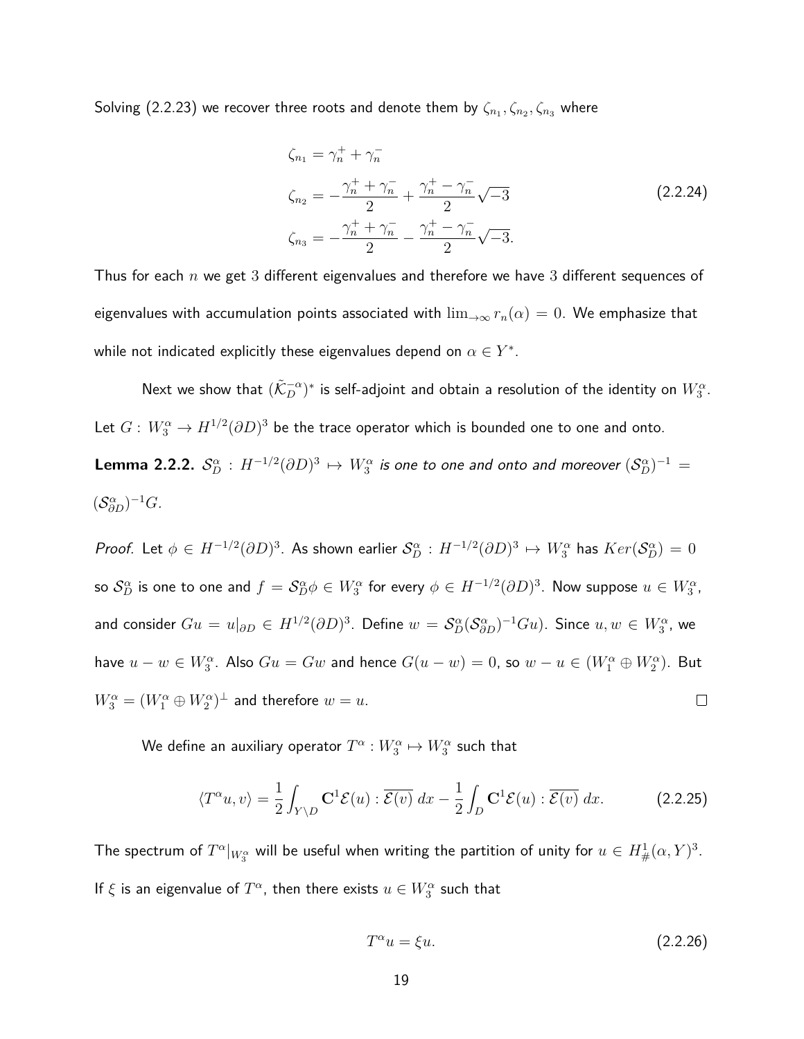Solving (2.2.23) we recover three roots and denote them by $\zeta_{n_1}, \zeta_{n_2}, \zeta_{n_3}$ where

$$
\begin{aligned}
\zeta_{n_1} &= \gamma_n^+ + \gamma_n^- \\
\zeta_{n_2} &= -\frac{\gamma_n^+ + \gamma_n^-}{2} + \frac{\gamma_n^+ - \gamma_n^-}{2}\sqrt{-3} \\
\zeta_{n_3} &= -\frac{\gamma_n^+ + \gamma_n^-}{2} - \frac{\gamma_n^+ - \gamma_n^-}{2}\sqrt{-3}.
\end{aligned}
\tag{2.2.24}
$$

Thus for each $n$ we get $3$ different eigenvalues and therefore we have $3$ different sequences of eigenvalues with accumulation points associated with $\lim_{\to\infty} r_n(\alpha) = 0$. We emphasize that while not indicated explicitly these eigenvalues depend on $\alpha \in Y^*$.

Next we show that $(\tilde{\mathcal{K}}_D^{-\alpha})^*$ is self-adjoint and obtain a resolution of the identity on $W_3^\alpha$. Let $G : W_3^\alpha \to H^{1/2}(\partial D)^3$ be the trace operator which is bounded one to one and onto.

**Lemma 2.2.2.** *$\mathcal{S}_D^\alpha : H^{-1/2}(\partial D)^3 \mapsto W_3^\alpha$ is one to one and onto and moreover $(\mathcal{S}_D^\alpha)^{-1} = (\mathcal{S}_{\partial D}^\alpha)^{-1}G$.*

*Proof.* Let $\phi \in H^{-1/2}(\partial D)^3$. As shown earlier $\mathcal{S}_D^\alpha : H^{-1/2}(\partial D)^3 \mapsto W_3^\alpha$ has $Ker(\mathcal{S}_D^\alpha) = 0$ so $\mathcal{S}_D^\alpha$ is one to one and $f = \mathcal{S}_D^\alpha \phi \in W_3^\alpha$ for every $\phi \in H^{-1/2}(\partial D)^3$. Now suppose $u \in W_3^\alpha$, and consider $Gu = u|_{\partial D} \in H^{1/2}(\partial D)^3$. Define $w = \mathcal{S}_D^\alpha(\mathcal{S}_{\partial D}^\alpha)^{-1}Gu)$. Since $u, w \in W_3^\alpha$, we have $u - w \in W_3^\alpha$. Also $Gu = Gw$ and hence $G(u - w) = 0$, so $w - u \in (W_1^\alpha \oplus W_2^\alpha)$. But $W_3^\alpha = (W_1^\alpha \oplus W_2^\alpha)^\perp$ and therefore $w = u$. $\square$

We define an auxiliary operator $T^\alpha : W_3^\alpha \mapsto W_3^\alpha$ such that

$$
\langle T^\alpha u, v\rangle = \frac{1}{2}\int_{Y\setminus D} \mathbf{C}^1\mathcal{E}(u) : \overline{\mathcal{E}(v)}\, dx - \frac{1}{2}\int_D \mathbf{C}^1\mathcal{E}(u) : \overline{\mathcal{E}(v)}\, dx. \tag{2.2.25}
$$

The spectrum of $T^\alpha|_{W_3^\alpha}$ will be useful when writing the partition of unity for $u \in H^1_\#(\alpha, Y)^3$. If $\xi$ is an eigenvalue of $T^\alpha$, then there exists $u \in W_3^\alpha$ such that

$$
T^\alpha u = \xi u. \tag{2.2.26}
$$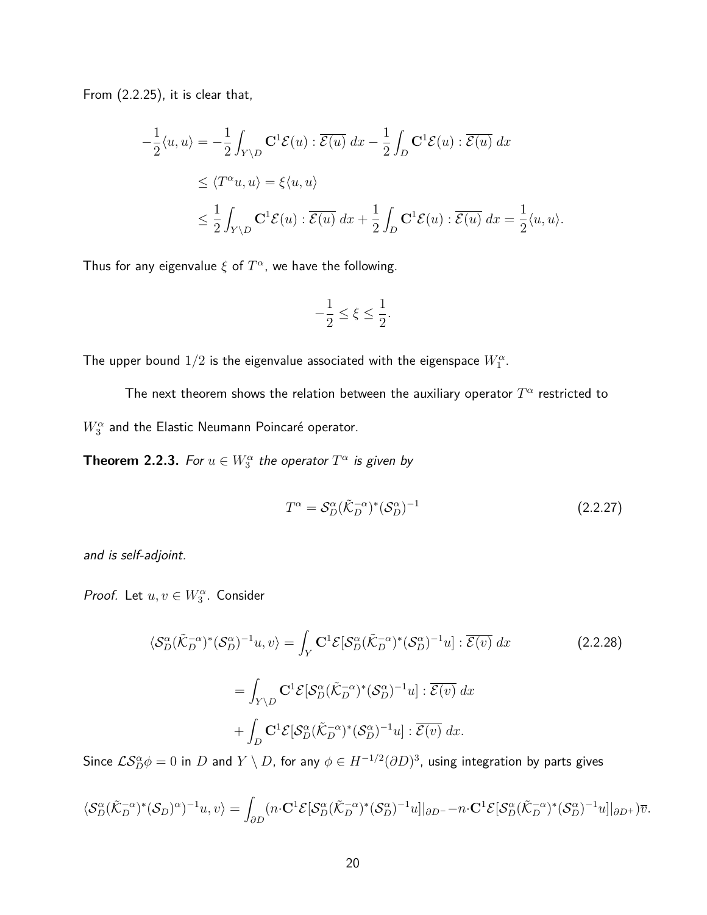From (2.2.25), it is clear that,

$$
\begin{aligned}
-\frac{1}{2}\langle u, u\rangle &= -\frac{1}{2}\int_{Y\setminus D} \mathbf{C}^1\mathcal{E}(u) : \overline{\mathcal{E}(u)}\; dx - \frac{1}{2}\int_{D} \mathbf{C}^1\mathcal{E}(u) : \overline{\mathcal{E}(u)}\; dx \\
&\leq \langle T^\alpha u, u\rangle = \xi\langle u, u\rangle \\
&\leq \frac{1}{2}\int_{Y\setminus D} \mathbf{C}^1\mathcal{E}(u) : \overline{\mathcal{E}(u)}\; dx + \frac{1}{2}\int_{D} \mathbf{C}^1\mathcal{E}(u) : \overline{\mathcal{E}(u)}\; dx = \frac{1}{2}\langle u, u\rangle.
\end{aligned}
$$

Thus for any eigenvalue $\xi$ of $T^\alpha$, we have the following.

$$
-\frac{1}{2} \leq \xi \leq \frac{1}{2}.
$$

The upper bound $1/2$ is the eigenvalue associated with the eigenspace $W_1^\alpha$.

The next theorem shows the relation between the auxiliary operator $T^\alpha$ restricted to $W_3^\alpha$ and the Elastic Neumann Poincaré operator.

**Theorem 2.2.3.** *For $u \in W_3^\alpha$ the operator $T^\alpha$ is given by*

$$
T^\alpha = \mathcal{S}_D^\alpha(\tilde{\mathcal{K}}_D^{-\alpha})^*(\mathcal{S}_D^\alpha)^{-1} \tag{2.2.27}
$$

*and is self-adjoint.*

*Proof.* Let $u, v \in W_3^\alpha$. Consider

$$
\begin{aligned}
\langle \mathcal{S}_D^\alpha(\tilde{\mathcal{K}}_D^{-\alpha})^*(\mathcal{S}_D^\alpha)^{-1}u, v\rangle &= \int_{Y} \mathbf{C}^1\mathcal{E}[\mathcal{S}_D^\alpha(\tilde{\mathcal{K}}_D^{-\alpha})^*(\mathcal{S}_D^\alpha)^{-1}u] : \overline{\mathcal{E}(v)}\; dx \\
&= \int_{Y\setminus D} \mathbf{C}^1\mathcal{E}[\mathcal{S}_D^\alpha(\tilde{\mathcal{K}}_D^{-\alpha})^*(\mathcal{S}_D^\alpha)^{-1}u] : \overline{\mathcal{E}(v)}\; dx \\
&\quad + \int_{D} \mathbf{C}^1\mathcal{E}[\mathcal{S}_D^\alpha(\tilde{\mathcal{K}}_D^{-\alpha})^*(\mathcal{S}_D^\alpha)^{-1}u] : \overline{\mathcal{E}(v)}\; dx.
\end{aligned} \tag{2.2.28}
$$

Since $\mathcal{L}\mathcal{S}_D^\alpha\phi = 0$ in $D$ and $Y\setminus D$, for any $\phi \in H^{-1/2}(\partial D)^3$, using integration by parts gives

$$
\langle \mathcal{S}_D^\alpha(\tilde{\mathcal{K}}_D^{-\alpha})^*(\mathcal{S}_D)^\alpha)^{-1}u, v\rangle = \int_{\partial D} (n\cdot \mathbf{C}^1\mathcal{E}[\mathcal{S}_D^\alpha(\tilde{\mathcal{K}}_D^{-\alpha})^*(\mathcal{S}_D^\alpha)^{-1}u]|_{\partial D^-} - n\cdot \mathbf{C}^1\mathcal{E}[\mathcal{S}_D^\alpha(\tilde{\mathcal{K}}_D^{-\alpha})^*(\mathcal{S}_D^\alpha)^{-1}u]|_{\partial D^+})\overline{v}.
$$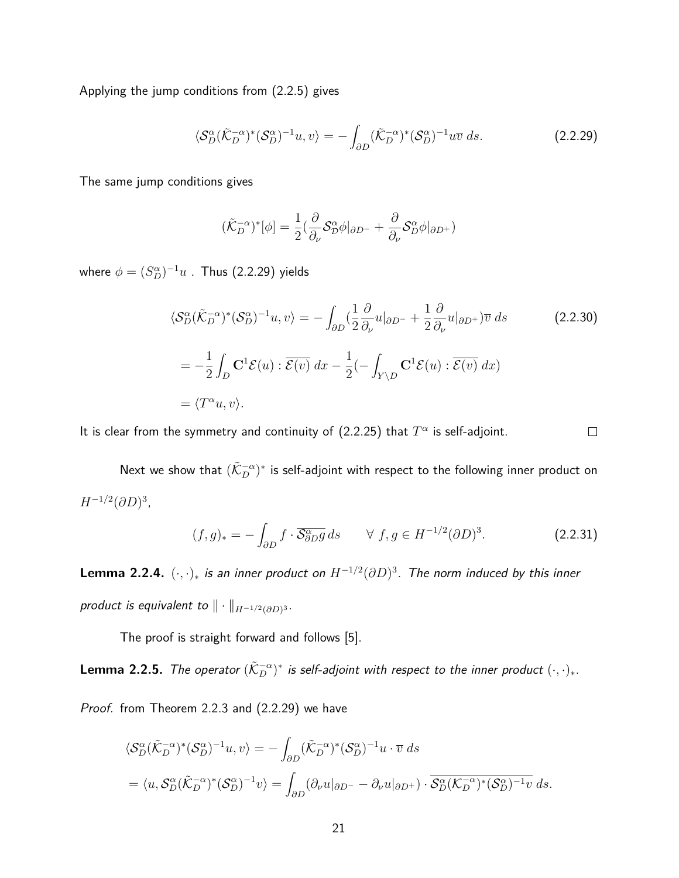Applying the jump conditions from (2.2.5) gives

$$\langle \mathcal{S}_D^{\alpha}(\tilde{\mathcal{K}}_D^{-\alpha})^*(\mathcal{S}_D^{\alpha})^{-1}u, v\rangle = -\int_{\partial D}(\tilde{\mathcal{K}}_D^{-\alpha})^*(\mathcal{S}_D^{\alpha})^{-1}u\overline{v}\; ds. \tag{2.2.29}$$

The same jump conditions gives

$$(\tilde{\mathcal{K}}_D^{-\alpha})^*[\phi] = \frac{1}{2}(\frac{\partial}{\partial_\nu}\mathcal{S}_D^{\alpha}\phi|_{\partial D^-} + \frac{\partial}{\partial_\nu}\mathcal{S}_D^{\alpha}\phi|_{\partial D^+})$$

where $\phi = (S_D^{\alpha})^{-1}u$ . Thus (2.2.29) yields

$$\langle \mathcal{S}_D^{\alpha}(\tilde{\mathcal{K}}_D^{-\alpha})^*(\mathcal{S}_D^{\alpha})^{-1}u, v\rangle = -\int_{\partial D}(\frac{1}{2}\frac{\partial}{\partial_\nu}u|_{\partial D^-} + \frac{1}{2}\frac{\partial}{\partial_\nu}u|_{\partial D^+})\overline{v}\; ds \tag{2.2.30}$$

$$= -\frac{1}{2}\int_D \mathbf{C}^1\mathcal{E}(u) : \overline{\mathcal{E}(v)}\; dx - \frac{1}{2}(-\int_{Y\setminus D}\mathbf{C}^1\mathcal{E}(u) : \overline{\mathcal{E}(v)}\; dx)$$

$$= \langle T^{\alpha}u, v\rangle.$$

It is clear from the symmetry and continuity of (2.2.25) that $T^{\alpha}$ is self-adjoint. $\square$

Next we show that $(\tilde{\mathcal{K}}_D^{-\alpha})^*$ is self-adjoint with respect to the following inner product on $H^{-1/2}(\partial D)^3$,

$$(f, g)_* = -\int_{\partial D} f \cdot \overline{\mathcal{S}_{\partial D}^{\alpha} g}\; ds \qquad \forall\; f, g \in H^{-1/2}(\partial D)^3. \tag{2.2.31}$$

**Lemma 2.2.4.** *$(\cdot,\cdot)_*$ is an inner product on $H^{-1/2}(\partial D)^3$. The norm induced by this inner product is equivalent to $\|\cdot\|_{H^{-1/2}(\partial D)^3}$.*

The proof is straight forward and follows [5].

**Lemma 2.2.5.** *The operator $(\tilde{\mathcal{K}}_D^{-\alpha})^*$ is self-adjoint with respect to the inner product $(\cdot,\cdot)_*$.*

*Proof.* from Theorem 2.2.3 and (2.2.29) we have

$$\langle \mathcal{S}_D^{\alpha}(\tilde{\mathcal{K}}_D^{-\alpha})^*(\mathcal{S}_D^{\alpha})^{-1}u, v\rangle = -\int_{\partial D}(\tilde{\mathcal{K}}_D^{-\alpha})^*(\mathcal{S}_D^{\alpha})^{-1}u \cdot \overline{v}\; ds$$

$$= \langle u, \mathcal{S}_D^{\alpha}(\tilde{\mathcal{K}}_D^{-\alpha})^*(\mathcal{S}_D^{\alpha})^{-1}v\rangle = \int_{\partial D}(\partial_\nu u|_{\partial D^-} - \partial_\nu u|_{\partial D^+}) \cdot \overline{\mathcal{S}_D^{\alpha}(\mathcal{K}_D^{-\alpha})^*(\mathcal{S}_D^{\alpha})^{-1}v}\; ds.$$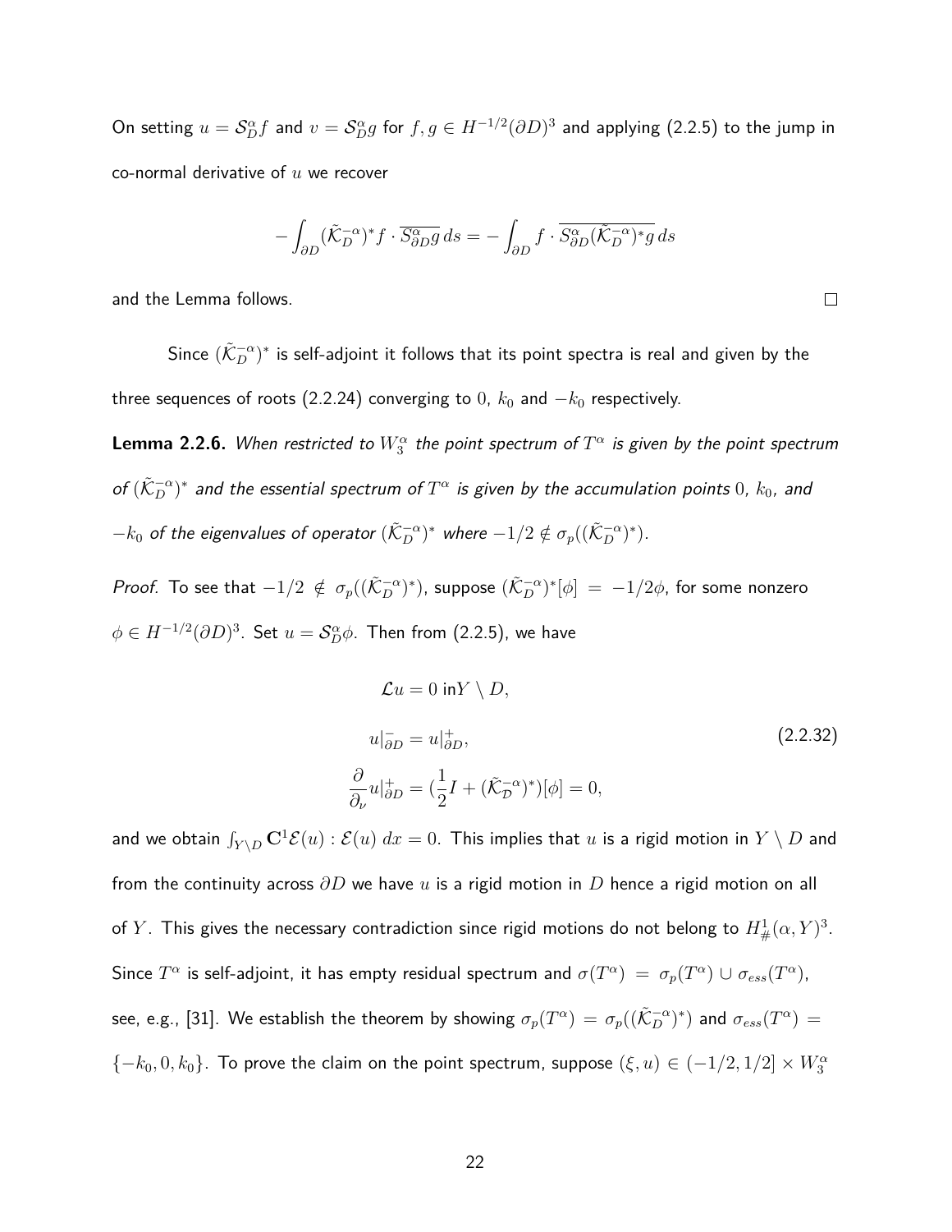On setting $u = \mathcal{S}_D^\alpha f$ and $v = \mathcal{S}_D^\alpha g$ for $f, g \in H^{-1/2}(\partial D)^3$ and applying (2.2.5) to the jump in co-normal derivative of $u$ we recover

$$-\int_{\partial D} (\tilde{\mathcal{K}}_D^{-\alpha})^* f \cdot \overline{S_{\partial D}^\alpha g}\, ds = -\int_{\partial D} f \cdot \overline{S_{\partial D}^\alpha (\tilde{\mathcal{K}}_D^{-\alpha})^* g}\, ds$$

and the Lemma follows. $\square$

Since $(\tilde{\mathcal{K}}_D^{-\alpha})^*$ is self-adjoint it follows that its point spectra is real and given by the three sequences of roots (2.2.24) converging to $0$, $k_0$ and $-k_0$ respectively.

**Lemma 2.2.6.** *When restricted to $W_3^\alpha$ the point spectrum of $T^\alpha$ is given by the point spectrum of $(\tilde{\mathcal{K}}_D^{-\alpha})^*$ and the essential spectrum of $T^\alpha$ is given by the accumulation points $0$, $k_0$, and $-k_0$ of the eigenvalues of operator $(\tilde{\mathcal{K}}_D^{-\alpha})^*$ where $-1/2 \notin \sigma_p((\tilde{\mathcal{K}}_D^{-\alpha})^*)$.*

*Proof.* To see that $-1/2 \notin \sigma_p((\tilde{\mathcal{K}}_D^{-\alpha})^*)$, suppose $(\tilde{\mathcal{K}}_D^{-\alpha})^*[\phi] = -1/2\phi$, for some nonzero $\phi \in H^{-1/2}(\partial D)^3$. Set $u = \mathcal{S}_D^\alpha \phi$. Then from (2.2.5), we have

$$\begin{aligned}
&\mathcal{L}u = 0 \text{ in} Y \setminus D, \\
&u|_{\partial D}^- = u|_{\partial D}^+, \\
&\frac{\partial}{\partial_\nu} u|_{\partial D}^+ = (\frac{1}{2}I + (\tilde{\mathcal{K}}_{\mathcal{D}}^{-\alpha})^*)[\phi] = 0,
\end{aligned} \tag{2.2.32}$$

and we obtain $\int_{Y\setminus D} \mathbf{C}^1 \mathcal{E}(u) : \mathcal{E}(u)\, dx = 0$. This implies that $u$ is a rigid motion in $Y \setminus D$ and from the continuity across $\partial D$ we have $u$ is a rigid motion in $D$ hence a rigid motion on all of $Y$. This gives the necessary contradiction since rigid motions do not belong to $H^1_\#(\alpha, Y)^3$. Since $T^\alpha$ is self-adjoint, it has empty residual spectrum and $\sigma(T^\alpha) = \sigma_p(T^\alpha) \cup \sigma_{ess}(T^\alpha)$, see, e.g., [31]. We establish the theorem by showing $\sigma_p(T^\alpha) = \sigma_p((\tilde{\mathcal{K}}_D^{-\alpha})^*)$ and $\sigma_{ess}(T^\alpha) = \{-k_0, 0, k_0\}$. To prove the claim on the point spectrum, suppose $(\xi, u) \in (-1/2, 1/2] \times W_3^\alpha$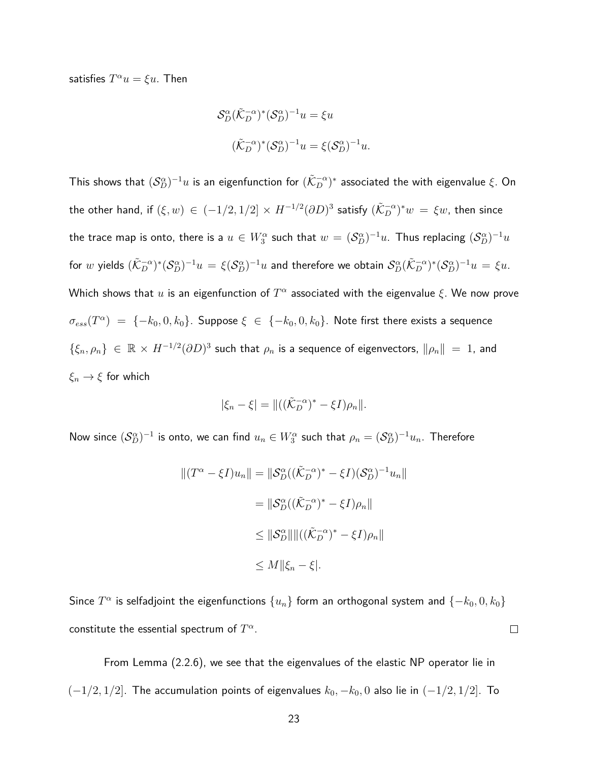satisfies $T^\alpha u = \xi u$. Then

$$\mathcal{S}_D^\alpha (\tilde{\mathcal{K}}_D^{-\alpha})^* (\mathcal{S}_D^\alpha)^{-1} u = \xi u$$

$$(\tilde{\mathcal{K}}_D^{-\alpha})^* (\mathcal{S}_D^\alpha)^{-1} u = \xi (\mathcal{S}_D^\alpha)^{-1} u.$$

This shows that $(\mathcal{S}_D^\alpha)^{-1} u$ is an eigenfunction for $(\tilde{\mathcal{K}}_D^{-\alpha})^*$ associated the with eigenvalue $\xi$. On the other hand, if $(\xi, w) \in (-1/2, 1/2] \times H^{-1/2}(\partial D)^3$ satisfy $(\tilde{\mathcal{K}}_D^{-\alpha})^* w = \xi w$, then since the trace map is onto, there is a $u \in W_3^\alpha$ such that $w = (\mathcal{S}_D^\alpha)^{-1} u$. Thus replacing $(\mathcal{S}_D^\alpha)^{-1} u$ for $w$ yields $(\tilde{\mathcal{K}}_D^{-\alpha})^* (\mathcal{S}_D^\alpha)^{-1} u = \xi (\mathcal{S}_D^\alpha)^{-1} u$ and therefore we obtain $\mathcal{S}_D^\alpha (\tilde{\mathcal{K}}_D^{-\alpha})^* (\mathcal{S}_D^\alpha)^{-1} u = \xi u$. Which shows that $u$ is an eigenfunction of $T^\alpha$ associated with the eigenvalue $\xi$. We now prove $\sigma_{ess}(T^\alpha) = \{-k_0, 0, k_0\}$. Suppose $\xi \in \{-k_0, 0, k_0\}$. Note first there exists a sequence $\{\xi_n, \rho_n\} \in \mathbb{R} \times H^{-1/2}(\partial D)^3$ such that $\rho_n$ is a sequence of eigenvectors, $\|\rho_n\| = 1$, and $\xi_n \to \xi$ for which

$$|\xi_n - \xi| = \|((\tilde{\mathcal{K}}_D^{-\alpha})^* - \xi I)\rho_n\|.$$

Now since $(\mathcal{S}_D^\alpha)^{-1}$ is onto, we can find $u_n \in W_3^\alpha$ such that $\rho_n = (\mathcal{S}_D^\alpha)^{-1} u_n$. Therefore

$$\begin{aligned}
\|(T^\alpha - \xi I) u_n\| &= \|\mathcal{S}_D^\alpha ((\tilde{\mathcal{K}}_D^{-\alpha})^* - \xi I)(\mathcal{S}_D^\alpha)^{-1} u_n\| \\
&= \|\mathcal{S}_D^\alpha ((\tilde{\mathcal{K}}_D^{-\alpha})^* - \xi I)\rho_n\| \\
&\leq \|\mathcal{S}_D^\alpha\| \|((\tilde{\mathcal{K}}_D^{-\alpha})^* - \xi I)\rho_n\| \\
&\leq M \| \xi_n - \xi|.
\end{aligned}$$

Since $T^\alpha$ is selfadjoint the eigenfunctions $\{u_n\}$ form an orthogonal system and $\{-k_0, 0, k_0\}$ constitute the essential spectrum of $T^\alpha$. $\square$

From Lemma (2.2.6), we see that the eigenvalues of the elastic NP operator lie in $(-1/2, 1/2]$. The accumulation points of eigenvalues $k_0, -k_0, 0$ also lie in $(-1/2, 1/2]$. To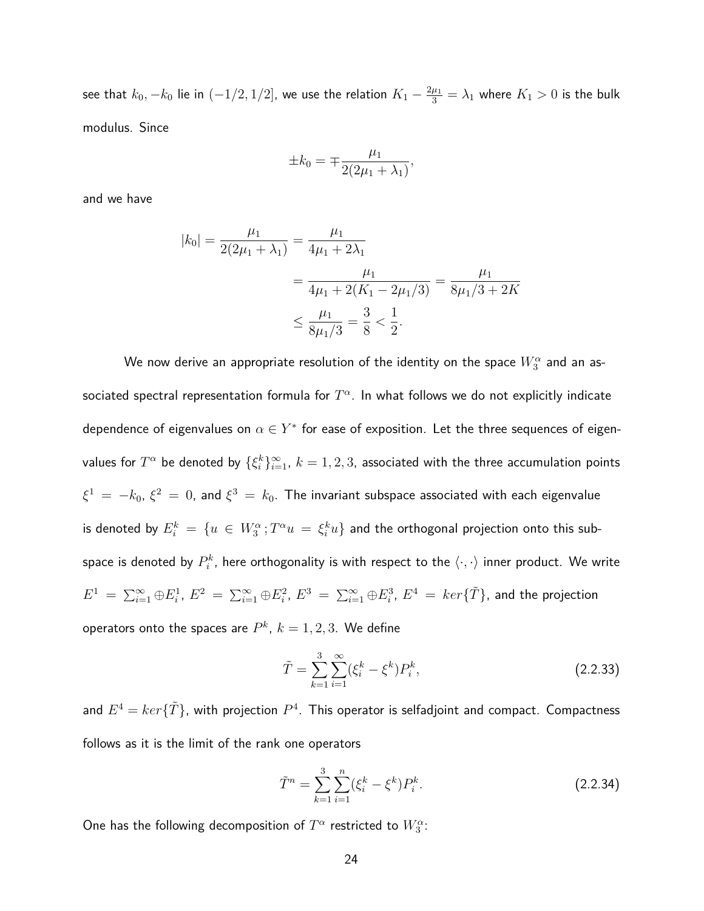see that $k_0, -k_0$ lie in $(-1/2, 1/2]$, we use the relation $K_1 - \frac{2\mu_1}{3} = \lambda_1$ where $K_1 > 0$ is the bulk modulus. Since

$$\pm k_0 = \mp \frac{\mu_1}{2(2\mu_1 + \lambda_1)},$$

and we have

$$\begin{aligned}
|k_0| = \frac{\mu_1}{2(2\mu_1 + \lambda_1)} &= \frac{\mu_1}{4\mu_1 + 2\lambda_1} \\
&= \frac{\mu_1}{4\mu_1 + 2(K_1 - 2\mu_1/3)} = \frac{\mu_1}{8\mu_1/3 + 2K} \\
&\leq \frac{\mu_1}{8\mu_1/3} = \frac{3}{8} < \frac{1}{2}.
\end{aligned}$$

We now derive an appropriate resolution of the identity on the space $W_3^\alpha$ and an associated spectral representation formula for $T^\alpha$. In what follows we do not explicitly indicate dependence of eigenvalues on $\alpha \in Y^*$ for ease of exposition. Let the three sequences of eigenvalues for $T^\alpha$ be denoted by $\{\xi_i^k\}_{i=1}^\infty$, $k = 1, 2, 3$, associated with the three accumulation points $\xi^1 = -k_0$, $\xi^2 = 0$, and $\xi^3 = k_0$. The invariant subspace associated with each eigenvalue is denoted by $E_i^k = \{u \in W_3^\alpha; T^\alpha u = \xi_i^k u\}$ and the orthogonal projection onto this subspace is denoted by $P_i^k$, here orthogonality is with respect to the $\langle \cdot, \cdot \rangle$ inner product. We write $E^1 = \sum_{i=1}^\infty \oplus E_i^1$, $E^2 = \sum_{i=1}^\infty \oplus E_i^2$, $E^3 = \sum_{i=1}^\infty \oplus E_i^3$, $E^4 = ker\{\tilde{T}\}$, and the projection operators onto the spaces are $P^k$, $k = 1, 2, 3$. We define

$$\tilde{T} = \sum_{k=1}^{3} \sum_{i=1}^{\infty} (\xi_i^k - \xi^k) P_i^k, \tag{2.2.33}$$

and $E^4 = ker\{\tilde{T}\}$, with projection $P^4$. This operator is selfadjoint and compact. Compactness follows as it is the limit of the rank one operators

$$\tilde{T}^n = \sum_{k=1}^{3} \sum_{i=1}^{n} (\xi_i^k - \xi^k) P_i^k. \tag{2.2.34}$$

One has the following decomposition of $T^\alpha$ restricted to $W_3^\alpha$: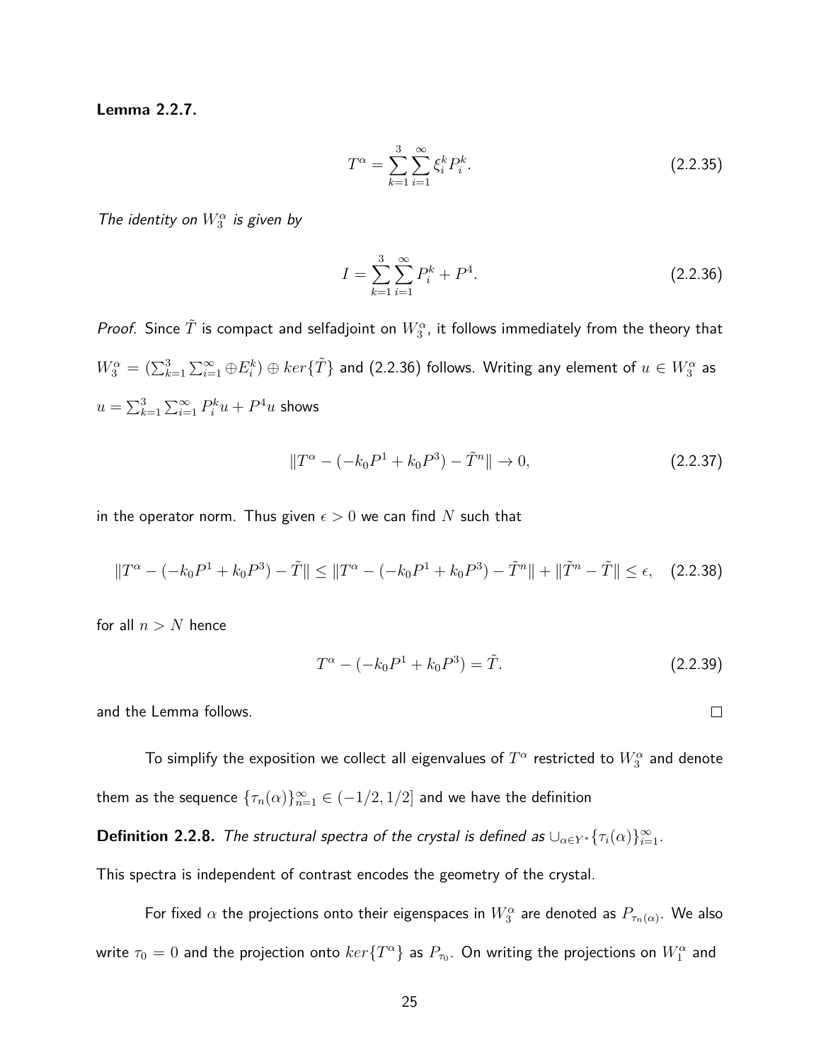**Lemma 2.2.7.**

$$T^{\alpha} = \sum_{k=1}^{3} \sum_{i=1}^{\infty} \xi_i^k P_i^k. \tag{2.2.35}$$

*The identity on $W_3^{\alpha}$ is given by*

$$I = \sum_{k=1}^{3} \sum_{i=1}^{\infty} P_i^k + P^4. \tag{2.2.36}$$

*Proof.* Since $\tilde{T}$ is compact and selfadjoint on $W_3^{\alpha}$, it follows immediately from the theory that $W_3^{\alpha} = (\sum_{k=1}^{3} \sum_{i=1}^{\infty} \oplus E_i^k) \oplus ker\{\tilde{T}\}$ and (2.2.36) follows. Writing any element of $u \in W_3^{\alpha}$ as $u = \sum_{k=1}^{3} \sum_{i=1}^{\infty} P_i^k u + P^4 u$ shows

$$\|T^{\alpha} - (-k_0 P^1 + k_0 P^3) - \tilde{T}^n\| \to 0, \tag{2.2.37}$$

in the operator norm. Thus given $\epsilon > 0$ we can find $N$ such that

$$\|T^{\alpha} - (-k_0 P^1 + k_0 P^3) - \tilde{T}\| \leq \|T^{\alpha} - (-k_0 P^1 + k_0 P^3) - \tilde{T}^n\| + \|\tilde{T}^n - \tilde{T}\| \leq \epsilon, \tag{2.2.38}$$

for all $n > N$ hence

$$T^{\alpha} - (-k_0 P^1 + k_0 P^3) = \tilde{T}. \tag{2.2.39}$$

and the Lemma follows. $\square$

To simplify the exposition we collect all eigenvalues of $T^{\alpha}$ restricted to $W_3^{\alpha}$ and denote them as the sequence $\{\tau_n(\alpha)\}_{n=1}^{\infty} \in (-1/2, 1/2]$ and we have the definition

**Definition 2.2.8.** *The structural spectra of the crystal is defined as $\cup_{\alpha \in Y^*} \{\tau_i(\alpha)\}_{i=1}^{\infty}$.*

This spectra is independent of contrast encodes the geometry of the crystal.

For fixed $\alpha$ the projections onto their eigenspaces in $W_3^{\alpha}$ are denoted as $P_{\tau_n(\alpha)}$. We also write $\tau_0 = 0$ and the projection onto $ker\{T^{\alpha}\}$ as $P_{\tau_0}$. On writing the projections on $W_1^{\alpha}$ and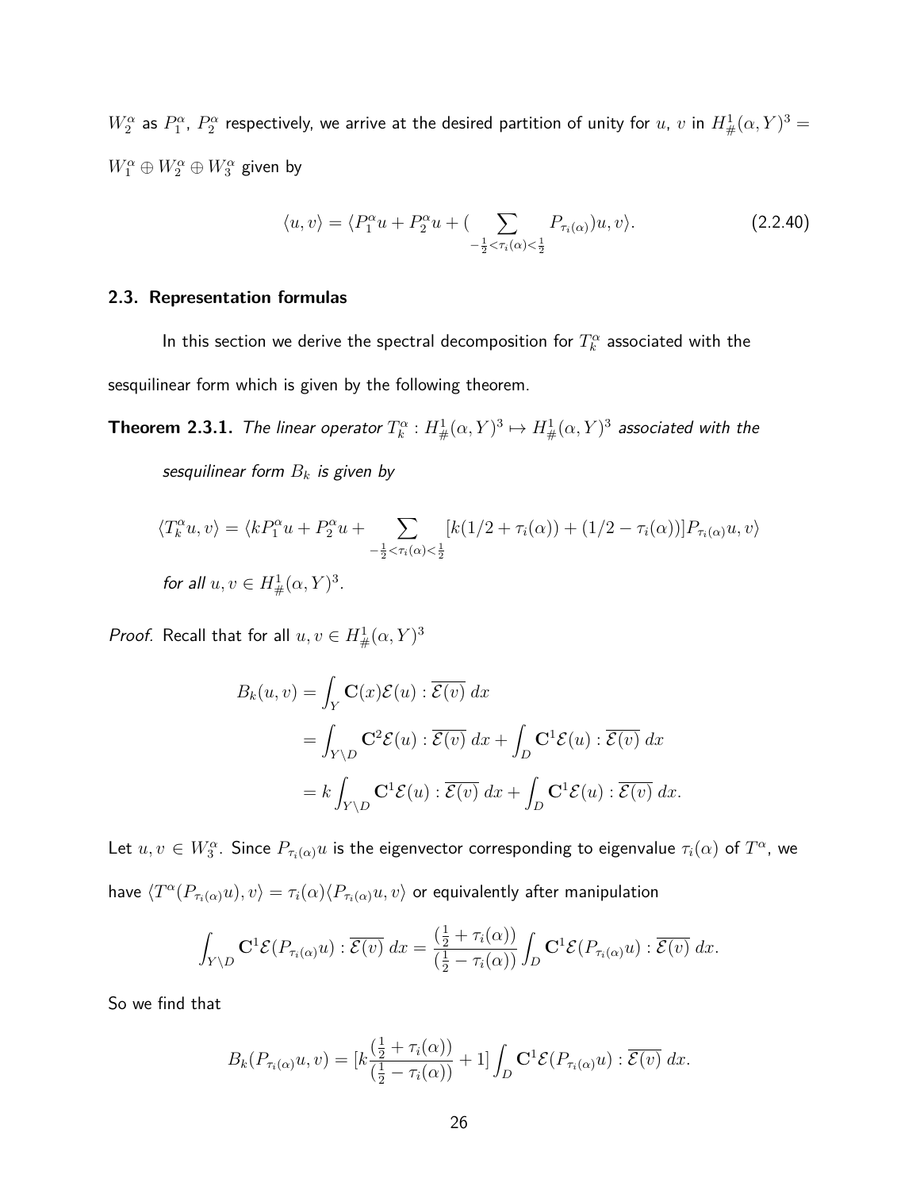$W_2^\alpha$ as $P_1^\alpha$, $P_2^\alpha$ respectively, we arrive at the desired partition of unity for $u$, $v$ in $H^1_\#(\alpha, Y)^3 = W_1^\alpha \oplus W_2^\alpha \oplus W_3^\alpha$ given by

$$\langle u, v\rangle = \langle P_1^\alpha u + P_2^\alpha u + (\sum_{-\frac{1}{2}<\tau_i(\alpha)<\frac{1}{2}} P_{\tau_i(\alpha)})u, v\rangle. \tag{2.2.40}$$

### 2.3. Representation formulas

In this section we derive the spectral decomposition for $T_k^\alpha$ associated with the sesquilinear form which is given by the following theorem.

**Theorem 2.3.1.** *The linear operator $T_k^\alpha : H^1_\#(\alpha, Y)^3 \mapsto H^1_\#(\alpha, Y)^3$ associated with the sesquilinear form $B_k$ is given by*

$$\langle T_k^\alpha u, v\rangle = \langle kP_1^\alpha u + P_2^\alpha u + \sum_{-\frac{1}{2}<\tau_i(\alpha)<\frac{1}{2}} [k(1/2 + \tau_i(\alpha)) + (1/2 - \tau_i(\alpha))]P_{\tau_i(\alpha)}u, v\rangle$$

*for all $u, v \in H^1_\#(\alpha, Y)^3$.*

*Proof.* Recall that for all $u, v \in H^1_\#(\alpha, Y)^3$

$$\begin{aligned} B_k(u, v) &= \int_Y \mathbf{C}(x)\mathcal{E}(u) : \overline{\mathcal{E}(v)}\, dx \\ &= \int_{Y\setminus D} \mathbf{C}^2\mathcal{E}(u) : \overline{\mathcal{E}(v)}\, dx + \int_D \mathbf{C}^1\mathcal{E}(u) : \overline{\mathcal{E}(v)}\, dx \\ &= k\int_{Y\setminus D} \mathbf{C}^1\mathcal{E}(u) : \overline{\mathcal{E}(v)}\, dx + \int_D \mathbf{C}^1\mathcal{E}(u) : \overline{\mathcal{E}(v)}\, dx. \end{aligned}$$

Let $u, v \in W_3^\alpha$. Since $P_{\tau_i(\alpha)}u$ is the eigenvector corresponding to eigenvalue $\tau_i(\alpha)$ of $T^\alpha$, we have $\langle T^\alpha(P_{\tau_i(\alpha)}u), v\rangle = \tau_i(\alpha)\langle P_{\tau_i(\alpha)}u, v\rangle$ or equivalently after manipulation

$$\int_{Y\setminus D} \mathbf{C}^1\mathcal{E}(P_{\tau_i(\alpha)}u) : \overline{\mathcal{E}(v)}\, dx = \frac{(\frac{1}{2} + \tau_i(\alpha))}{(\frac{1}{2} - \tau_i(\alpha))}\int_D \mathbf{C}^1\mathcal{E}(P_{\tau_i(\alpha)}u) : \overline{\mathcal{E}(v)}\, dx.$$

So we find that

$$B_k(P_{\tau_i(\alpha)}u, v) = [k\frac{(\frac{1}{2} + \tau_i(\alpha))}{(\frac{1}{2} - \tau_i(\alpha))} + 1]\int_D \mathbf{C}^1\mathcal{E}(P_{\tau_i(\alpha)}u) : \overline{\mathcal{E}(v)}\, dx.$$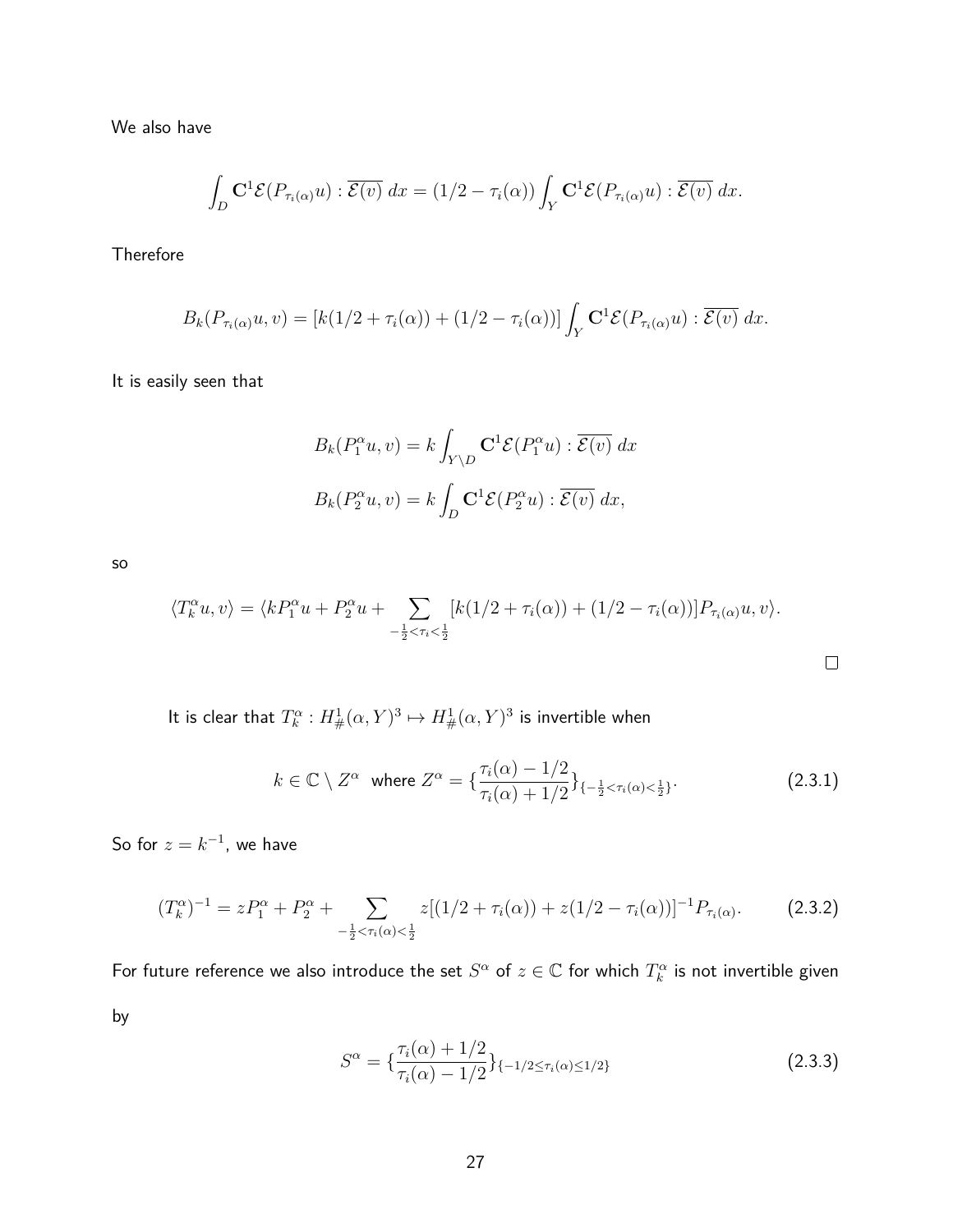We also have

$$\int_D \mathbf{C}^1 \mathcal{E}(P_{\tau_i(\alpha)} u) : \overline{\mathcal{E}(v)}\, dx = (1/2 - \tau_i(\alpha)) \int_Y \mathbf{C}^1 \mathcal{E}(P_{\tau_i(\alpha)} u) : \overline{\mathcal{E}(v)}\, dx.$$

Therefore

$$B_k(P_{\tau_i(\alpha)} u, v) = [k(1/2 + \tau_i(\alpha)) + (1/2 - \tau_i(\alpha))] \int_Y \mathbf{C}^1 \mathcal{E}(P_{\tau_i(\alpha)} u) : \overline{\mathcal{E}(v)}\, dx.$$

It is easily seen that

$$B_k(P_1^\alpha u, v) = k \int_{Y \setminus D} \mathbf{C}^1 \mathcal{E}(P_1^\alpha u) : \overline{\mathcal{E}(v)}\, dx$$

$$B_k(P_2^\alpha u, v) = k \int_D \mathbf{C}^1 \mathcal{E}(P_2^\alpha u) : \overline{\mathcal{E}(v)}\, dx,$$

so

$$\langle T_k^\alpha u, v\rangle = \langle k P_1^\alpha u + P_2^\alpha u + \sum_{-\frac{1}{2} < \tau_i < \frac{1}{2}} [k(1/2 + \tau_i(\alpha)) + (1/2 - \tau_i(\alpha))] P_{\tau_i(\alpha)} u, v \rangle.$$

□

It is clear that $T_k^\alpha : H^1_\#(\alpha, Y)^3 \mapsto H^1_\#(\alpha, Y)^3$ is invertible when

$$k \in \mathbb{C} \setminus Z^\alpha \;\text{ where } Z^\alpha = \{\frac{\tau_i(\alpha) - 1/2}{\tau_i(\alpha) + 1/2}\}_{\{-\frac{1}{2} < \tau_i(\alpha) < \frac{1}{2}\}}. \tag{2.3.1}$$

So for $z = k^{-1}$, we have

$$(T_k^\alpha)^{-1} = z P_1^\alpha + P_2^\alpha + \sum_{-\frac{1}{2} < \tau_i(\alpha) < \frac{1}{2}} z[(1/2 + \tau_i(\alpha)) + z(1/2 - \tau_i(\alpha))]^{-1} P_{\tau_i(\alpha)}. \tag{2.3.2}$$

For future reference we also introduce the set $S^\alpha$ of $z \in \mathbb{C}$ for which $T_k^\alpha$ is not invertible given by

$$S^\alpha = \{\frac{\tau_i(\alpha) + 1/2}{\tau_i(\alpha) - 1/2}\}_{\{-1/2 \leq \tau_i(\alpha) \leq 1/2\}} \tag{2.3.3}$$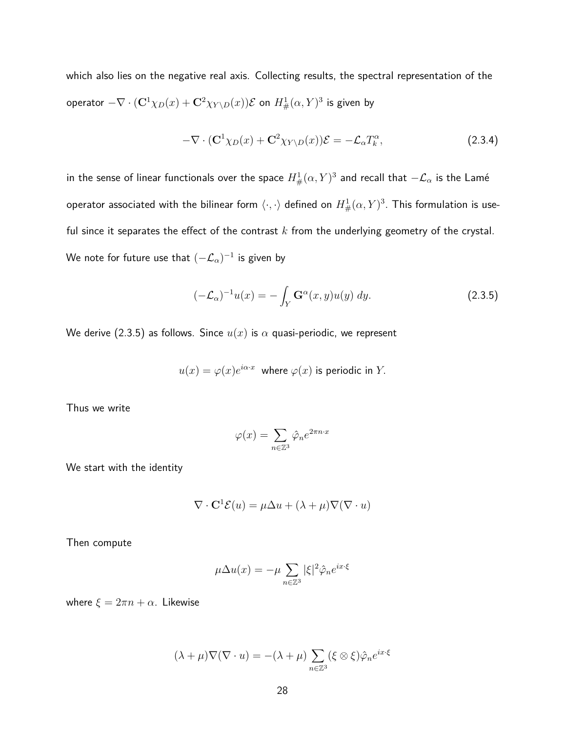which also lies on the negative real axis. Collecting results, the spectral representation of the operator $-\nabla \cdot (\mathbf{C}^1 \chi_D(x) + \mathbf{C}^2 \chi_{Y \setminus D}(x))\mathcal{E}$ on $H^1_\#(\alpha, Y)^3$ is given by

$$-\nabla \cdot (\mathbf{C}^1 \chi_D(x) + \mathbf{C}^2 \chi_{Y \setminus D}(x))\mathcal{E} = -\mathcal{L}_\alpha T_k^\alpha, \tag{2.3.4}$$

in the sense of linear functionals over the space $H^1_\#(\alpha, Y)^3$ and recall that $-\mathcal{L}_\alpha$ is the Lamé operator associated with the bilinear form $\langle \cdot, \cdot \rangle$ defined on $H^1_\#(\alpha, Y)^3$. This formulation is useful since it separates the effect of the contrast $k$ from the underlying geometry of the crystal. We note for future use that $(-\mathcal{L}_\alpha)^{-1}$ is given by

$$(-\mathcal{L}_\alpha)^{-1} u(x) = -\int_Y \mathbf{G}^\alpha(x, y) u(y)\, dy. \tag{2.3.5}$$

We derive (2.3.5) as follows. Since $u(x)$ is $\alpha$ quasi-periodic, we represent

$$u(x) = \varphi(x) e^{i\alpha \cdot x} \text{ where } \varphi(x) \text{ is periodic in } Y.$$

Thus we write

$$\varphi(x) = \sum_{n \in \mathbb{Z}^3} \hat{\varphi}_n e^{2\pi n \cdot x}$$

We start with the identity

$$\nabla \cdot \mathbf{C}^1 \mathcal{E}(u) = \mu \Delta u + (\lambda + \mu) \nabla (\nabla \cdot u)$$

Then compute

$$\mu \Delta u(x) = -\mu \sum_{n \in \mathbb{Z}^3} |\xi|^2 \hat{\varphi}_n e^{ix \cdot \xi}$$

where $\xi = 2\pi n + \alpha$. Likewise

$$(\lambda + \mu) \nabla (\nabla \cdot u) = -(\lambda + \mu) \sum_{n \in \mathbb{Z}^3} (\xi \otimes \xi) \hat{\varphi}_n e^{ix \cdot \xi}$$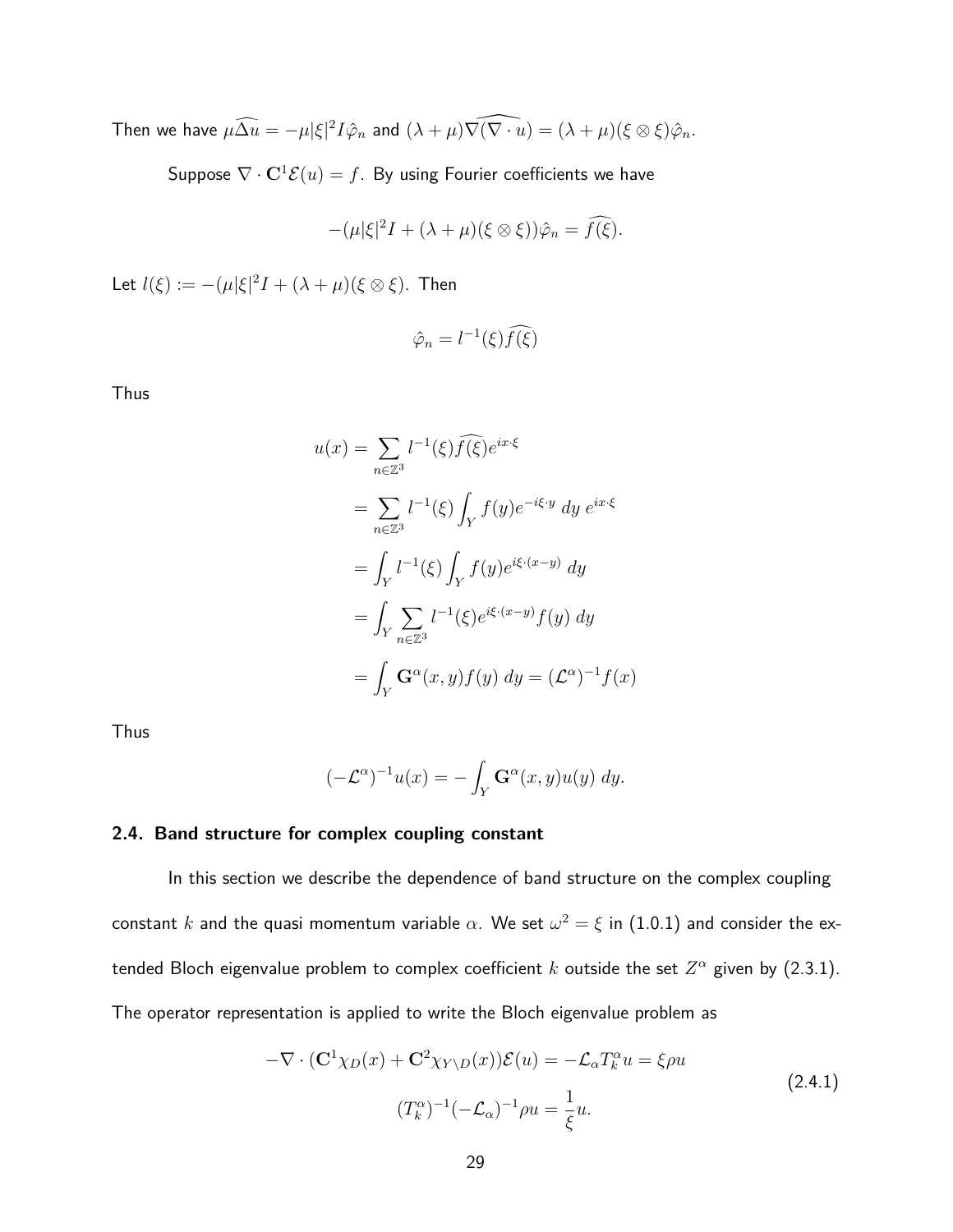Then we have $\mu\widehat{\Delta u} = -\mu|\xi|^2 I\hat{\varphi}_n$ and $(\lambda+\mu)\widehat{\nabla(\nabla \cdot u)} = (\lambda+\mu)(\xi \otimes \xi)\hat{\varphi}_n$.

Suppose $\nabla \cdot \mathbf{C}^1\mathcal{E}(u) = f$. By using Fourier coefficients we have

$$-(\mu|\xi|^2 I + (\lambda+\mu)(\xi \otimes \xi))\hat{\varphi}_n = \widehat{f(\xi)}.$$

Let $l(\xi) := -(\mu|\xi|^2 I + (\lambda+\mu)(\xi \otimes \xi))$. Then

$$\hat{\varphi}_n = l^{-1}(\xi)\widehat{f(\xi)}$$

Thus

$$\begin{aligned}
u(x) &= \sum_{n\in\mathbb{Z}^3} l^{-1}(\xi)\widehat{f(\xi)}e^{ix\cdot\xi} \\
&= \sum_{n\in\mathbb{Z}^3} l^{-1}(\xi)\int_Y f(y)e^{-i\xi\cdot y}\, dy\; e^{ix\cdot\xi} \\
&= \int_Y l^{-1}(\xi)\int_Y f(y)e^{i\xi\cdot(x-y)}\, dy \\
&= \int_Y \sum_{n\in\mathbb{Z}^3} l^{-1}(\xi)e^{i\xi\cdot(x-y)}f(y)\, dy \\
&= \int_Y \mathbf{G}^\alpha(x,y)f(y)\, dy = (\mathcal{L}^\alpha)^{-1}f(x)
\end{aligned}$$

Thus

$$(-\mathcal{L}^\alpha)^{-1}u(x) = -\int_Y \mathbf{G}^\alpha(x,y)u(y)\, dy.$$

### 2.4. Band structure for complex coupling constant

In this section we describe the dependence of band structure on the complex coupling constant $k$ and the quasi momentum variable $\alpha$. We set $\omega^2 = \xi$ in (1.0.1) and consider the extended Bloch eigenvalue problem to complex coefficient $k$ outside the set $Z^\alpha$ given by (2.3.1). The operator representation is applied to write the Bloch eigenvalue problem as

$$\begin{aligned}
-\nabla \cdot (\mathbf{C}^1\chi_D(x) + \mathbf{C}^2\chi_{Y\setminus D}(x))\mathcal{E}(u) = -\mathcal{L}_\alpha T_k^\alpha u = \xi\rho u \\
(T_k^\alpha)^{-1}(-\mathcal{L}_\alpha)^{-1}\rho u = \frac{1}{\xi}u.
\end{aligned} \tag{2.4.1}$$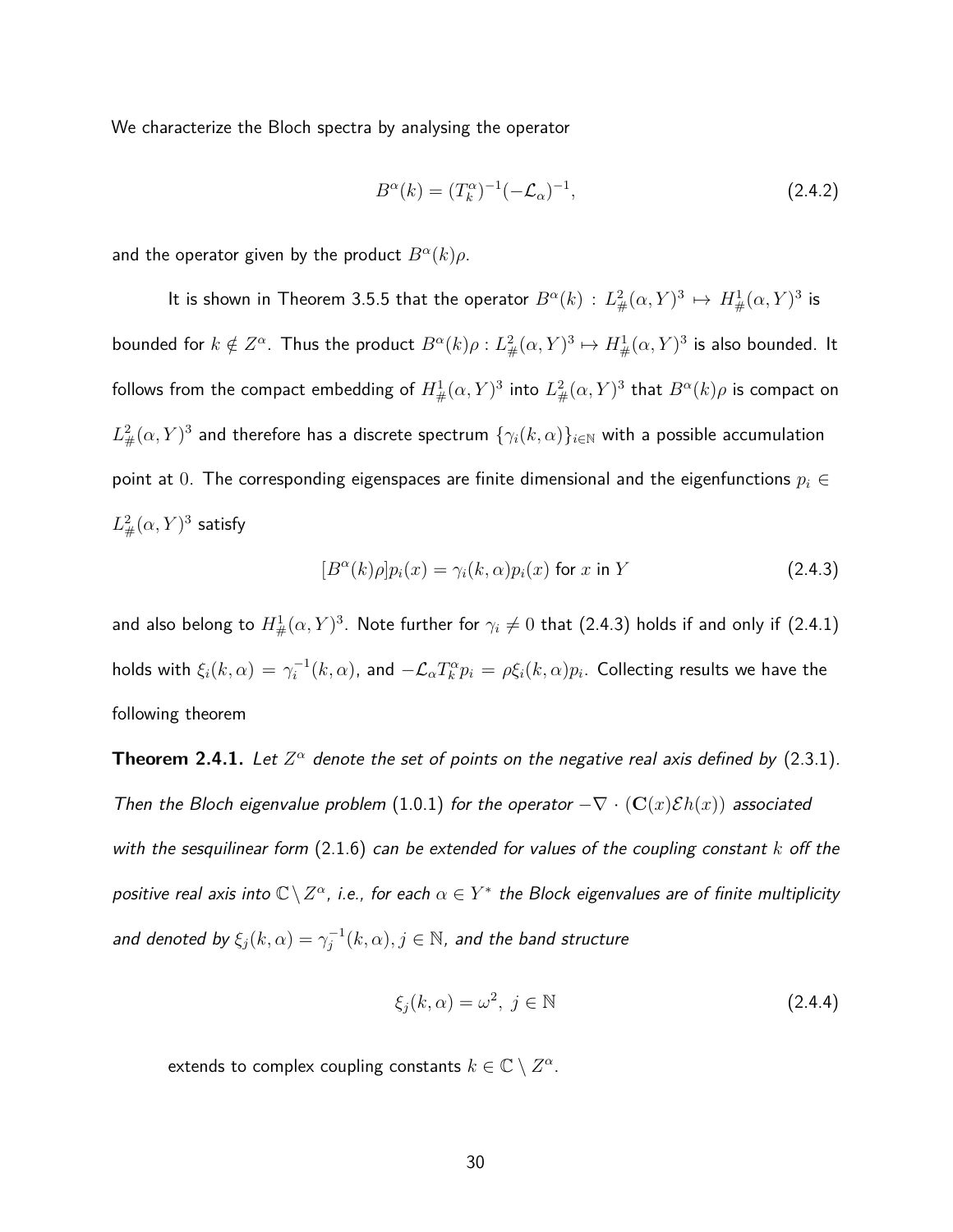We characterize the Bloch spectra by analysing the operator

$$B^\alpha(k) = (T_k^\alpha)^{-1}(-\mathcal{L}_\alpha)^{-1}, \tag{2.4.2}$$

and the operator given by the product $B^\alpha(k)\rho$.

It is shown in Theorem 3.5.5 that the operator $B^\alpha(k) : L^2_\#(\alpha, Y)^3 \mapsto H^1_\#(\alpha, Y)^3$ is bounded for $k \notin Z^\alpha$. Thus the product $B^\alpha(k)\rho : L^2_\#(\alpha, Y)^3 \mapsto H^1_\#(\alpha, Y)^3$ is also bounded. It follows from the compact embedding of $H^1_\#(\alpha, Y)^3$ into $L^2_\#(\alpha, Y)^3$ that $B^\alpha(k)\rho$ is compact on $L^2_\#(\alpha, Y)^3$ and therefore has a discrete spectrum $\{\gamma_i(k, \alpha)\}_{i\in\mathbb{N}}$ with a possible accumulation point at $0$. The corresponding eigenspaces are finite dimensional and the eigenfunctions $p_i \in L^2_\#(\alpha, Y)^3$ satisfy

$$[B^\alpha(k)\rho]p_i(x) = \gamma_i(k, \alpha)p_i(x) \text{ for } x \text{ in } Y \tag{2.4.3}$$

and also belong to $H^1_\#(\alpha, Y)^3$. Note further for $\gamma_i \neq 0$ that (2.4.3) holds if and only if (2.4.1) holds with $\xi_i(k, \alpha) = \gamma_i^{-1}(k, \alpha)$, and $-\mathcal{L}_\alpha T_k^\alpha p_i = \rho\xi_i(k, \alpha)p_i$. Collecting results we have the following theorem

**Theorem 2.4.1.** *Let $Z^\alpha$ denote the set of points on the negative real axis defined by* (2.3.1)*. Then the Bloch eigenvalue problem* (1.0.1) *for the operator $-\nabla \cdot (\mathbf{C}(x)\mathcal{E}h(x))$ associated with the sesquilinear form* (2.1.6) *can be extended for values of the coupling constant $k$ off the positive real axis into $\mathbb{C} \setminus Z^\alpha$, i.e., for each $\alpha \in Y^*$ the Block eigenvalues are of finite multiplicity and denoted by $\xi_j(k, \alpha) = \gamma_j^{-1}(k, \alpha), j \in \mathbb{N}$, and the band structure*

$$\xi_j(k, \alpha) = \omega^2, \; j \in \mathbb{N} \tag{2.4.4}$$

*extends to complex coupling constants $k \in \mathbb{C} \setminus Z^\alpha$.*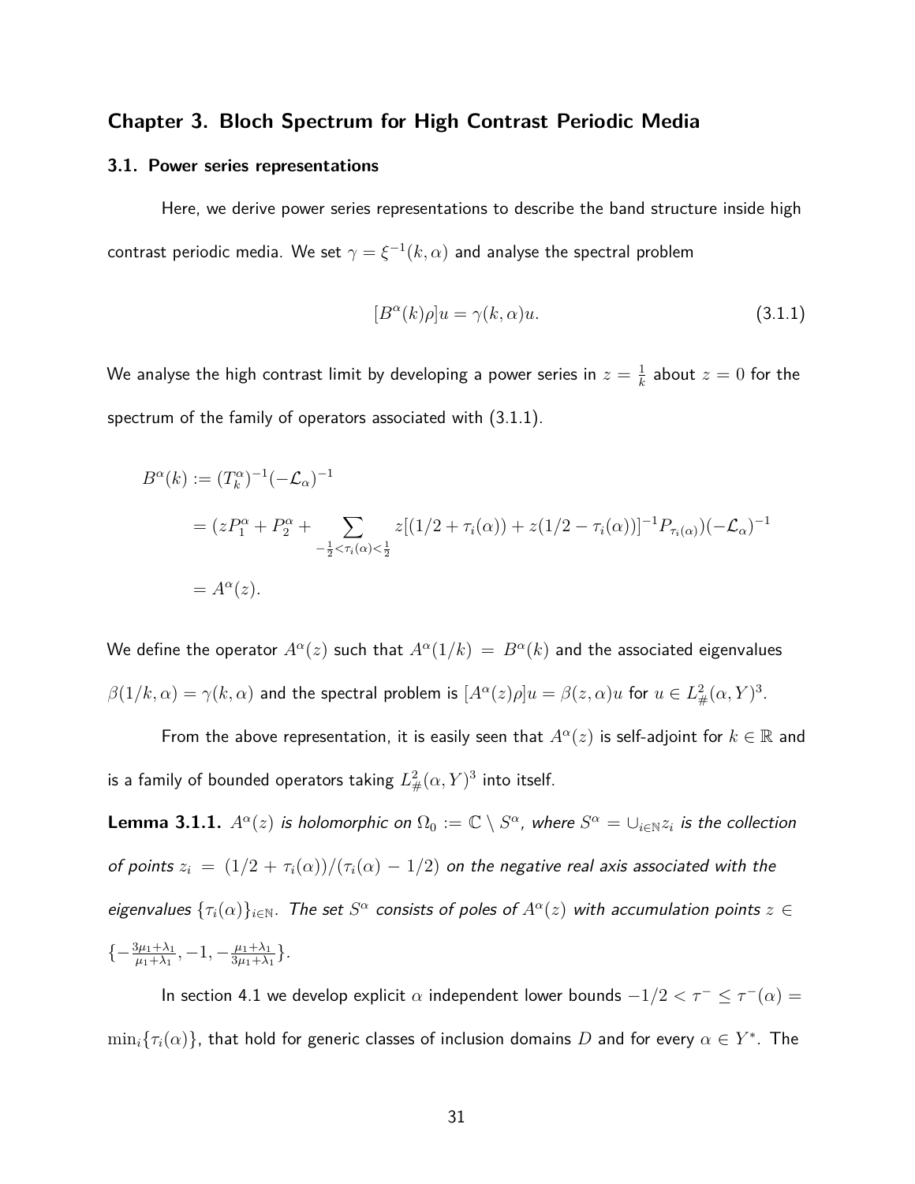## Chapter 3. Bloch Spectrum for High Contrast Periodic Media

### 3.1. Power series representations

Here, we derive power series representations to describe the band structure inside high contrast periodic media. We set $\gamma = \xi^{-1}(k, \alpha)$ and analyse the spectral problem

$$[B^{\alpha}(k)\rho]u = \gamma(k, \alpha)u. \tag{3.1.1}$$

We analyse the high contrast limit by developing a power series in $z = \frac{1}{k}$ about $z = 0$ for the spectrum of the family of operators associated with (3.1.1).

$$\begin{aligned}
B^{\alpha}(k) &:= (T_k^{\alpha})^{-1}(-\mathcal{L}_{\alpha})^{-1} \\
&= (zP_1^{\alpha} + P_2^{\alpha} + \sum_{-\frac{1}{2}<\tau_i(\alpha)<\frac{1}{2}} z[(1/2 + \tau_i(\alpha)) + z(1/2 - \tau_i(\alpha))]^{-1} P_{\tau_i(\alpha)})(-\mathcal{L}_{\alpha})^{-1} \\
&= A^{\alpha}(z).
\end{aligned}$$

We define the operator $A^{\alpha}(z)$ such that $A^{\alpha}(1/k) = B^{\alpha}(k)$ and the associated eigenvalues $\beta(1/k, \alpha) = \gamma(k, \alpha)$ and the spectral problem is $[A^{\alpha}(z)\rho]u = \beta(z, \alpha)u$ for $u \in L^2_{\#}(\alpha, Y)^3$.

From the above representation, it is easily seen that $A^{\alpha}(z)$ is self-adjoint for $k \in \mathbb{R}$ and is a family of bounded operators taking $L^2_{\#}(\alpha, Y)^3$ into itself.

**Lemma 3.1.1.** *$A^{\alpha}(z)$ is holomorphic on $\Omega_0 := \mathbb{C} \setminus S^{\alpha}$, where $S^{\alpha} = \cup_{i \in \mathbb{N}} z_i$ is the collection of points $z_i = (1/2 + \tau_i(\alpha))/(\tau_i(\alpha) - 1/2)$ on the negative real axis associated with the eigenvalues $\{\tau_i(\alpha)\}_{i \in \mathbb{N}}$. The set $S^{\alpha}$ consists of poles of $A^{\alpha}(z)$ with accumulation points $z \in \{-\frac{3\mu_1+\lambda_1}{\mu_1+\lambda_1}, -1, -\frac{\mu_1+\lambda_1}{3\mu_1+\lambda_1}\}$.*

In section 4.1 we develop explicit $\alpha$ independent lower bounds $-1/2 < \tau^- \leq \tau^-(\alpha) = \min_i\{\tau_i(\alpha)\}$, that hold for generic classes of inclusion domains $D$ and for every $\alpha \in Y^*$. The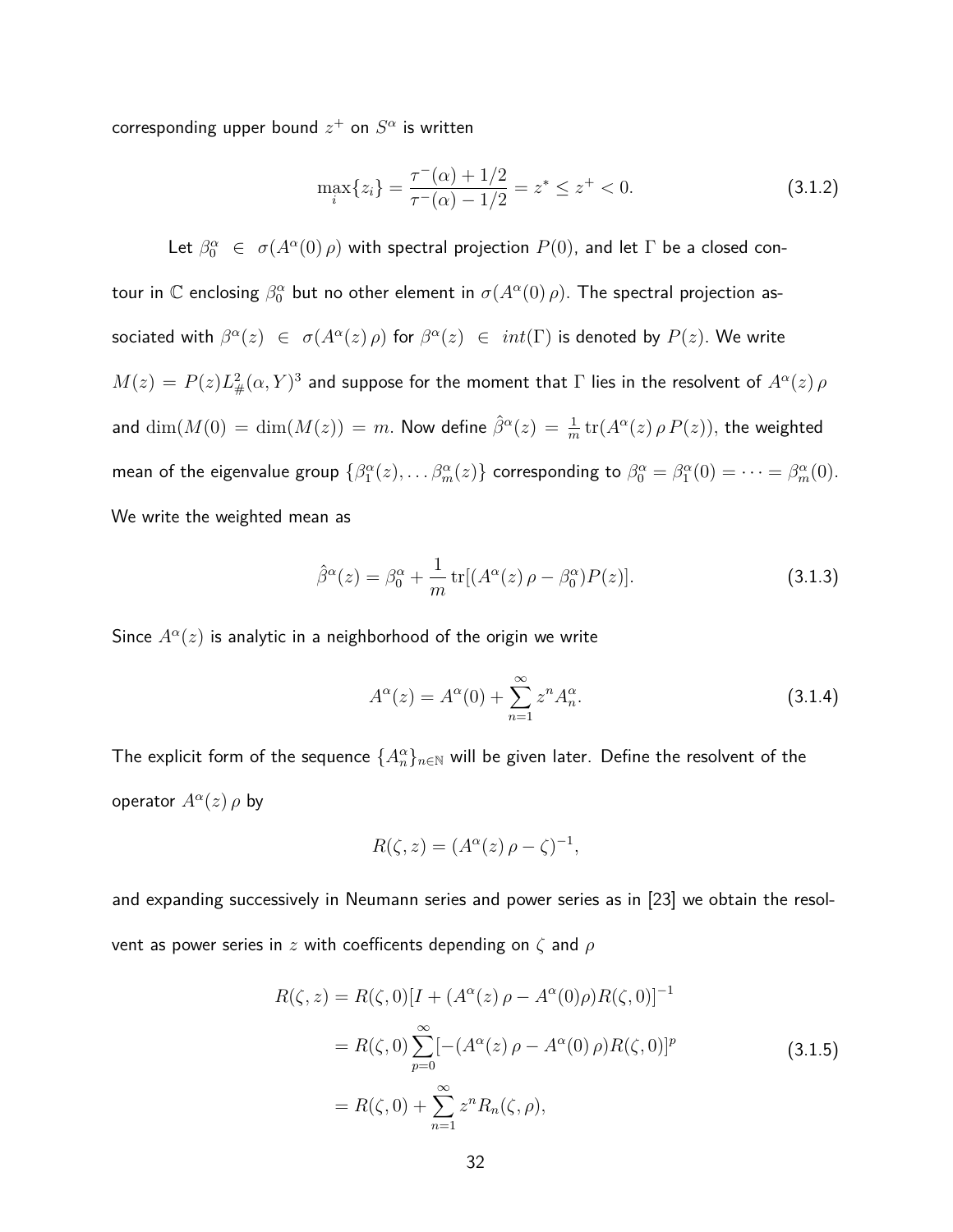corresponding upper bound $z^+$ on $S^\alpha$ is written

$$\max_i\{z_i\} = \frac{\tau^-(\alpha) + 1/2}{\tau^-(\alpha) - 1/2} = z^* \leq z^+ < 0. \tag{3.1.2}$$

Let $\beta_0^\alpha \in \sigma(A^\alpha(0)\,\rho)$ with spectral projection $P(0)$, and let $\Gamma$ be a closed contour in $\mathbb{C}$ enclosing $\beta_0^\alpha$ but no other element in $\sigma(A^\alpha(0)\,\rho)$. The spectral projection associated with $\beta^\alpha(z) \in \sigma(A^\alpha(z)\,\rho)$ for $\beta^\alpha(z) \in int(\Gamma)$ is denoted by $P(z)$. We write $M(z) = P(z)L^2_\#(\alpha, Y)^3$ and suppose for the moment that $\Gamma$ lies in the resolvent of $A^\alpha(z)\,\rho$ and $\dim(M(0) = \dim(M(z)) = m$. Now define $\hat{\beta}^\alpha(z) = \frac{1}{m}\operatorname{tr}(A^\alpha(z)\,\rho\,P(z))$, the weighted mean of the eigenvalue group $\{\beta_1^\alpha(z), \dots \beta_m^\alpha(z)\}$ corresponding to $\beta_0^\alpha = \beta_1^\alpha(0) = \cdots = \beta_m^\alpha(0)$. We write the weighted mean as

$$\hat{\beta}^\alpha(z) = \beta_0^\alpha + \frac{1}{m}\operatorname{tr}[(A^\alpha(z)\,\rho - \beta_0^\alpha)P(z)]. \tag{3.1.3}$$

Since $A^\alpha(z)$ is analytic in a neighborhood of the origin we write

$$A^\alpha(z) = A^\alpha(0) + \sum_{n=1}^{\infty} z^n A_n^\alpha. \tag{3.1.4}$$

The explicit form of the sequence $\{A_n^\alpha\}_{n\in\mathbb{N}}$ will be given later. Define the resolvent of the operator $A^\alpha(z)\,\rho$ by

$$R(\zeta, z) = (A^\alpha(z)\,\rho - \zeta)^{-1},$$

and expanding successively in Neumann series and power series as in [23] we obtain the resolvent as power series in $z$ with coefficents depending on $\zeta$ and $\rho$

$$\begin{aligned}
R(\zeta, z) &= R(\zeta, 0)[I + (A^\alpha(z)\,\rho - A^\alpha(0)\rho)R(\zeta, 0)]^{-1} \\
&= R(\zeta, 0)\sum_{p=0}^{\infty}[-(A^\alpha(z)\,\rho - A^\alpha(0)\,\rho)R(\zeta, 0)]^p \\
&= R(\zeta, 0) + \sum_{n=1}^{\infty} z^n R_n(\zeta, \rho),
\end{aligned} \tag{3.1.5}$$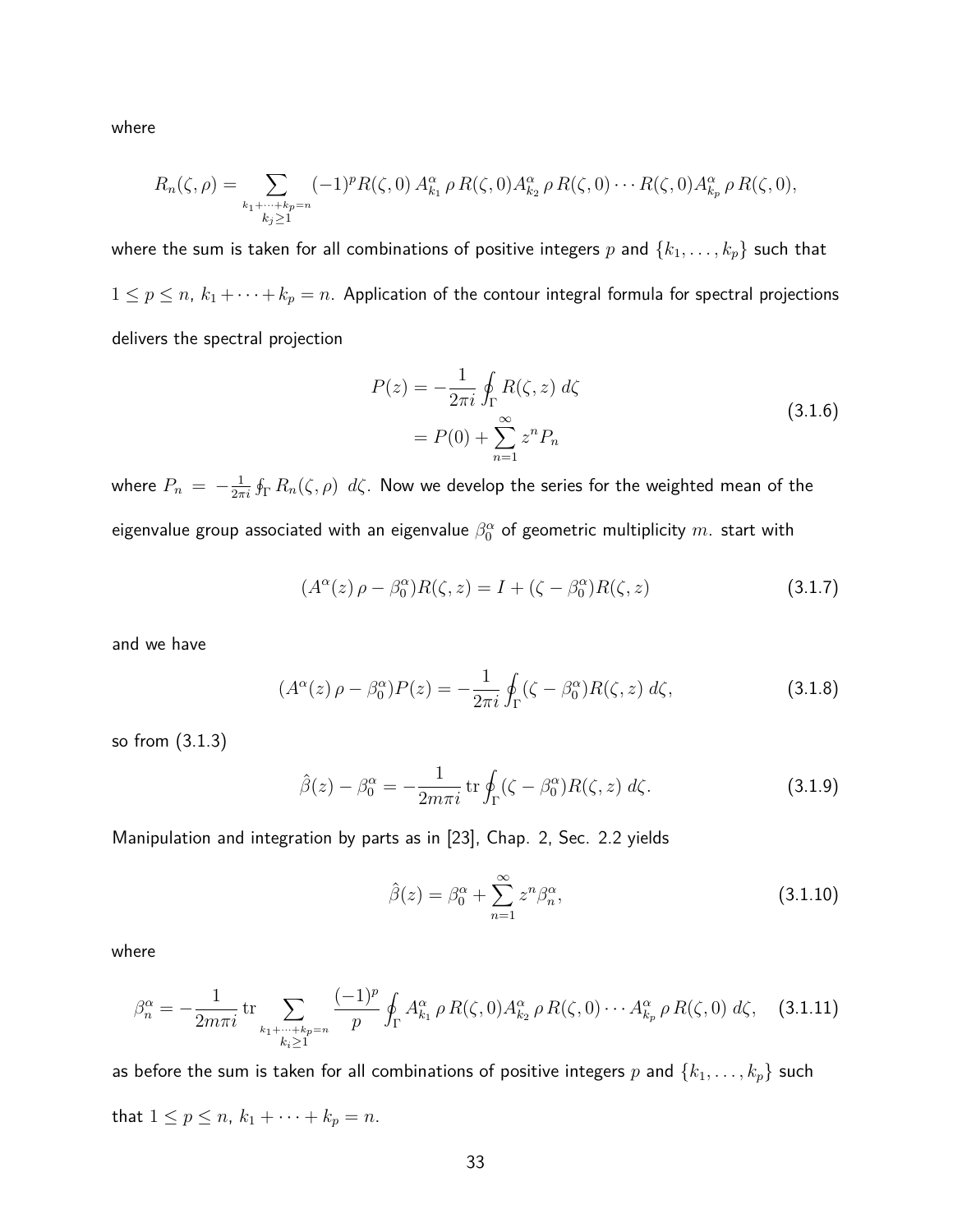where

$$R_n(\zeta,\rho) = \sum_{\substack{k_1+\cdots+k_p=n \\ k_j\geq 1}} (-1)^p R(\zeta,0)\, A^\alpha_{k_1}\,\rho\, R(\zeta,0) A^\alpha_{k_2}\,\rho\, R(\zeta,0)\cdots R(\zeta,0) A^\alpha_{k_p}\,\rho\, R(\zeta,0),$$

where the sum is taken for all combinations of positive integers $p$ and $\{k_1,\ldots,k_p\}$ such that $1 \leq p \leq n$, $k_1+\cdots+k_p = n$. Application of the contour integral formula for spectral projections delivers the spectral projection

$$\begin{aligned} P(z) &= -\frac{1}{2\pi i}\oint_\Gamma R(\zeta,z)\; d\zeta \\ &= P(0) + \sum_{n=1}^{\infty} z^n P_n \end{aligned} \tag{3.1.6}$$

where $P_n = -\frac{1}{2\pi i}\oint_\Gamma R_n(\zeta,\rho)\; d\zeta$. Now we develop the series for the weighted mean of the eigenvalue group associated with an eigenvalue $\beta^\alpha_0$ of geometric multiplicity $m$. start with

$$(A^\alpha(z)\,\rho - \beta^\alpha_0) R(\zeta,z) = I + (\zeta - \beta^\alpha_0) R(\zeta,z) \tag{3.1.7}$$

and we have

$$(A^\alpha(z)\,\rho - \beta^\alpha_0) P(z) = -\frac{1}{2\pi i}\oint_\Gamma (\zeta - \beta^\alpha_0) R(\zeta,z)\; d\zeta, \tag{3.1.8}$$

so from (3.1.3)

$$\hat{\beta}(z) - \beta^\alpha_0 = -\frac{1}{2m\pi i}\,\mathrm{tr}\oint_\Gamma (\zeta - \beta^\alpha_0) R(\zeta,z)\; d\zeta. \tag{3.1.9}$$

Manipulation and integration by parts as in [23], Chap. 2, Sec. 2.2 yields

$$\hat{\beta}(z) = \beta^\alpha_0 + \sum_{n=1}^{\infty} z^n \beta^\alpha_n, \tag{3.1.10}$$

where

$$\beta^\alpha_n = -\frac{1}{2m\pi i}\,\mathrm{tr}\sum_{\substack{k_1+\cdots+k_p=n \\ k_i\geq 1}} \frac{(-1)^p}{p}\oint_\Gamma A^\alpha_{k_1}\,\rho\, R(\zeta,0) A^\alpha_{k_2}\,\rho\, R(\zeta,0)\cdots A^\alpha_{k_p}\,\rho\, R(\zeta,0)\; d\zeta, \tag{3.1.11}$$

as before the sum is taken for all combinations of positive integers $p$ and $\{k_1,\ldots,k_p\}$ such that $1 \leq p \leq n$, $k_1+\cdots+k_p = n$.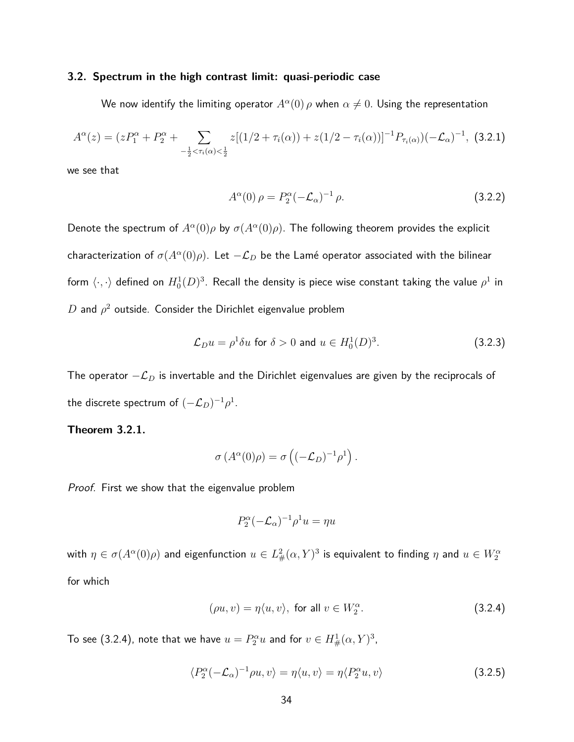### 3.2. Spectrum in the high contrast limit: quasi-periodic case

We now identify the limiting operator $A^\alpha(0)\,\rho$ when $\alpha \neq 0$. Using the representation

$$A^\alpha(z) = (zP_1^\alpha + P_2^\alpha + \sum_{-\frac{1}{2}<\tau_i(\alpha)<\frac{1}{2}} z[(1/2+\tau_i(\alpha)) + z(1/2-\tau_i(\alpha))]^{-1} P_{\tau_i(\alpha)})(-\mathcal{L}_\alpha)^{-1}, \quad (3.2.1)$$

we see that

$$A^\alpha(0)\,\rho = P_2^\alpha(-\mathcal{L}_\alpha)^{-1}\,\rho. \quad (3.2.2)$$

Denote the spectrum of $A^\alpha(0)\rho$ by $\sigma(A^\alpha(0)\rho)$. The following theorem provides the explicit characterization of $\sigma(A^\alpha(0)\rho)$. Let $-\mathcal{L}_D$ be the Lamé operator associated with the bilinear form $\langle\cdot,\cdot\rangle$ defined on $H_0^1(D)^3$. Recall the density is piece wise constant taking the value $\rho^1$ in $D$ and $\rho^2$ outside. Consider the Dirichlet eigenvalue problem

$$\mathcal{L}_D u = \rho^1 \delta u \text{ for } \delta > 0 \text{ and } u \in H_0^1(D)^3. \quad (3.2.3)$$

The operator $-\mathcal{L}_D$ is invertable and the Dirichlet eigenvalues are given by the reciprocals of the discrete spectrum of $(-\mathcal{L}_D)^{-1}\rho^1$.

**Theorem 3.2.1.**

$$\sigma\left(A^\alpha(0)\rho\right) = \sigma\left((-\mathcal{L}_D)^{-1}\rho^1\right).$$

*Proof.* First we show that the eigenvalue problem

$$P_2^\alpha(-\mathcal{L}_\alpha)^{-1}\rho^1 u = \eta u$$

with $\eta \in \sigma(A^\alpha(0)\rho)$ and eigenfunction $u \in L^2_\#(\alpha, Y)^3$ is equivalent to finding $\eta$ and $u \in W_2^\alpha$ for which

$$(\rho u, v) = \eta\langle u, v\rangle, \text{ for all } v \in W_2^\alpha. \quad (3.2.4)$$

To see (3.2.4), note that we have $u = P_2^\alpha u$ and for $v \in H^1_\#(\alpha, Y)^3$,

$$\langle P_2^\alpha(-\mathcal{L}_\alpha)^{-1}\rho u, v\rangle = \eta\langle u, v\rangle = \eta\langle P_2^\alpha u, v\rangle \quad (3.2.5)$$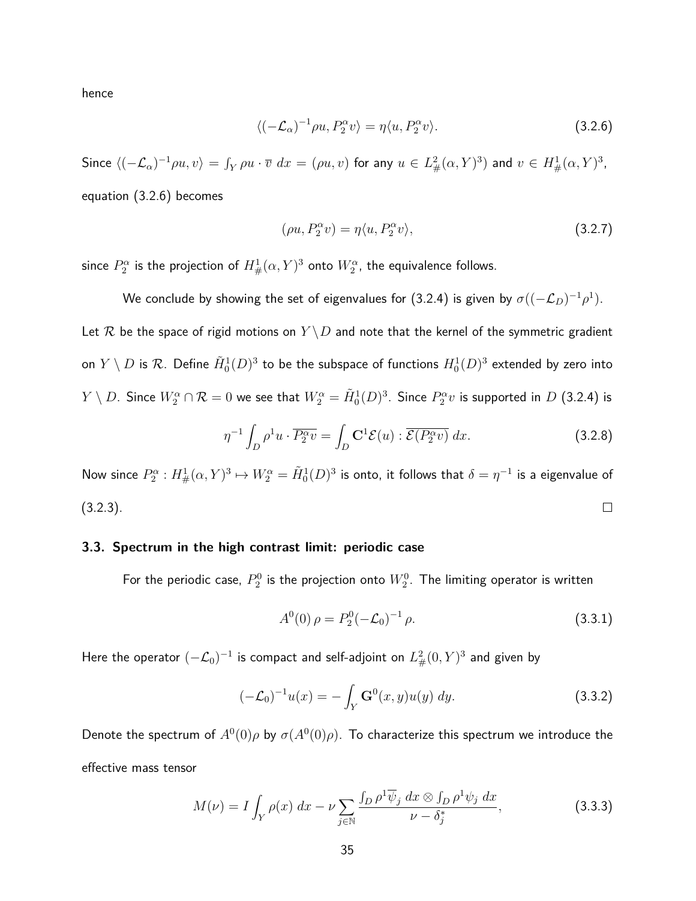hence

$$\langle(-\mathcal{L}_\alpha)^{-1}\rho u, P_2^\alpha v\rangle = \eta\langle u, P_2^\alpha v\rangle. \tag{3.2.6}$$

Since $\langle(-\mathcal{L}_\alpha)^{-1}\rho u, v\rangle = \int_Y \rho u \cdot \overline{v}\; dx = (\rho u, v)$ for any $u \in L^2_\#(\alpha, Y)^3)$ and $v \in H^1_\#(\alpha, Y)^3$, equation (3.2.6) becomes

$$(\rho u, P_2^\alpha v) = \eta\langle u, P_2^\alpha v\rangle, \tag{3.2.7}$$

since $P_2^\alpha$ is the projection of $H^1_\#(\alpha, Y)^3$ onto $W_2^\alpha$, the equivalence follows.

We conclude by showing the set of eigenvalues for (3.2.4) is given by $\sigma((-\mathcal{L}_D)^{-1}\rho^1)$. Let $\mathcal{R}$ be the space of rigid motions on $Y \setminus D$ and note that the kernel of the symmetric gradient on $Y \setminus D$ is $\mathcal{R}$. Define $\tilde{H}^1_0(D)^3$ to be the subspace of functions $H^1_0(D)^3$ extended by zero into $Y \setminus D$. Since $W_2^\alpha \cap \mathcal{R} = 0$ we see that $W_2^\alpha = \tilde{H}^1_0(D)^3$. Since $P_2^\alpha v$ is supported in $D$ (3.2.4) is

$$\eta^{-1}\int_D \rho^1 u \cdot \overline{P_2^\alpha v} = \int_D \mathbf{C}^1\mathcal{E}(u) : \overline{\mathcal{E}(P_2^\alpha v)}\; dx. \tag{3.2.8}$$

Now since $P_2^\alpha : H^1_\#(\alpha, Y)^3 \mapsto W_2^\alpha = \tilde{H}^1_0(D)^3$ is onto, it follows that $\delta = \eta^{-1}$ is a eigenvalue of (3.2.3). $\square$

### 3.3. Spectrum in the high contrast limit: periodic case

For the periodic case, $P_2^0$ is the projection onto $W_2^0$. The limiting operator is written

$$A^0(0)\,\rho = P_2^0(-\mathcal{L}_0)^{-1}\,\rho. \tag{3.3.1}$$

Here the operator $(-\mathcal{L}_0)^{-1}$ is compact and self-adjoint on $L^2_\#(0, Y)^3$ and given by

$$(-\mathcal{L}_0)^{-1}u(x) = -\int_Y \mathbf{G}^0(x, y)u(y)\; dy. \tag{3.3.2}$$

Denote the spectrum of $A^0(0)\rho$ by $\sigma(A^0(0)\rho)$. To characterize this spectrum we introduce the effective mass tensor

$$M(\nu) = I\int_Y \rho(x)\; dx - \nu\sum_{j\in\mathbb{N}} \frac{\int_D \rho^1\overline{\psi}_j\; dx \otimes \int_D \rho^1\psi_j\; dx}{\nu - \delta_j^*}, \tag{3.3.3}$$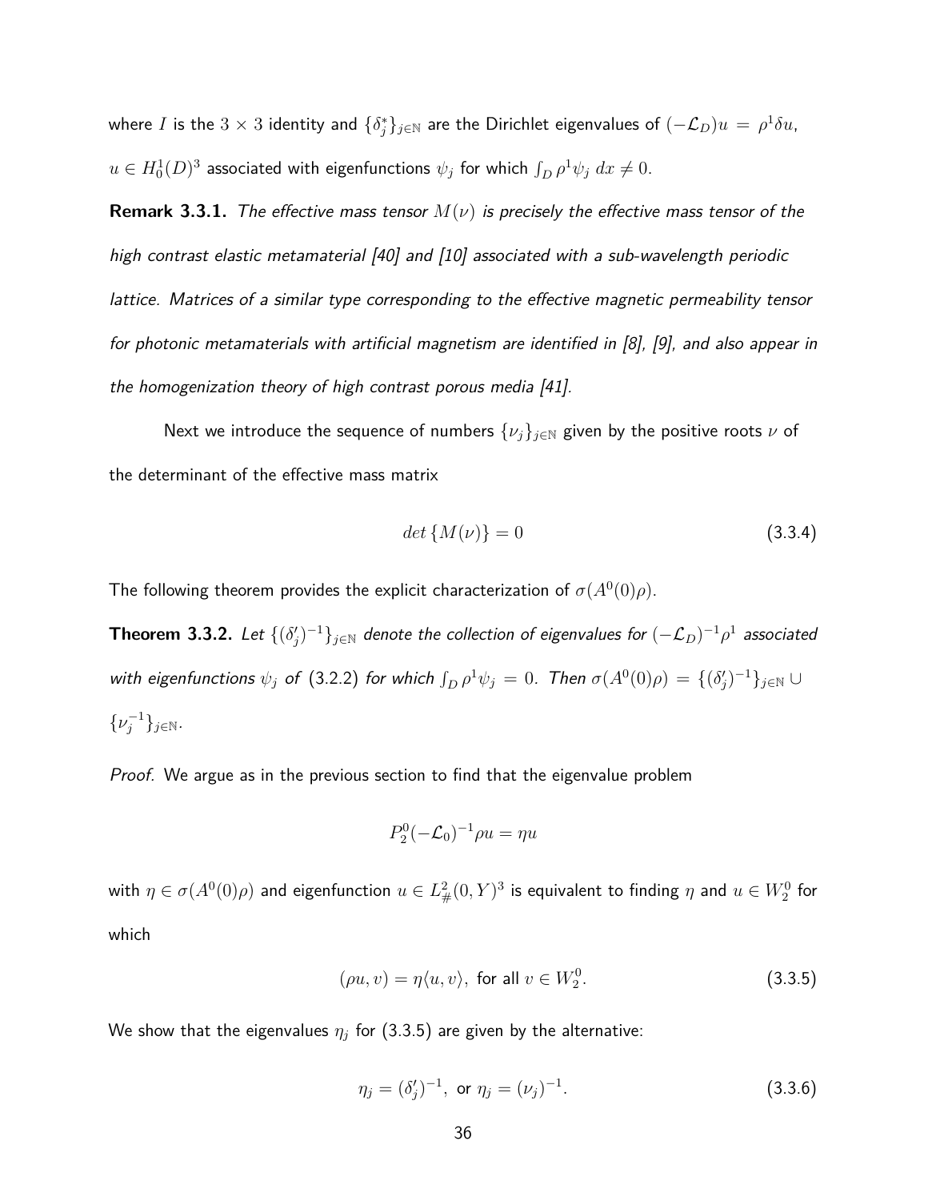where $I$ is the $3 \times 3$ identity and $\{\delta_j^*\}_{j\in\mathbb{N}}$ are the Dirichlet eigenvalues of $(-\mathcal{L}_D)u = \rho^1 \delta u$, $u \in H_0^1(D)^3$ associated with eigenfunctions $\psi_j$ for which $\int_D \rho^1 \psi_j \, dx \neq 0$.

**Remark 3.3.1.** *The effective mass tensor $M(\nu)$ is precisely the effective mass tensor of the high contrast elastic metamaterial [40] and [10] associated with a sub-wavelength periodic lattice. Matrices of a similar type corresponding to the effective magnetic permeability tensor for photonic metamaterials with artificial magnetism are identified in [8], [9], and also appear in the homogenization theory of high contrast porous media [41].*

Next we introduce the sequence of numbers $\{\nu_j\}_{j\in\mathbb{N}}$ given by the positive roots $\nu$ of the determinant of the effective mass matrix

$$det\,\{M(\nu)\} = 0 \tag{3.3.4}$$

The following theorem provides the explicit characterization of $\sigma(A^0(0)\rho)$.

**Theorem 3.3.2.** *Let $\{(\delta_j')^{-1}\}_{j\in\mathbb{N}}$ denote the collection of eigenvalues for $(-\mathcal{L}_D)^{-1}\rho^1$ associated with eigenfunctions $\psi_j$ of (3.2.2) for which $\int_D \rho^1 \psi_j = 0$. Then $\sigma(A^0(0)\rho) = \{(\delta_j')^{-1}\}_{j\in\mathbb{N}} \cup \{\nu_j^{-1}\}_{j\in\mathbb{N}}$.*

*Proof.* We argue as in the previous section to find that the eigenvalue problem

$$P_2^0(-\mathcal{L}_0)^{-1}\rho u = \eta u$$

with $\eta \in \sigma(A^0(0)\rho)$ and eigenfunction $u \in L^2_\#(0,Y)^3$ is equivalent to finding $\eta$ and $u \in W_2^0$ for which

$$(\rho u, v) = \eta \langle u, v\rangle, \text{ for all } v \in W_2^0. \tag{3.3.5}$$

We show that the eigenvalues $\eta_j$ for (3.3.5) are given by the alternative:

$$\eta_j = (\delta_j')^{-1}, \text{ or } \eta_j = (\nu_j)^{-1}. \tag{3.3.6}$$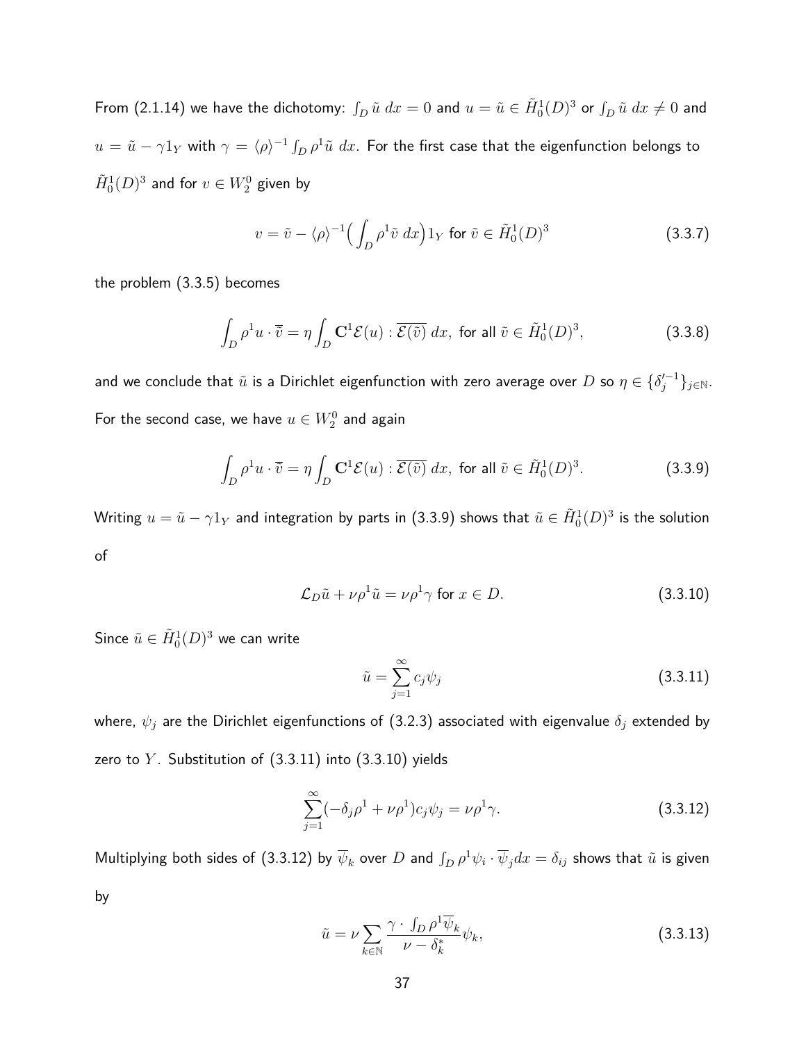From (2.1.14) we have the dichotomy: $\int_D \tilde{u}\, dx = 0$ and $u = \tilde{u} \in \tilde{H}_0^1(D)^3$ or $\int_D \tilde{u}\, dx \neq 0$ and $u = \tilde{u} - \gamma 1_Y$ with $\gamma = \langle \rho \rangle^{-1} \int_D \rho^1 \tilde{u}\, dx$. For the first case that the eigenfunction belongs to $\tilde{H}_0^1(D)^3$ and for $v \in W_2^0$ given by

$$
v = \tilde{v} - \langle \rho \rangle^{-1} \Big( \int_D \rho^1 \tilde{v}\, dx \Big) 1_Y \text{ for } \tilde{v} \in \tilde{H}_0^1(D)^3 \tag{3.3.7}
$$

the problem (3.3.5) becomes

$$
\int_D \rho^1 u \cdot \overline{\tilde{v}} = \eta \int_D \mathbf{C}^1 \mathcal{E}(u) : \overline{\mathcal{E}(\tilde{v})}\, dx, \text{ for all } \tilde{v} \in \tilde{H}_0^1(D)^3, \tag{3.3.8}
$$

and we conclude that $\tilde{u}$ is a Dirichlet eigenfunction with zero average over $D$ so $\eta \in \{\delta_j'^{-1}\}_{j \in \mathbb{N}}$. For the second case, we have $u \in W_2^0$ and again

$$
\int_D \rho^1 u \cdot \overline{\tilde{v}} = \eta \int_D \mathbf{C}^1 \mathcal{E}(u) : \overline{\mathcal{E}(\tilde{v})}\, dx, \text{ for all } \tilde{v} \in \tilde{H}_0^1(D)^3. \tag{3.3.9}
$$

Writing $u = \tilde{u} - \gamma 1_Y$ and integration by parts in (3.3.9) shows that $\tilde{u} \in \tilde{H}_0^1(D)^3$ is the solution of

$$
\mathcal{L}_D \tilde{u} + \nu \rho^1 \tilde{u} = \nu \rho^1 \gamma \text{ for } x \in D. \tag{3.3.10}
$$

Since $\tilde{u} \in \tilde{H}_0^1(D)^3$ we can write

$$
\tilde{u} = \sum_{j=1}^{\infty} c_j \psi_j \tag{3.3.11}
$$

where, $\psi_j$ are the Dirichlet eigenfunctions of (3.2.3) associated with eigenvalue $\delta_j$ extended by zero to $Y$. Substitution of (3.3.11) into (3.3.10) yields

$$
\sum_{j=1}^{\infty} (-\delta_j \rho^1 + \nu \rho^1) c_j \psi_j = \nu \rho^1 \gamma. \tag{3.3.12}
$$

Multiplying both sides of (3.3.12) by $\overline{\psi}_k$ over $D$ and $\int_D \rho^1 \psi_i \cdot \overline{\psi}_j dx = \delta_{ij}$ shows that $\tilde{u}$ is given by

$$
\tilde{u} = \nu \sum_{k \in \mathbb{N}} \frac{\gamma \cdot \int_D \rho^1 \overline{\psi}_k}{\nu - \delta_k^*} \psi_k, \tag{3.3.13}
$$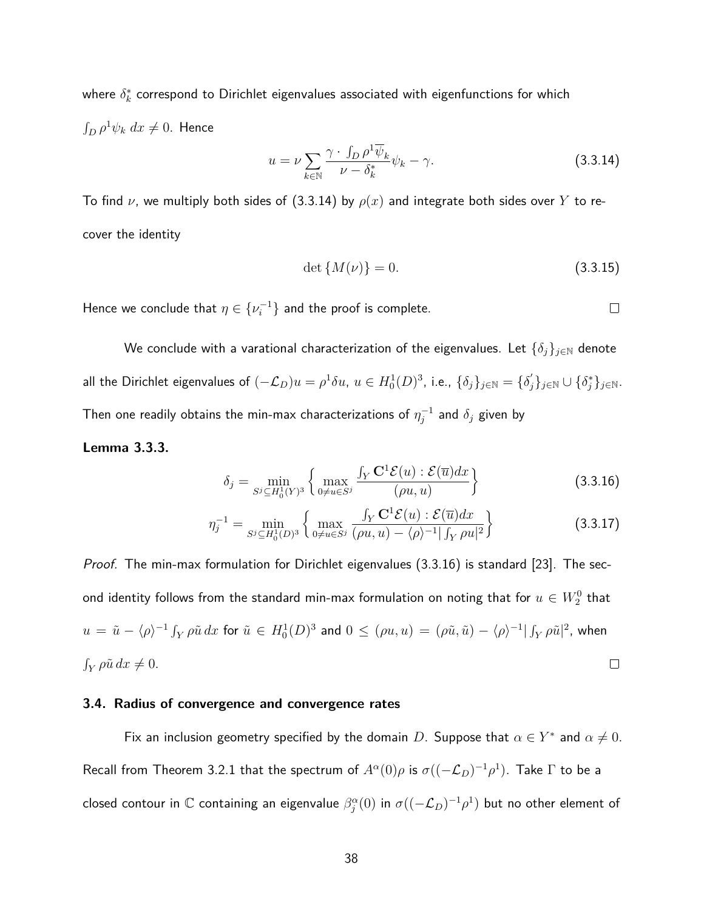where $\delta_k^*$ correspond to Dirichlet eigenvalues associated with eigenfunctions for which $\int_D \rho^1 \psi_k \, dx \neq 0$. Hence

$$u = \nu \sum_{k \in \mathbb{N}} \frac{\gamma \cdot \int_D \rho^1 \overline{\psi}_k}{\nu - \delta_k^*} \psi_k - \gamma. \tag{3.3.14}$$

To find $\nu$, we multiply both sides of (3.3.14) by $\rho(x)$ and integrate both sides over $Y$ to recover the identity

$$\det \{M(\nu)\} = 0. \tag{3.3.15}$$

Hence we conclude that $\eta \in \{\nu_i^{-1}\}$ and the proof is complete. $\square$

We conclude with a varational characterization of the eigenvalues. Let $\{\delta_j\}_{j \in \mathbb{N}}$ denote all the Dirichlet eigenvalues of $(-\mathcal{L}_D)u = \rho^1 \delta u$, $u \in H_0^1(D)^3$, i.e., $\{\delta_j\}_{j \in \mathbb{N}} = \{\delta_j^{'}\}_{j \in \mathbb{N}} \cup \{\delta_j^*\}_{j \in \mathbb{N}}$. Then one readily obtains the min-max characterizations of $\eta_j^{-1}$ and $\delta_j$ given by

**Lemma 3.3.3.**

$$\delta_j = \min_{S^j \subseteq H_0^1(Y)^3} \left\{ \max_{0 \neq u \in S^j} \frac{\int_Y \mathbf{C}^1 \mathcal{E}(u) : \mathcal{E}(\overline{u}) dx}{(\rho u, u)} \right\} \tag{3.3.16}$$

$$\eta_j^{-1} = \min_{S^j \subseteq H_0^1(D)^3} \left\{ \max_{0 \neq u \in S^j} \frac{\int_Y \mathbf{C}^1 \mathcal{E}(u) : \mathcal{E}(\overline{u}) dx}{(\rho u, u) - \langle \rho \rangle^{-1} |\int_Y \rho u|^2} \right\} \tag{3.3.17}$$

*Proof.* The min-max formulation for Dirichlet eigenvalues (3.3.16) is standard [23]. The second identity follows from the standard min-max formulation on noting that for $u \in W_2^0$ that $u = \tilde{u} - \langle \rho \rangle^{-1} \int_Y \rho \tilde{u} \, dx$ for $\tilde{u} \in H_0^1(D)^3$ and $0 \leq (\rho u, u) = (\rho \tilde{u}, \tilde{u}) - \langle \rho \rangle^{-1} |\int_Y \rho \tilde{u}|^2$, when $\int_Y \rho \tilde{u} \, dx \neq 0$. $\square$

### 3.4. Radius of convergence and convergence rates

Fix an inclusion geometry specified by the domain $D$. Suppose that $\alpha \in Y^*$ and $\alpha \neq 0$. Recall from Theorem 3.2.1 that the spectrum of $A^\alpha(0)\rho$ is $\sigma((-\mathcal{L}_D)^{-1}\rho^1)$. Take $\Gamma$ to be a closed contour in $\mathbb{C}$ containing an eigenvalue $\beta_j^\alpha(0)$ in $\sigma((-\mathcal{L}_D)^{-1}\rho^1)$ but no other element of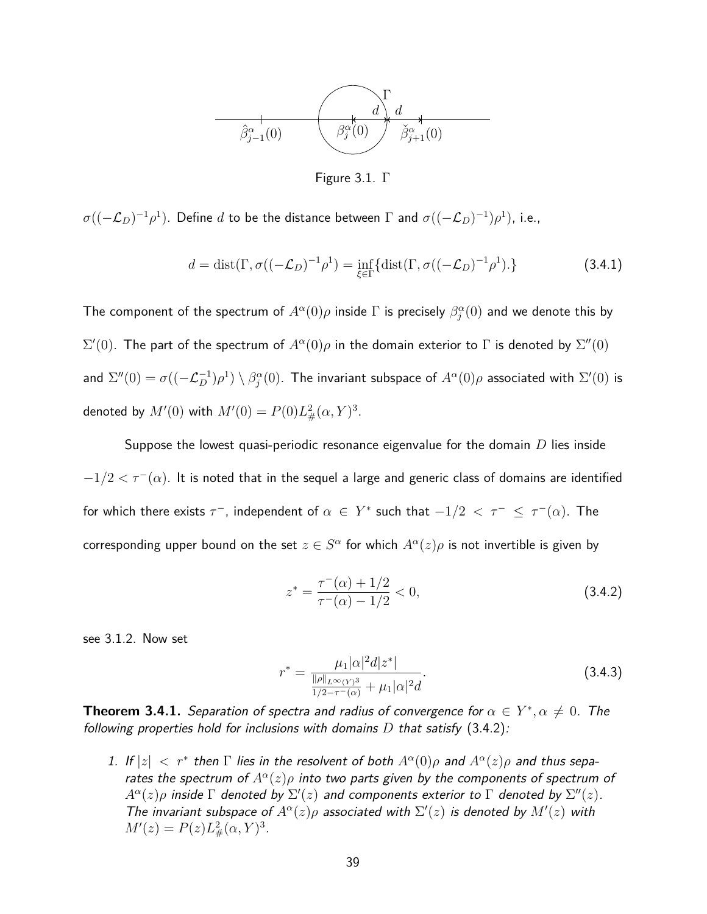Figure 3.1. $\Gamma$

$\sigma((-\mathcal{L}_D)^{-1}\rho^1)$. Define $d$ to be the distance between $\Gamma$ and $\sigma((-\mathcal{L}_D)^{-1})\rho^1)$, i.e.,

$$d = \mathrm{dist}(\Gamma, \sigma((-\mathcal{L}_D)^{-1}\rho^1) = \inf_{\xi\in\Gamma}\{\mathrm{dist}(\Gamma, \sigma((-\mathcal{L}_D)^{-1}\rho^1).\} \tag{3.4.1}$$

The component of the spectrum of $A^\alpha(0)\rho$ inside $\Gamma$ is precisely $\beta_j^\alpha(0)$ and we denote this by $\Sigma'(0)$. The part of the spectrum of $A^\alpha(0)\rho$ in the domain exterior to $\Gamma$ is denoted by $\Sigma''(0)$ and $\Sigma''(0) = \sigma((-\mathcal{L}_D^{-1})\rho^1) \setminus \beta_j^\alpha(0)$. The invariant subspace of $A^\alpha(0)\rho$ associated with $\Sigma'(0)$ is denoted by $M'(0)$ with $M'(0) = P(0)L^2_\#(\alpha, Y)^3$.

Suppose the lowest quasi-periodic resonance eigenvalue for the domain $D$ lies inside $-1/2 < \tau^-(\alpha)$. It is noted that in the sequel a large and generic class of domains are identified for which there exists $\tau^-$, independent of $\alpha \in Y^*$ such that $-1/2 < \tau^- \leq \tau^-(\alpha)$. The corresponding upper bound on the set $z \in S^\alpha$ for which $A^\alpha(z)\rho$ is not invertible is given by

$$z^* = \frac{\tau^-(\alpha) + 1/2}{\tau^-(\alpha) - 1/2} < 0, \tag{3.4.2}$$

see 3.1.2. Now set

$$r^* = \frac{\mu_1|\alpha|^2 d|z^*|}{\frac{\|\rho\|_{L^\infty(Y)^3}}{1/2-\tau^-(\alpha)} + \mu_1|\alpha|^2 d}. \tag{3.4.3}$$

**Theorem 3.4.1.** *Separation of spectra and radius of convergence for $\alpha \in Y^*, \alpha \neq 0$. The following properties hold for inclusions with domains $D$ that satisfy* (3.4.2)*:*

1. *If $|z| < r^*$ then $\Gamma$ lies in the resolvent of both $A^\alpha(0)\rho$ and $A^\alpha(z)\rho$ and thus separates the spectrum of $A^\alpha(z)\rho$ into two parts given by the components of spectrum of $A^\alpha(z)\rho$ inside $\Gamma$ denoted by $\Sigma'(z)$ and components exterior to $\Gamma$ denoted by $\Sigma''(z)$. The invariant subspace of $A^\alpha(z)\rho$ associated with $\Sigma'(z)$ is denoted by $M'(z)$ with $M'(z) = P(z)L^2_\#(\alpha, Y)^3$.*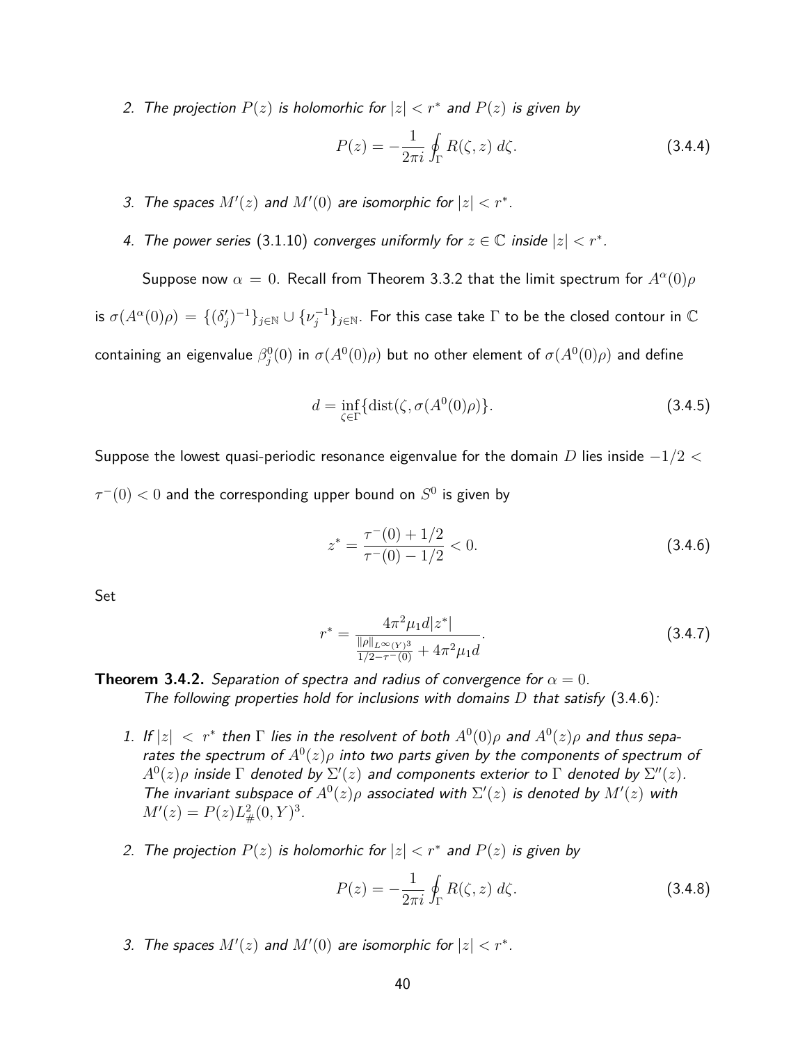2. *The projection $P(z)$ is holomorhic for $|z| < r^*$ and $P(z)$ is given by*

$$P(z) = -\frac{1}{2\pi i} \oint_{\Gamma} R(\zeta, z)\, d\zeta. \tag{3.4.4}$$

3. *The spaces $M'(z)$ and $M'(0)$ are isomorphic for $|z| < r^*$.*

4. *The power series* (3.1.10) *converges uniformly for $z \in \mathbb{C}$ inside $|z| < r^*$.*

Suppose now $\alpha = 0$. Recall from Theorem 3.3.2 that the limit spectrum for $A^\alpha(0)\rho$ is $\sigma(A^\alpha(0)\rho) = \{(\delta_j')^{-1}\}_{j\in\mathbb{N}} \cup \{\nu_j^{-1}\}_{j\in\mathbb{N}}$. For this case take $\Gamma$ to be the closed contour in $\mathbb{C}$ containing an eigenvalue $\beta_j^0(0)$ in $\sigma(A^0(0)\rho)$ but no other element of $\sigma(A^0(0)\rho)$ and define

$$d = \inf_{\zeta\in\Gamma}\{\mathrm{dist}(\zeta, \sigma(A^0(0)\rho)\}. \tag{3.4.5}$$

Suppose the lowest quasi-periodic resonance eigenvalue for the domain $D$ lies inside $-1/2 < \tau^-(0) < 0$ and the corresponding upper bound on $S^0$ is given by

$$z^* = \frac{\tau^-(0) + 1/2}{\tau^-(0) - 1/2} < 0. \tag{3.4.6}$$

Set

$$r^* = \frac{4\pi^2\mu_1 d|z^*|}{\frac{\|\rho\|_{L^\infty(Y)^3}}{1/2-\tau^-(0)} + 4\pi^2\mu_1 d}. \tag{3.4.7}$$

**Theorem 3.4.2.** *Separation of spectra and radius of convergence for $\alpha = 0$.*
*The following properties hold for inclusions with domains $D$ that satisfy* (3.4.6)*:*

1. *If $|z| < r^*$ then $\Gamma$ lies in the resolvent of both $A^0(0)\rho$ and $A^0(z)\rho$ and thus separates the spectrum of $A^0(z)\rho$ into two parts given by the components of spectrum of $A^0(z)\rho$ inside $\Gamma$ denoted by $\Sigma'(z)$ and components exterior to $\Gamma$ denoted by $\Sigma''(z)$. The invariant subspace of $A^0(z)\rho$ associated with $\Sigma'(z)$ is denoted by $M'(z)$ with $M'(z) = P(z)L^2_\#(0,Y)^3$.*

2. *The projection $P(z)$ is holomorhic for $|z| < r^*$ and $P(z)$ is given by*

$$P(z) = -\frac{1}{2\pi i} \oint_{\Gamma} R(\zeta, z)\, d\zeta. \tag{3.4.8}$$

3. *The spaces $M'(z)$ and $M'(0)$ are isomorphic for $|z| < r^*$.*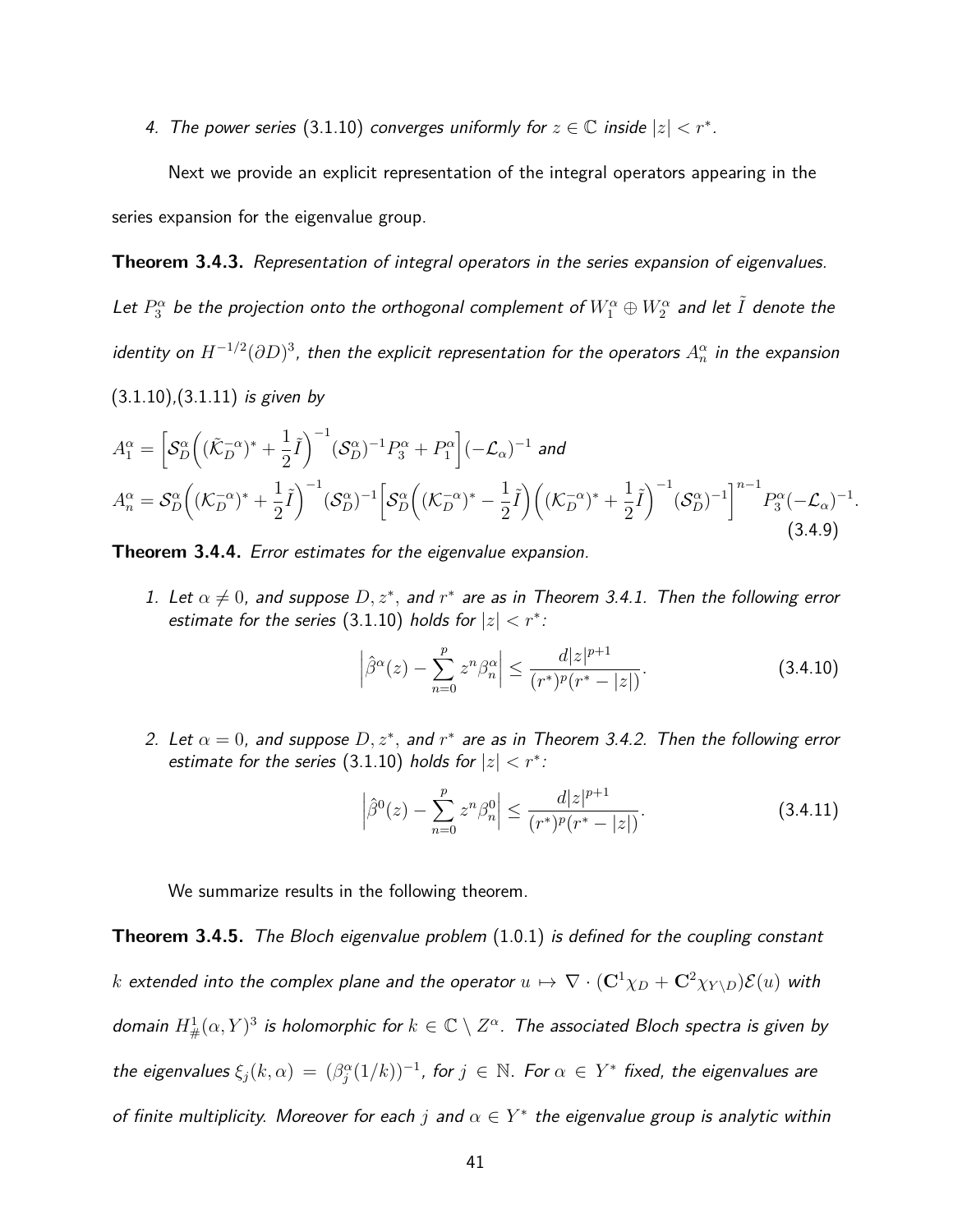4. *The power series* (3.1.10) *converges uniformly for* $z \in \mathbb{C}$ *inside* $|z| < r^*$.

Next we provide an explicit representation of the integral operators appearing in the series expansion for the eigenvalue group.

**Theorem 3.4.3.** *Representation of integral operators in the series expansion of eigenvalues. Let* $P_3^\alpha$ *be the projection onto the orthogonal complement of* $W_1^\alpha \oplus W_2^\alpha$ *and let* $\tilde{I}$ *denote the identity on* $H^{-1/2}(\partial D)^3$*, then the explicit representation for the operators* $A_n^\alpha$ *in the expansion* (3.1.10)*,*(3.1.11) *is given by*

$$A_1^\alpha = \left[\mathcal{S}_D^\alpha\Big((\tilde{\mathcal{K}}_D^{-\alpha})^* + \frac{1}{2}\tilde{I}\Big)^{-1}(\mathcal{S}_D^\alpha)^{-1}P_3^\alpha + P_1^\alpha\right](-\mathcal{L}_\alpha)^{-1} \text{ and}$$

$$A_n^\alpha = \mathcal{S}_D^\alpha\Big((\mathcal{K}_D^{-\alpha})^* + \frac{1}{2}\tilde{I}\Big)^{-1}(\mathcal{S}_D^\alpha)^{-1}\Big[\mathcal{S}_D^\alpha\Big((\mathcal{K}_D^{-\alpha})^* - \frac{1}{2}\tilde{I}\Big)\Big((\mathcal{K}_D^{-\alpha})^* + \frac{1}{2}\tilde{I}\Big)^{-1}(\mathcal{S}_D^\alpha)^{-1}\Big]^{n-1}P_3^\alpha(-\mathcal{L}_\alpha)^{-1}. \tag{3.4.9}$$

**Theorem 3.4.4.** *Error estimates for the eigenvalue expansion.*

1. *Let* $\alpha \neq 0$*, and suppose* $D, z^*$*, and* $r^*$ *are as in Theorem 3.4.1. Then the following error estimate for the series* (3.1.10) *holds for* $|z| < r^*$*:*

$$\left|\hat{\beta}^\alpha(z) - \sum_{n=0}^{p} z^n \beta_n^\alpha\right| \leq \frac{d|z|^{p+1}}{(r^*)^p(r^* - |z|)}. \tag{3.4.10}$$

2. *Let* $\alpha = 0$*, and suppose* $D, z^*$*, and* $r^*$ *are as in Theorem 3.4.2. Then the following error estimate for the series* (3.1.10) *holds for* $|z| < r^*$*:*

$$\left|\hat{\beta}^0(z) - \sum_{n=0}^{p} z^n \beta_n^0\right| \leq \frac{d|z|^{p+1}}{(r^*)^p(r^* - |z|)}. \tag{3.4.11}$$

We summarize results in the following theorem.

**Theorem 3.4.5.** *The Bloch eigenvalue problem* (1.0.1) *is defined for the coupling constant* $k$ *extended into the complex plane and the operator* $u \mapsto \nabla \cdot (\mathbf{C}^1\chi_D + \mathbf{C}^2\chi_{Y\setminus D})\mathcal{E}(u)$ *with domain* $H^1_\#(\alpha, Y)^3$ *is holomorphic for* $k \in \mathbb{C} \setminus Z^\alpha$*. The associated Bloch spectra is given by the eigenvalues* $\xi_j(k,\alpha) = (\beta_j^\alpha(1/k))^{-1}$*, for* $j \in \mathbb{N}$*. For* $\alpha \in Y^*$ *fixed, the eigenvalues are of finite multiplicity. Moreover for each* $j$ *and* $\alpha \in Y^*$ *the eigenvalue group is analytic within*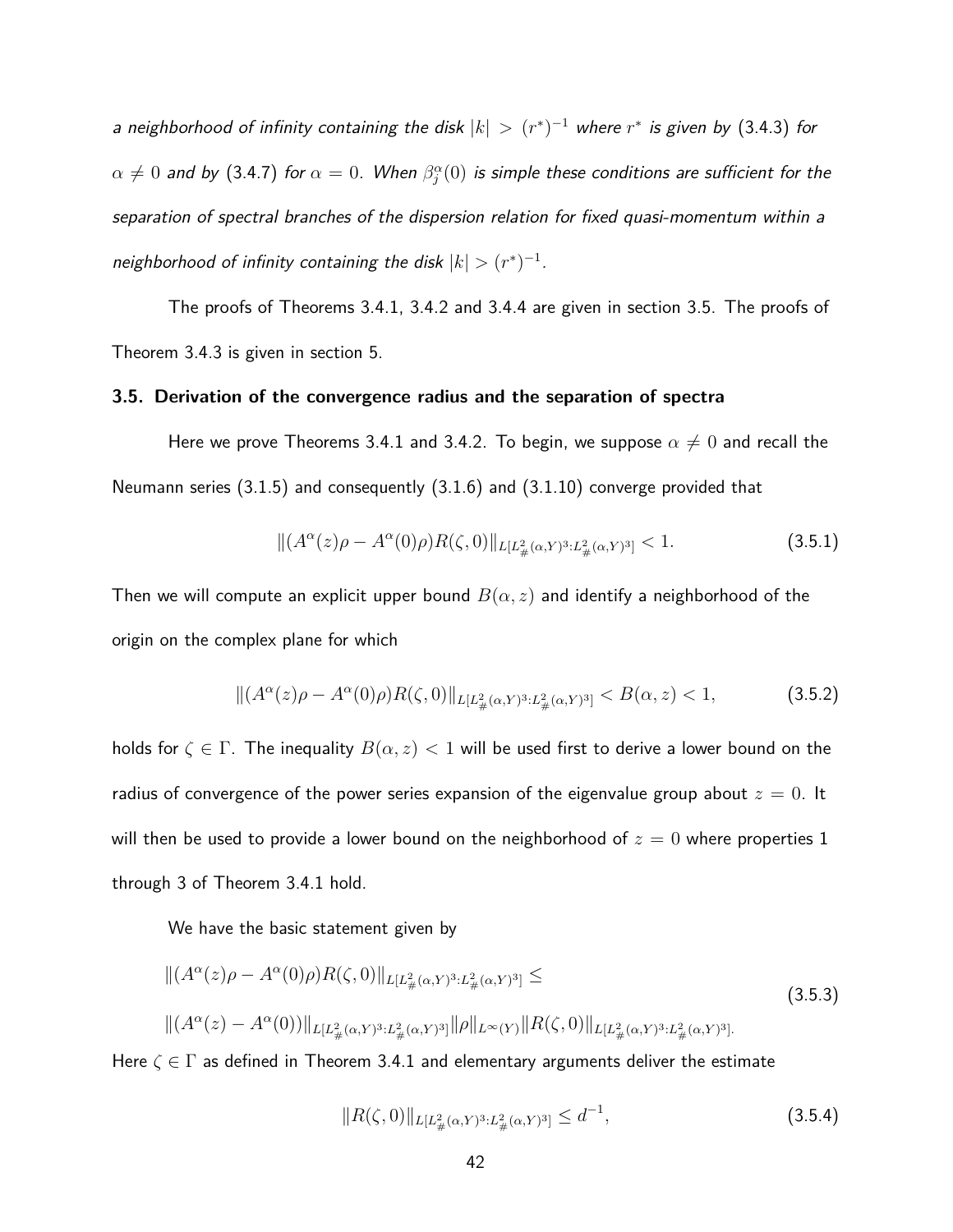*a neighborhood of infinity containing the disk $|k| > (r^*)^{-1}$ where $r^*$ is given by (3.4.3) for $\alpha \neq 0$ and by (3.4.7) for $\alpha = 0$. When $\beta_j^\alpha(0)$ is simple these conditions are sufficient for the separation of spectral branches of the dispersion relation for fixed quasi-momentum within a neighborhood of infinity containing the disk $|k| > (r^*)^{-1}$.*

The proofs of Theorems 3.4.1, 3.4.2 and 3.4.4 are given in section 3.5. The proofs of Theorem 3.4.3 is given in section 5.

### 3.5. Derivation of the convergence radius and the separation of spectra

Here we prove Theorems 3.4.1 and 3.4.2. To begin, we suppose $\alpha \neq 0$ and recall the Neumann series (3.1.5) and consequently (3.1.6) and (3.1.10) converge provided that

$$\|(A^\alpha(z)\rho - A^\alpha(0)\rho)R(\zeta,0)\|_{L[L^2_\#(\alpha,Y)^3:L^2_\#(\alpha,Y)^3]} < 1. \tag{3.5.1}$$

Then we will compute an explicit upper bound $B(\alpha, z)$ and identify a neighborhood of the origin on the complex plane for which

$$\|(A^\alpha(z)\rho - A^\alpha(0)\rho)R(\zeta,0)\|_{L[L^2_\#(\alpha,Y)^3:L^2_\#(\alpha,Y)^3]} < B(\alpha,z) < 1, \tag{3.5.2}$$

holds for $\zeta \in \Gamma$. The inequality $B(\alpha, z) < 1$ will be used first to derive a lower bound on the radius of convergence of the power series expansion of the eigenvalue group about $z = 0$. It will then be used to provide a lower bound on the neighborhood of $z = 0$ where properties 1 through 3 of Theorem 3.4.1 hold.

We have the basic statement given by

$$\begin{aligned}
&\|(A^\alpha(z)\rho - A^\alpha(0)\rho)R(\zeta,0)\|_{L[L^2_\#(\alpha,Y)^3:L^2_\#(\alpha,Y)^3]} \leq \\
&\|(A^\alpha(z) - A^\alpha(0))\|_{L[L^2_\#(\alpha,Y)^3:L^2_\#(\alpha,Y)^3]}\|\rho\|_{L^\infty(Y)}\|R(\zeta,0)\|_{L[L^2_\#(\alpha,Y)^3:L^2_\#(\alpha,Y)^3]}.
\end{aligned} \tag{3.5.3}$$

Here $\zeta \in \Gamma$ as defined in Theorem 3.4.1 and elementary arguments deliver the estimate

$$\|R(\zeta,0)\|_{L[L^2_\#(\alpha,Y)^3:L^2_\#(\alpha,Y)^3]} \leq d^{-1}, \tag{3.5.4}$$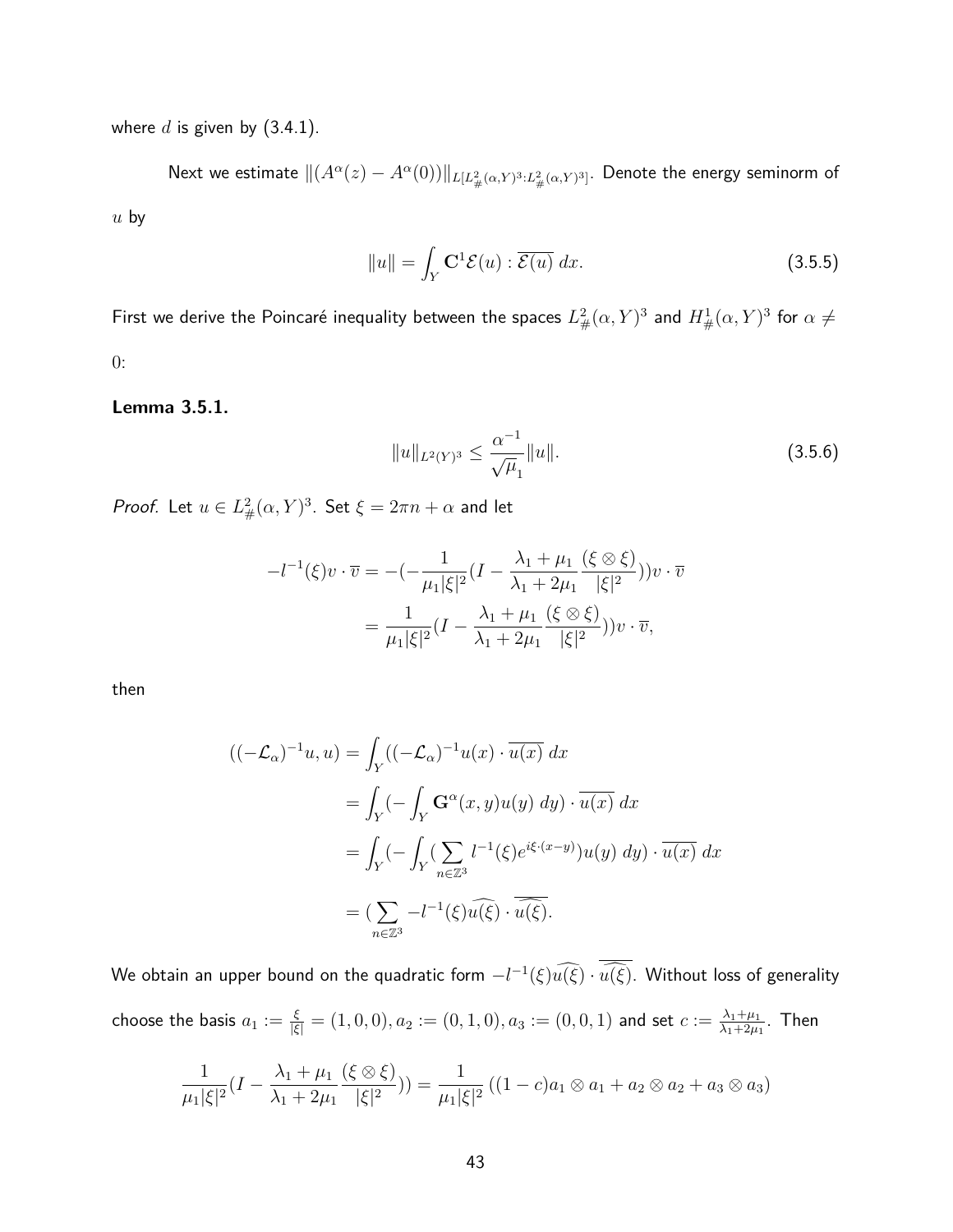where $d$ is given by (3.4.1).

Next we estimate $\|(A^\alpha(z) - A^\alpha(0))\|_{L[L^2_\#(\alpha,Y)^3:L^2_\#(\alpha,Y)^3]}$. Denote the energy seminorm of $u$ by

$$\|u\| = \int_Y \mathbf{C}^1\mathcal{E}(u) : \overline{\mathcal{E}(u)}\; dx. \tag{3.5.5}$$

First we derive the Poincaré inequality between the spaces $L^2_\#(\alpha, Y)^3$ and $H^1_\#(\alpha, Y)^3$ for $\alpha \neq 0$:

**Lemma 3.5.1.**

$$\|u\|_{L^2(Y)^3} \leq \frac{\alpha^{-1}}{\sqrt{\mu}_1}\|u\|. \tag{3.5.6}$$

*Proof.* Let $u \in L^2_\#(\alpha, Y)^3$. Set $\xi = 2\pi n + \alpha$ and let

$$\begin{aligned}
-l^{-1}(\xi)v \cdot \overline{v} &= -(-\frac{1}{\mu_1|\xi|^2}(I - \frac{\lambda_1 + \mu_1}{\lambda_1 + 2\mu_1}\frac{(\xi \otimes \xi)}{|\xi|^2}))v \cdot \overline{v} \\
&= \frac{1}{\mu_1|\xi|^2}(I - \frac{\lambda_1 + \mu_1}{\lambda_1 + 2\mu_1}\frac{(\xi \otimes \xi)}{|\xi|^2}))v \cdot \overline{v},
\end{aligned}$$

then

$$\begin{aligned}
((-\mathcal{L}_\alpha)^{-1}u, u) &= \int_Y ((-\mathcal{L}_\alpha)^{-1}u(x) \cdot \overline{u(x)}\; dx \\
&= \int_Y (-\int_Y \mathbf{G}^\alpha(x, y)u(y)\; dy) \cdot \overline{u(x)}\; dx \\
&= \int_Y (-\int_Y (\sum_{n \in \mathbb{Z}^3} l^{-1}(\xi)e^{i\xi\cdot(x-y)})u(y)\; dy) \cdot \overline{u(x)}\; dx \\
&= (\sum_{n \in \mathbb{Z}^3} -l^{-1}(\xi)\widehat{u(\xi)} \cdot \overline{\widehat{u(\xi)}}.
\end{aligned}$$

We obtain an upper bound on the quadratic form $-l^{-1}(\xi)\widehat{u(\xi)} \cdot \overline{\widehat{u(\xi)}}$. Without loss of generality choose the basis $a_1 := \frac{\xi}{|\xi|} = (1, 0, 0), a_2 := (0, 1, 0), a_3 := (0, 0, 1)$ and set $c := \frac{\lambda_1+\mu_1}{\lambda_1+2\mu_1}$. Then

$$\frac{1}{\mu_1|\xi|^2}(I - \frac{\lambda_1 + \mu_1}{\lambda_1 + 2\mu_1}\frac{(\xi \otimes \xi)}{|\xi|^2})) = \frac{1}{\mu_1|\xi|^2}\left((1 - c)a_1 \otimes a_1 + a_2 \otimes a_2 + a_3 \otimes a_3\right)$$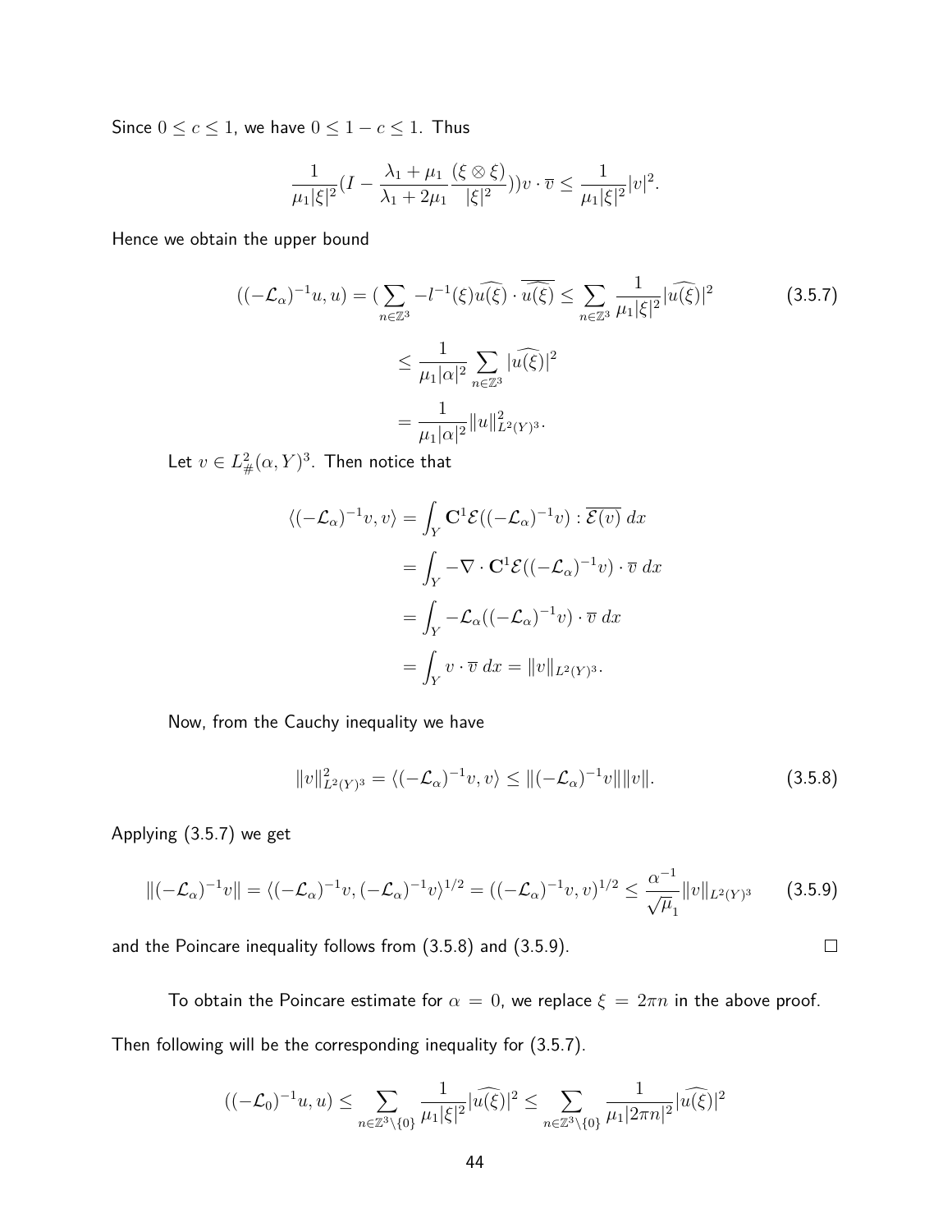Since $0 \leq c \leq 1$, we have $0 \leq 1 - c \leq 1$. Thus

$$\frac{1}{\mu_1|\xi|^2}(I - \frac{\lambda_1 + \mu_1}{\lambda_1 + 2\mu_1}\frac{(\xi \otimes \xi)}{|\xi|^2}))v \cdot \overline{v} \leq \frac{1}{\mu_1|\xi|^2}|v|^2.$$

Hence we obtain the upper bound

$$((-\mathcal{L}_\alpha)^{-1}u, u) = (\sum_{n \in \mathbb{Z}^3} -l^{-1}(\xi)\widehat{u(\xi)} \cdot \overline{\widehat{u(\xi)}} \leq \sum_{n \in \mathbb{Z}^3} \frac{1}{\mu_1|\xi|^2}|\widehat{u(\xi)}|^2 \tag{3.5.7}$$

$$\leq \frac{1}{\mu_1|\alpha|^2}\sum_{n \in \mathbb{Z}^3}|\widehat{u(\xi)}|^2$$

$$= \frac{1}{\mu_1|\alpha|^2}\|u\|^2_{L^2(Y)^3}.$$

Let $v \in L^2_{\#}(\alpha, Y)^3$. Then notice that

$$\langle(-\mathcal{L}_\alpha)^{-1}v, v\rangle = \int_Y \mathbf{C}^1\mathcal{E}((-\mathcal{L}_\alpha)^{-1}v) : \overline{\mathcal{E}(v)}\ dx$$

$$= \int_Y -\nabla \cdot \mathbf{C}^1\mathcal{E}((-\mathcal{L}_\alpha)^{-1}v) \cdot \overline{v}\ dx$$

$$= \int_Y -\mathcal{L}_\alpha((-\mathcal{L}_\alpha)^{-1}v) \cdot \overline{v}\ dx$$

$$= \int_Y v \cdot \overline{v}\ dx = \|v\|_{L^2(Y)^3}.$$

Now, from the Cauchy inequality we have

$$\|v\|^2_{L^2(Y)^3} = \langle(-\mathcal{L}_\alpha)^{-1}v, v\rangle \leq \|(-\mathcal{L}_\alpha)^{-1}v\|\|v\|. \tag{3.5.8}$$

Applying (3.5.7) we get

$$\|(-\mathcal{L}_\alpha)^{-1}v\| = \langle(-\mathcal{L}_\alpha)^{-1}v, (-\mathcal{L}_\alpha)^{-1}v\rangle^{1/2} = ((-\mathcal{L}_\alpha)^{-1}v, v)^{1/2} \leq \frac{\alpha^{-1}}{\sqrt{\mu}_1}\|v\|_{L^2(Y)^3} \tag{3.5.9}$$

and the Poincare inequality follows from (3.5.8) and (3.5.9). $\square$

To obtain the Poincare estimate for $\alpha = 0$, we replace $\xi = 2\pi n$ in the above proof. Then following will be the corresponding inequality for (3.5.7).

$$((-\mathcal{L}_0)^{-1}u, u) \leq \sum_{n \in \mathbb{Z}^3 \setminus \{0\}} \frac{1}{\mu_1|\xi|^2}|\widehat{u(\xi)}|^2 \leq \sum_{n \in \mathbb{Z}^3 \setminus \{0\}} \frac{1}{\mu_1|2\pi n|^2}|\widehat{u(\xi)}|^2$$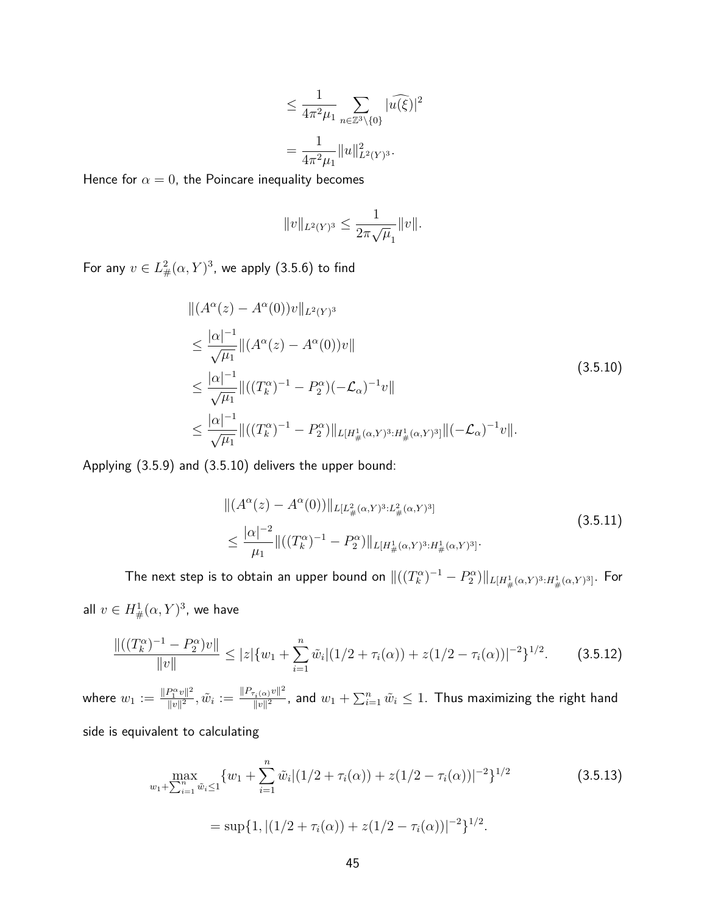$$
\begin{aligned}
&\leq \frac{1}{4\pi^2\mu_1} \sum_{n\in\mathbb{Z}^3\setminus\{0\}} |\widehat{u(\xi)}|^2 \\
&= \frac{1}{4\pi^2\mu_1} \|u\|^2_{L^2(Y)^3}.
\end{aligned}
$$

Hence for $\alpha = 0$, the Poincare inequality becomes

$$
\|v\|_{L^2(Y)^3} \leq \frac{1}{2\pi\sqrt{\mu}_1} \|v\|.
$$

For any $v \in L^2_\#(\alpha, Y)^3$, we apply (3.5.6) to find

$$
\begin{aligned}
&\|(A^\alpha(z) - A^\alpha(0))v\|_{L^2(Y)^3} \\
&\leq \frac{|\alpha|^{-1}}{\sqrt{\mu_1}} \|(A^\alpha(z) - A^\alpha(0))v\| \\
&\leq \frac{|\alpha|^{-1}}{\sqrt{\mu_1}} \|((T^\alpha_k)^{-1} - P^\alpha_2)(-\mathcal{L}_\alpha)^{-1} v\| \\
&\leq \frac{|\alpha|^{-1}}{\sqrt{\mu_1}} \|((T^\alpha_k)^{-1} - P^\alpha_2)\|_{L[H^1_\#(\alpha,Y)^3 : H^1_\#(\alpha,Y)^3]} \|(-\mathcal{L}_\alpha)^{-1} v\|.
\end{aligned}
\tag{3.5.10}
$$

Applying (3.5.9) and (3.5.10) delivers the upper bound:

$$
\begin{aligned}
&\|(A^\alpha(z) - A^\alpha(0))\|_{L[L^2_\#(\alpha,Y)^3 : L^2_\#(\alpha,Y)^3]} \\
&\leq \frac{|\alpha|^{-2}}{\mu_1} \|((T^\alpha_k)^{-1} - P^\alpha_2)\|_{L[H^1_\#(\alpha,Y)^3 : H^1_\#(\alpha,Y)^3]}.
\end{aligned}
\tag{3.5.11}
$$

The next step is to obtain an upper bound on $\|((T^\alpha_k)^{-1} - P^\alpha_2)\|_{L[H^1_\#(\alpha,Y)^3 : H^1_\#(\alpha,Y)^3]}$. For all $v \in H^1_\#(\alpha, Y)^3$, we have

$$
\frac{\|((T^\alpha_k)^{-1} - P^\alpha_2)v\|}{\|v\|} \leq |z| \{w_1 + \sum_{i=1}^n \tilde{w}_i |(1/2 + \tau_i(\alpha)) + z(1/2 - \tau_i(\alpha))|^{-2}\}^{1/2}. \tag{3.5.12}
$$

where $w_1 := \frac{\|P^\alpha_1 v\|^2}{\|v\|^2}, \tilde{w}_i := \frac{\|P_{\tau_i(\alpha)} v\|^2}{\|v\|^2}$, and $w_1 + \sum_{i=1}^n \tilde{w}_i \leq 1$. Thus maximizing the right hand side is equivalent to calculating

$$
\begin{aligned}
&\max_{w_1 + \sum_{i=1}^n \tilde{w}_i \leq 1} \{w_1 + \sum_{i=1}^n \tilde{w}_i |(1/2 + \tau_i(\alpha)) + z(1/2 - \tau_i(\alpha))|^{-2}\}^{1/2} \\
&= \sup\{1, |(1/2 + \tau_i(\alpha)) + z(1/2 - \tau_i(\alpha))|^{-2}\}^{1/2}.
\end{aligned}
\tag{3.5.13}
$$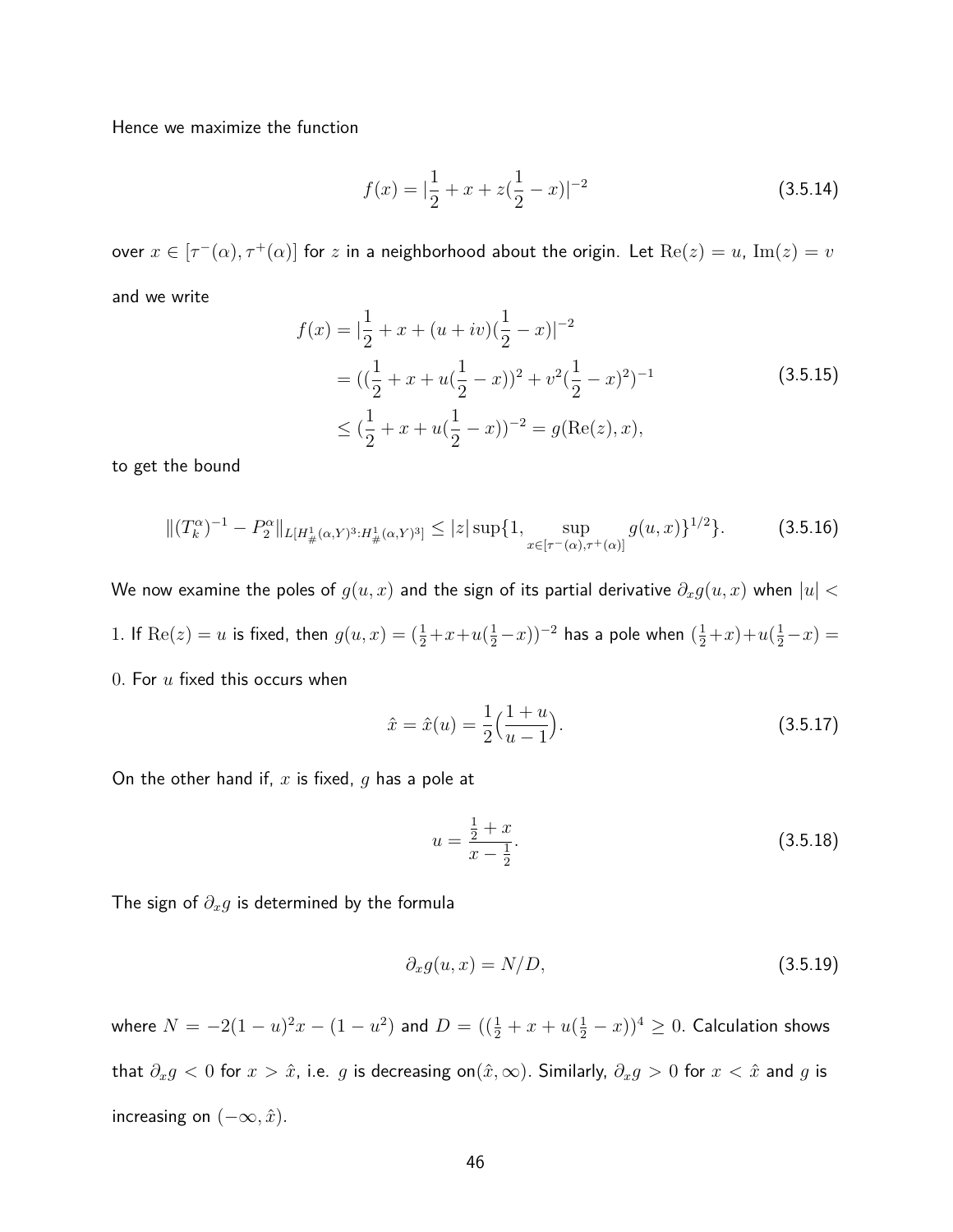Hence we maximize the function

$$f(x) = |\frac{1}{2} + x + z(\frac{1}{2} - x)|^{-2} \tag{3.5.14}$$

over $x \in [\tau^-(\alpha), \tau^+(\alpha)]$ for $z$ in a neighborhood about the origin. Let $\mathrm{Re}(z) = u$, $\mathrm{Im}(z) = v$ and we write

$$\begin{aligned} f(x) &= |\frac{1}{2} + x + (u + iv)(\frac{1}{2} - x)|^{-2} \\ &= ((\frac{1}{2} + x + u(\frac{1}{2} - x))^2 + v^2(\frac{1}{2} - x)^2)^{-1} \\ &\leq (\frac{1}{2} + x + u(\frac{1}{2} - x))^{-2} = g(\mathrm{Re}(z), x), \end{aligned} \tag{3.5.15}$$

to get the bound

$$\|(T_k^\alpha)^{-1} - P_2^\alpha\|_{L[H^1_\#(\alpha,Y)^3 : H^1_\#(\alpha,Y)^3]} \leq |z| \sup\{1, \sup_{x \in [\tau^-(\alpha), \tau^+(\alpha)]} g(u, x)\}^{1/2}. \tag{3.5.16}$$

We now examine the poles of $g(u, x)$ and the sign of its partial derivative $\partial_x g(u, x)$ when $|u| < 1$. If $\mathrm{Re}(z) = u$ is fixed, then $g(u, x) = (\frac{1}{2} + x + u(\frac{1}{2} - x))^{-2}$ has a pole when $(\frac{1}{2} + x) + u(\frac{1}{2} - x) = 0$. For $u$ fixed this occurs when

$$\hat{x} = \hat{x}(u) = \frac{1}{2}\Big(\frac{1 + u}{u - 1}\Big). \tag{3.5.17}$$

On the other hand if, $x$ is fixed, $g$ has a pole at

$$u = \frac{\frac{1}{2} + x}{x - \frac{1}{2}}. \tag{3.5.18}$$

The sign of $\partial_x g$ is determined by the formula

$$\partial_x g(u, x) = N/D, \tag{3.5.19}$$

where $N = -2(1 - u)^2 x - (1 - u^2)$ and $D = ((\frac{1}{2} + x + u(\frac{1}{2} - x))^4 \geq 0$. Calculation shows that $\partial_x g < 0$ for $x > \hat{x}$, i.e. $g$ is decreasing on$(\hat{x}, \infty)$. Similarly, $\partial_x g > 0$ for $x < \hat{x}$ and $g$ is increasing on $(-\infty, \hat{x})$.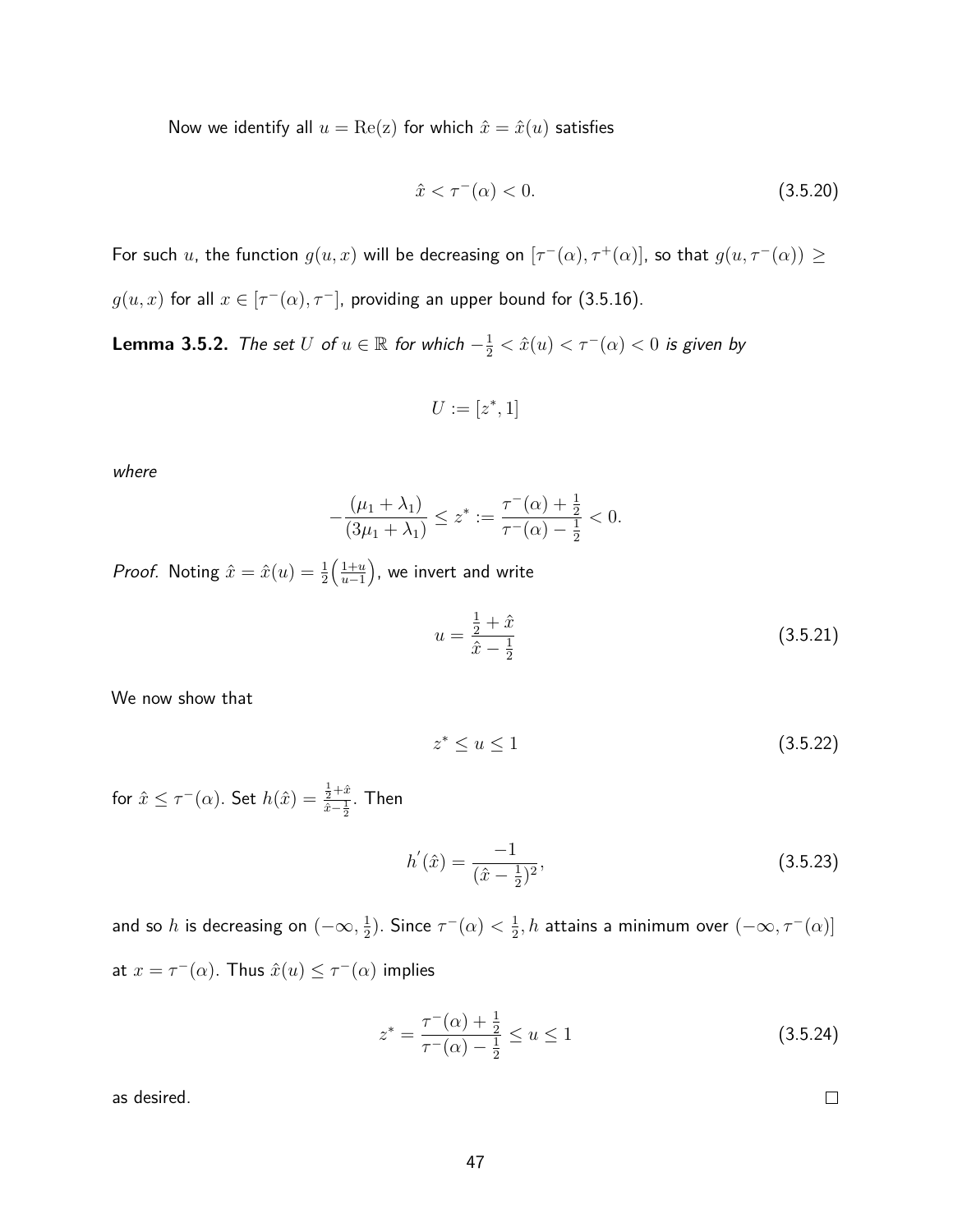Now we identify all $u = \mathrm{Re(z)}$ for which $\hat{x} = \hat{x}(u)$ satisfies

$$\hat{x} < \tau^{-}(\alpha) < 0. \tag{3.5.20}$$

For such $u$, the function $g(u, x)$ will be decreasing on $[\tau^{-}(\alpha), \tau^{+}(\alpha)]$, so that $g(u, \tau^{-}(\alpha)) \geq g(u, x)$ for all $x \in [\tau^{-}(\alpha), \tau^{-}]$, providing an upper bound for (3.5.16).

**Lemma 3.5.2.** *The set $U$ of $u \in \mathbb{R}$ for which $-\frac{1}{2} < \hat{x}(u) < \tau^{-}(\alpha) < 0$ is given by*

$$U := [z^*, 1]$$

*where*

$$-\frac{(\mu_1 + \lambda_1)}{(3\mu_1 + \lambda_1)} \leq z^* := \frac{\tau^{-}(\alpha) + \frac{1}{2}}{\tau^{-}(\alpha) - \frac{1}{2}} < 0.$$

*Proof.* Noting $\hat{x} = \hat{x}(u) = \frac{1}{2}\left(\frac{1+u}{u-1}\right)$, we invert and write

$$u = \frac{\frac{1}{2} + \hat{x}}{\hat{x} - \frac{1}{2}} \tag{3.5.21}$$

We now show that

$$z^* \leq u \leq 1 \tag{3.5.22}$$

for $\hat{x} \leq \tau^{-}(\alpha)$. Set $h(\hat{x}) = \frac{\frac{1}{2}+\hat{x}}{\hat{x}-\frac{1}{2}}$. Then

$$h^{'}(\hat{x}) = \frac{-1}{(\hat{x} - \frac{1}{2})^2}, \tag{3.5.23}$$

and so $h$ is decreasing on $(-\infty, \frac{1}{2})$. Since $\tau^{-}(\alpha) < \frac{1}{2}, h$ attains a minimum over $(-\infty, \tau^{-}(\alpha)]$ at $x = \tau^{-}(\alpha)$. Thus $\hat{x}(u) \leq \tau^{-}(\alpha)$ implies

$$z^* = \frac{\tau^{-}(\alpha) + \frac{1}{2}}{\tau^{-}(\alpha) - \frac{1}{2}} \leq u \leq 1 \tag{3.5.24}$$

as desired. □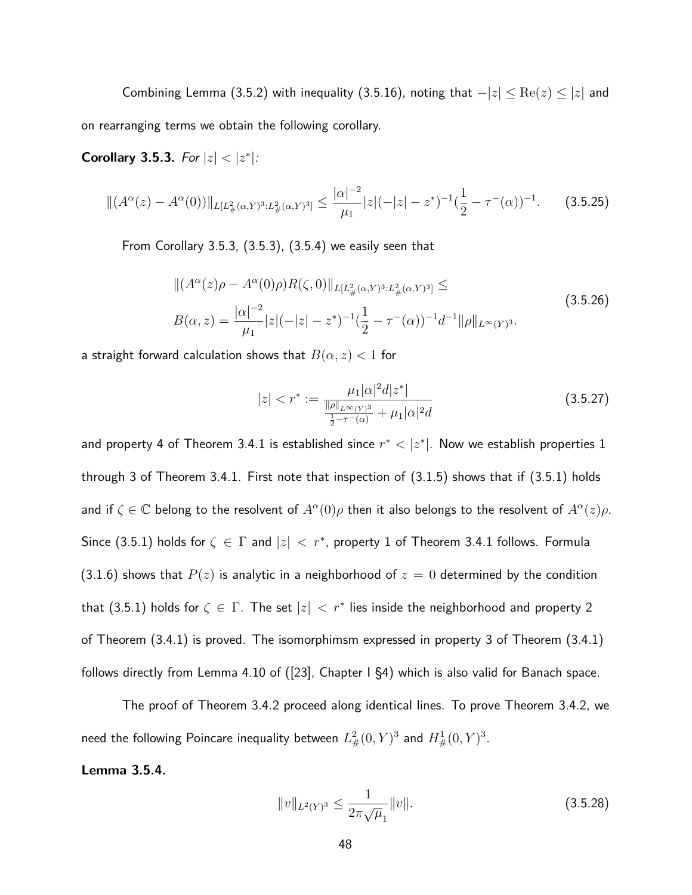Combining Lemma (3.5.2) with inequality (3.5.16), noting that $-|z| \leq \mathrm{Re}(z) \leq |z|$ and on rearranging terms we obtain the following corollary.

**Corollary 3.5.3.** *For* $|z| < |z^*|$*:*

$$\|(A^\alpha(z) - A^\alpha(0))\|_{L[L^2_\#(\alpha,Y)^3 : L^2_\#(\alpha,Y)^3]} \leq \frac{|\alpha|^{-2}}{\mu_1}|z|(-|z| - z^*)^{-1}(\frac{1}{2} - \tau^-(\alpha))^{-1}. \tag{3.5.25}$$

From Corollary 3.5.3, (3.5.3), (3.5.4) we easily seen that

$$\begin{aligned}
&\|(A^\alpha(z)\rho - A^\alpha(0)\rho)R(\zeta,0)\|_{L[L^2_\#(\alpha,Y)^3 : L^2_\#(\alpha,Y)^3]} \leq \\
&B(\alpha,z) = \frac{|\alpha|^{-2}}{\mu_1}|z|(-|z| - z^*)^{-1}(\frac{1}{2} - \tau^-(\alpha))^{-1} d^{-1}\|\rho\|_{L^\infty(Y)^3}.
\end{aligned} \tag{3.5.26}$$

a straight forward calculation shows that $B(\alpha, z) < 1$ for

$$|z| < r^* := \frac{\mu_1 |\alpha|^2 d |z^*|}{\frac{\|\rho\|_{L^\infty(Y)^3}}{\frac{1}{2} - \tau^-(\alpha)} + \mu_1 |\alpha|^2 d} \tag{3.5.27}$$

and property 4 of Theorem 3.4.1 is established since $r^* < |z^*|$. Now we establish properties 1 through 3 of Theorem 3.4.1. First note that inspection of (3.1.5) shows that if (3.5.1) holds and if $\zeta \in \mathbb{C}$ belong to the resolvent of $A^\alpha(0)\rho$ then it also belongs to the resolvent of $A^\alpha(z)\rho$. Since (3.5.1) holds for $\zeta \in \Gamma$ and $|z| < r^*$, property 1 of Theorem 3.4.1 follows. Formula (3.1.6) shows that $P(z)$ is analytic in a neighborhood of $z = 0$ determined by the condition that (3.5.1) holds for $\zeta \in \Gamma$. The set $|z| < r^*$ lies inside the neighborhood and property 2 of Theorem (3.4.1) is proved. The isomorphimsm expressed in property 3 of Theorem (3.4.1) follows directly from Lemma 4.10 of ([23], Chapter I §4) which is also valid for Banach space.

The proof of Theorem 3.4.2 proceed along identical lines. To prove Theorem 3.4.2, we need the following Poincare inequality between $L^2_\#(0,Y)^3$ and $H^1_\#(0,Y)^3$.

**Lemma 3.5.4.**

$$\|v\|_{L^2(Y)^3} \leq \frac{1}{2\pi\sqrt{\mu}_1}\|v\|. \tag{3.5.28}$$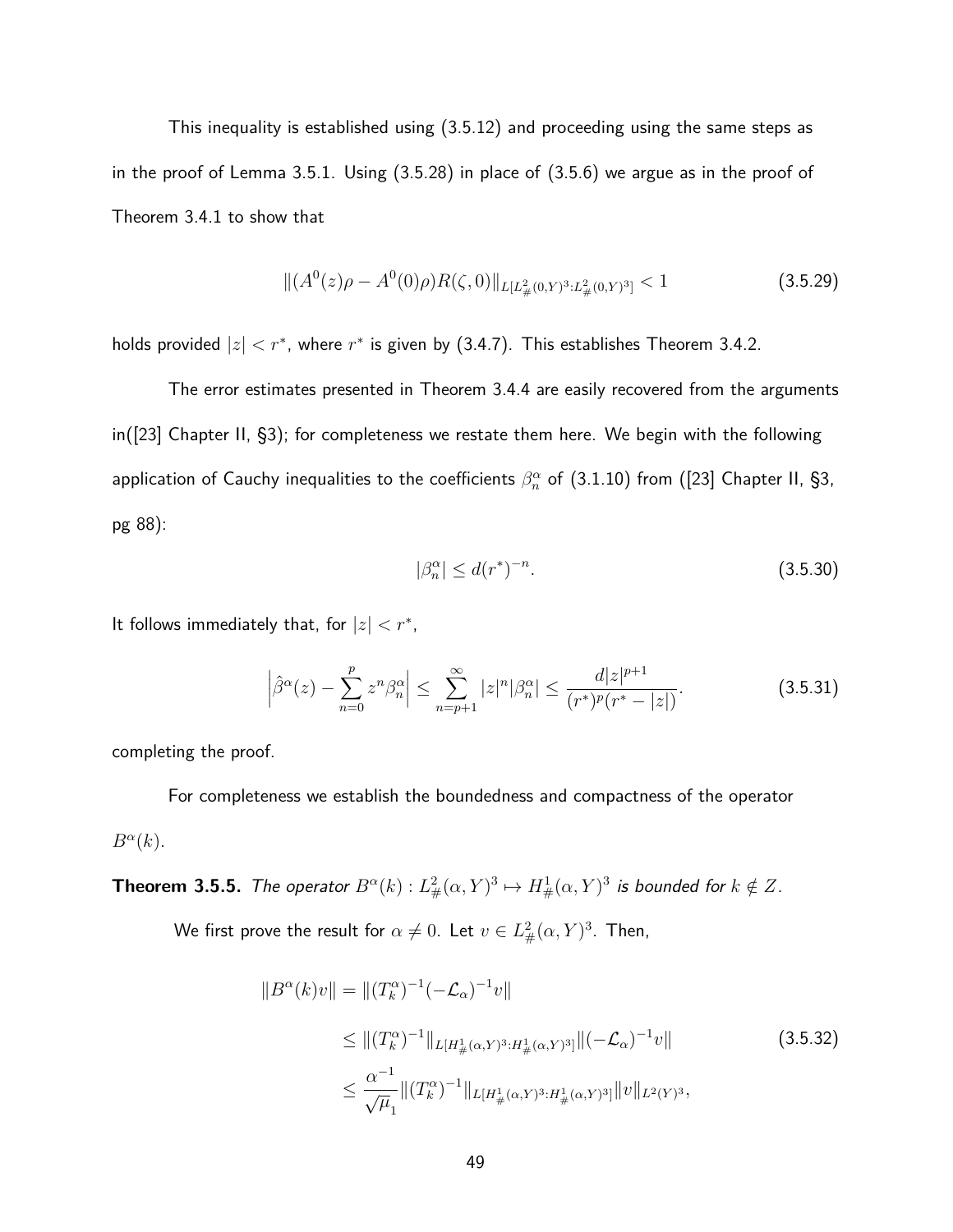This inequality is established using (3.5.12) and proceeding using the same steps as in the proof of Lemma 3.5.1. Using (3.5.28) in place of (3.5.6) we argue as in the proof of Theorem 3.4.1 to show that

$$\|(A^0(z)\rho - A^0(0)\rho)R(\zeta, 0)\|_{L[L^2_\#(0,Y)^3:L^2_\#(0,Y)^3]} < 1 \tag{3.5.29}$$

holds provided $|z| < r^*$, where $r^*$ is given by (3.4.7). This establishes Theorem 3.4.2.

The error estimates presented in Theorem 3.4.4 are easily recovered from the arguments in([23] Chapter II, §3); for completeness we restate them here. We begin with the following application of Cauchy inequalities to the coefficients $\beta_n^\alpha$ of (3.1.10) from ([23] Chapter II, §3, pg 88):

$$|\beta_n^\alpha| \leq d(r^*)^{-n}. \tag{3.5.30}$$

It follows immediately that, for $|z| < r^*$,

$$\left|\hat{\beta}^\alpha(z) - \sum_{n=0}^{p} z^n \beta_n^\alpha\right| \leq \sum_{n=p+1}^{\infty} |z|^n |\beta_n^\alpha| \leq \frac{d|z|^{p+1}}{(r^*)^p(r^* - |z|)}. \tag{3.5.31}$$

completing the proof.

For completeness we establish the boundedness and compactness of the operator $B^\alpha(k)$.

**Theorem 3.5.5.** *The operator $B^\alpha(k) : L^2_\#(\alpha, Y)^3 \mapsto H^1_\#(\alpha, Y)^3$ is bounded for $k \notin Z$.*

We first prove the result for $\alpha \neq 0$. Let $v \in L^2_\#(\alpha, Y)^3$. Then,

$$\begin{aligned}
\|B^\alpha(k)v\| &= \|(T_k^\alpha)^{-1}(-\mathcal{L}_\alpha)^{-1}v\| \\
&\leq \|(T_k^\alpha)^{-1}\|_{L[H^1_\#(\alpha,Y)^3:H^1_\#(\alpha,Y)^3]}\|(-\mathcal{L}_\alpha)^{-1}v\| \\
&\leq \frac{\alpha^{-1}}{\sqrt{\mu}_1}\|(T_k^\alpha)^{-1}\|_{L[H^1_\#(\alpha,Y)^3:H^1_\#(\alpha,Y)^3]}\|v\|_{L^2(Y)^3},
\end{aligned} \tag{3.5.32}$$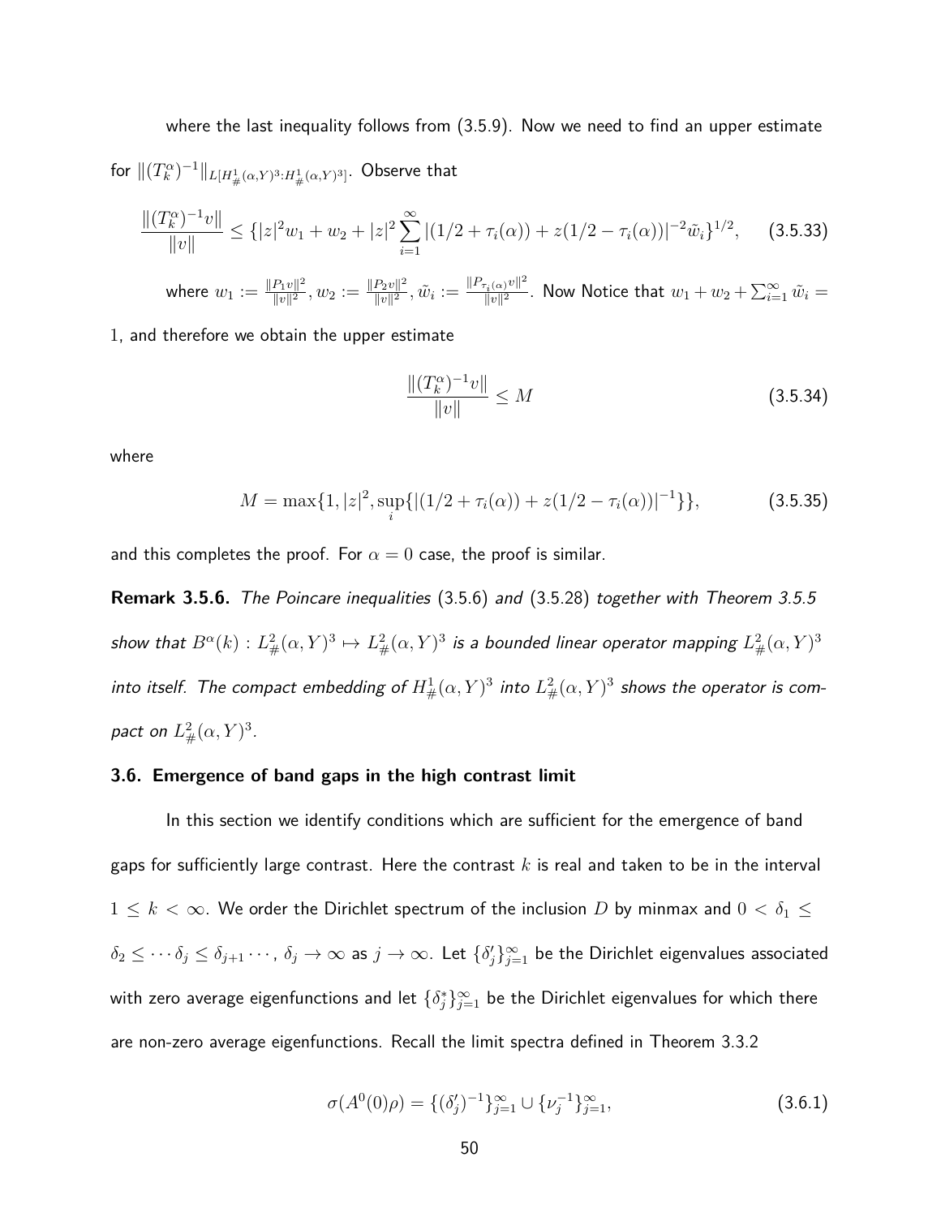where the last inequality follows from (3.5.9). Now we need to find an upper estimate for $\|(T_k^\alpha)^{-1}\|_{L[H^1_\#(\alpha,Y)^3:H^1_\#(\alpha,Y)^3]}$. Observe that

$$\frac{\|(T_k^\alpha)^{-1}v\|}{\|v\|} \leq \{|z|^2 w_1 + w_2 + |z|^2 \sum_{i=1}^{\infty} |(1/2+\tau_i(\alpha)) + z(1/2-\tau_i(\alpha))|^{-2}\tilde{w}_i\}^{1/2}, \qquad (3.5.33)$$

where $w_1 := \frac{\|P_1 v\|^2}{\|v\|^2}, w_2 := \frac{\|P_2 v\|^2}{\|v\|^2}, \tilde{w}_i := \frac{\|P_{\tau_i(\alpha)} v\|^2}{\|v\|^2}$. Now Notice that $w_1 + w_2 + \sum_{i=1}^{\infty} \tilde{w}_i = 1$, and therefore we obtain the upper estimate

$$\frac{\|(T_k^\alpha)^{-1}v\|}{\|v\|} \leq M \qquad (3.5.34)$$

where

$$M = \max\{1, |z|^2, \sup_i \{|(1/2+\tau_i(\alpha)) + z(1/2-\tau_i(\alpha))|^{-1}\}\}, \qquad (3.5.35)$$

and this completes the proof. For $\alpha = 0$ case, the proof is similar.

**Remark 3.5.6.** *The Poincare inequalities* (3.5.6) *and* (3.5.28) *together with Theorem 3.5.5 show that $B^\alpha(k) : L^2_\#(\alpha,Y)^3 \mapsto L^2_\#(\alpha,Y)^3$ is a bounded linear operator mapping $L^2_\#(\alpha,Y)^3$ into itself. The compact embedding of $H^1_\#(\alpha,Y)^3$ into $L^2_\#(\alpha,Y)^3$ shows the operator is compact on $L^2_\#(\alpha,Y)^3$.*

### 3.6. Emergence of band gaps in the high contrast limit

In this section we identify conditions which are sufficient for the emergence of band gaps for sufficiently large contrast. Here the contrast $k$ is real and taken to be in the interval $1 \leq k < \infty$. We order the Dirichlet spectrum of the inclusion $D$ by minmax and $0 < \delta_1 \leq \delta_2 \leq \cdots \delta_j \leq \delta_{j+1} \cdots$, $\delta_j \to \infty$ as $j \to \infty$. Let $\{\delta'_j\}_{j=1}^\infty$ be the Dirichlet eigenvalues associated with zero average eigenfunctions and let $\{\delta^*_j\}_{j=1}^\infty$ be the Dirichlet eigenvalues for which there are non-zero average eigenfunctions. Recall the limit spectra defined in Theorem 3.3.2

$$\sigma(A^0(0)\rho) = \{(\delta'_j)^{-1}\}_{j=1}^\infty \cup \{\nu_j^{-1}\}_{j=1}^\infty, \qquad (3.6.1)$$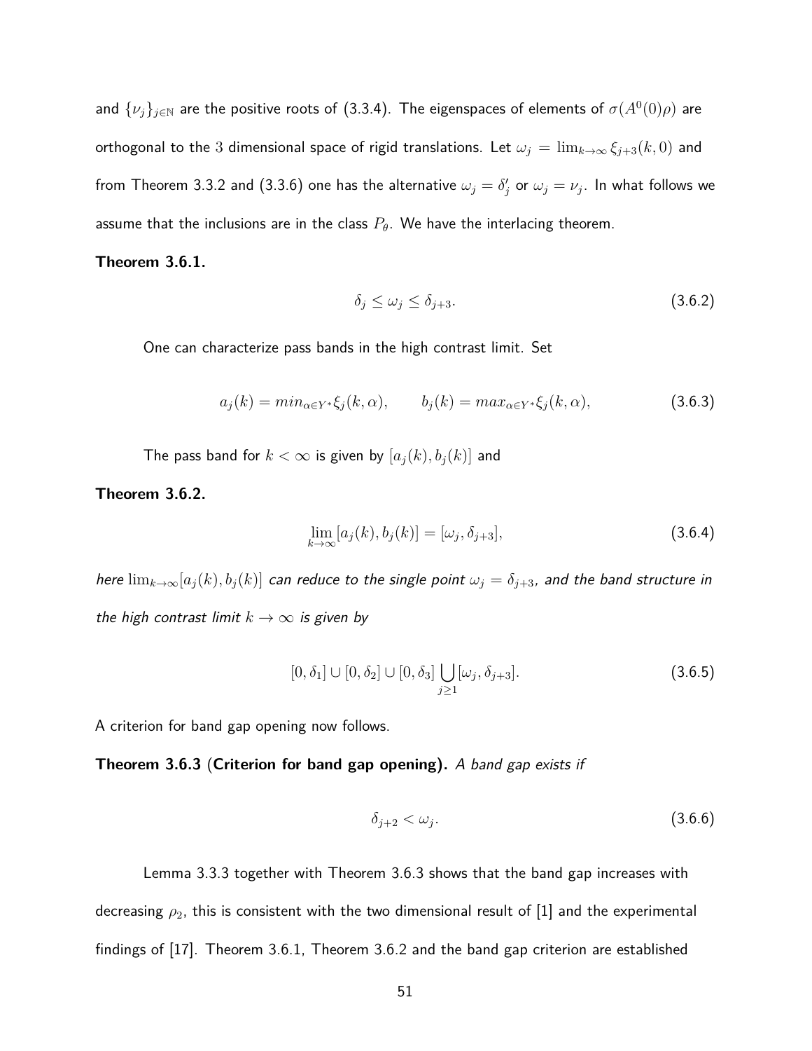and $\{\nu_j\}_{j\in\mathbb{N}}$ are the positive roots of (3.3.4). The eigenspaces of elements of $\sigma(A^0(0)\rho)$ are orthogonal to the 3 dimensional space of rigid translations. Let $\omega_j = \lim_{k\to\infty}\xi_{j+3}(k,0)$ and from Theorem 3.3.2 and (3.3.6) one has the alternative $\omega_j = \delta_j'$ or $\omega_j = \nu_j$. In what follows we assume that the inclusions are in the class $P_\theta$. We have the interlacing theorem.

**Theorem 3.6.1.**

$$\delta_j \leq \omega_j \leq \delta_{j+3}. \tag{3.6.2}$$

One can characterize pass bands in the high contrast limit. Set

$$a_j(k) = min_{\alpha\in Y^*}\xi_j(k,\alpha), \qquad b_j(k) = max_{\alpha\in Y^*}\xi_j(k,\alpha), \tag{3.6.3}$$

The pass band for $k < \infty$ is given by $[a_j(k), b_j(k)]$ and

**Theorem 3.6.2.**

$$\lim_{k\to\infty}[a_j(k), b_j(k)] = [\omega_j, \delta_{j+3}], \tag{3.6.4}$$

*here* $\lim_{k\to\infty}[a_j(k), b_j(k)]$ *can reduce to the single point* $\omega_j = \delta_{j+3}$*, and the band structure in the high contrast limit* $k \to \infty$ *is given by*

$$[0,\delta_1] \cup [0,\delta_2] \cup [0,\delta_3] \bigcup_{j\geq 1}[\omega_j, \delta_{j+3}]. \tag{3.6.5}$$

A criterion for band gap opening now follows.

**Theorem 3.6.3 (Criterion for band gap opening).** *A band gap exists if*

$$\delta_{j+2} < \omega_j. \tag{3.6.6}$$

Lemma 3.3.3 together with Theorem 3.6.3 shows that the band gap increases with decreasing $\rho_2$, this is consistent with the two dimensional result of [1] and the experimental findings of [17]. Theorem 3.6.1, Theorem 3.6.2 and the band gap criterion are established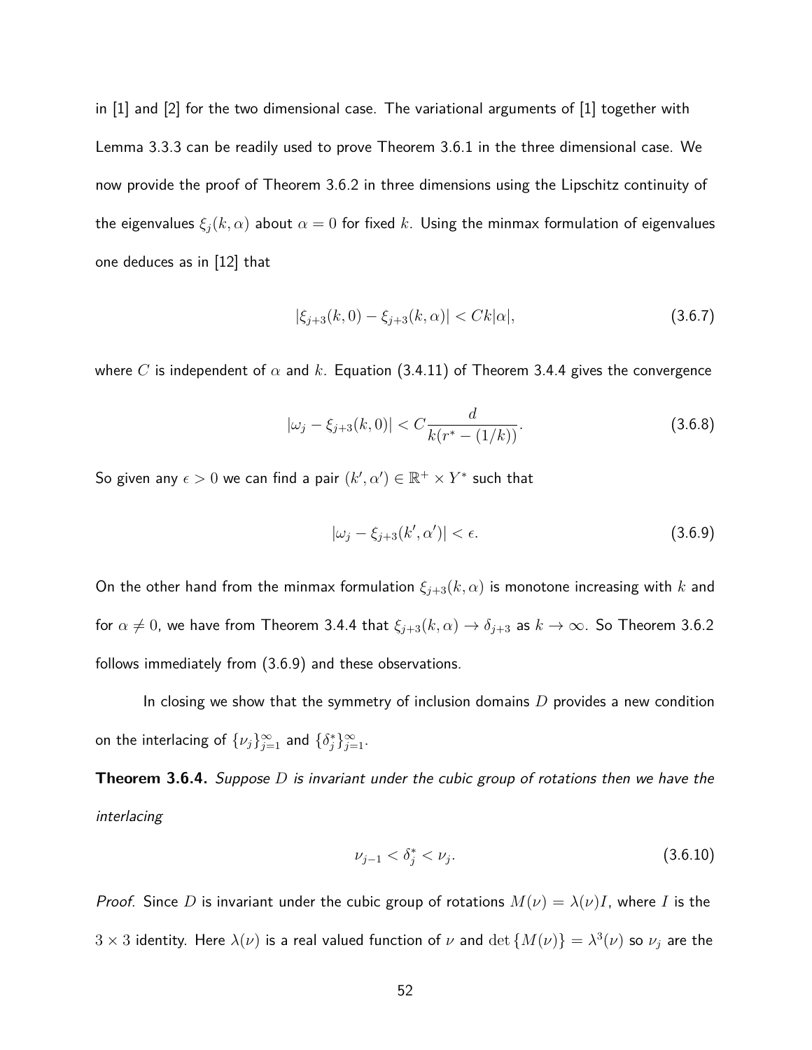in [1] and [2] for the two dimensional case. The variational arguments of [1] together with Lemma 3.3.3 can be readily used to prove Theorem 3.6.1 in the three dimensional case. We now provide the proof of Theorem 3.6.2 in three dimensions using the Lipschitz continuity of the eigenvalues $\xi_j(k,\alpha)$ about $\alpha = 0$ for fixed $k$. Using the minmax formulation of eigenvalues one deduces as in [12] that

$$|\xi_{j+3}(k,0) - \xi_{j+3}(k,\alpha)| < Ck|\alpha|, \tag{3.6.7}$$

where $C$ is independent of $\alpha$ and $k$. Equation (3.4.11) of Theorem 3.4.4 gives the convergence

$$|\omega_j - \xi_{j+3}(k,0)| < C\frac{d}{k(r^* - (1/k))}. \tag{3.6.8}$$

So given any $\epsilon > 0$ we can find a pair $(k', \alpha') \in \mathbb{R}^+ \times Y^*$ such that

$$|\omega_j - \xi_{j+3}(k', \alpha')| < \epsilon. \tag{3.6.9}$$

On the other hand from the minmax formulation $\xi_{j+3}(k,\alpha)$ is monotone increasing with $k$ and for $\alpha \neq 0$, we have from Theorem 3.4.4 that $\xi_{j+3}(k,\alpha) \to \delta_{j+3}$ as $k \to \infty$. So Theorem 3.6.2 follows immediately from (3.6.9) and these observations.

In closing we show that the symmetry of inclusion domains $D$ provides a new condition on the interlacing of $\{\nu_j\}_{j=1}^{\infty}$ and $\{\delta_j^*\}_{j=1}^{\infty}$.

**Theorem 3.6.4.** *Suppose $D$ is invariant under the cubic group of rotations then we have the interlacing*

$$\nu_{j-1} < \delta_j^* < \nu_j. \tag{3.6.10}$$

*Proof.* Since $D$ is invariant under the cubic group of rotations $M(\nu) = \lambda(\nu)I$, where $I$ is the $3 \times 3$ identity. Here $\lambda(\nu)$ is a real valued function of $\nu$ and $\det\{M(\nu)\} = \lambda^3(\nu)$ so $\nu_j$ are the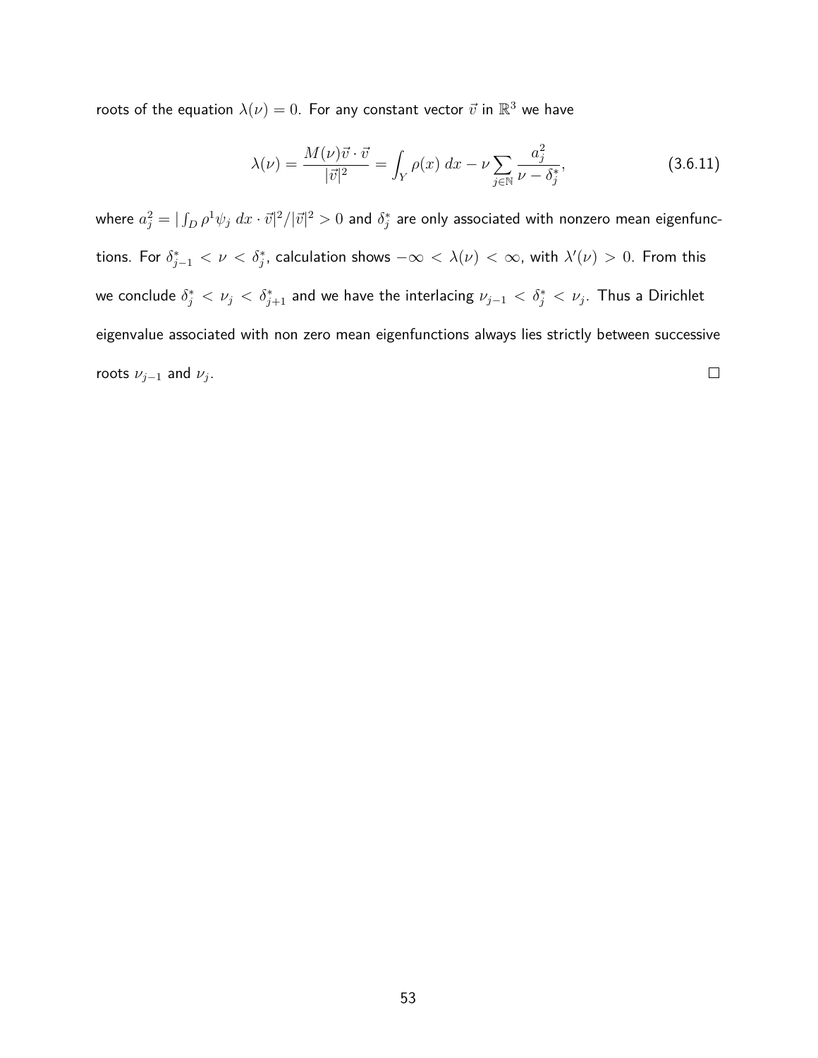roots of the equation $\lambda(\nu) = 0$. For any constant vector $\vec{v}$ in $\mathbb{R}^3$ we have

$$\lambda(\nu) = \frac{M(\nu)\vec{v} \cdot \vec{v}}{|\vec{v}|^2} = \int_Y \rho(x)\; dx - \nu \sum_{j \in \mathbb{N}} \frac{a_j^2}{\nu - \delta_j^*}, \tag{3.6.11}$$

where $a_j^2 = |\int_D \rho^1 \psi_j \; dx \cdot \vec{v}|^2 / |\vec{v}|^2 > 0$ and $\delta_j^*$ are only associated with nonzero mean eigenfunctions. For $\delta_{j-1}^* < \nu < \delta_j^*$, calculation shows $-\infty < \lambda(\nu) < \infty$, with $\lambda'(\nu) > 0$. From this we conclude $\delta_j^* < \nu_j < \delta_{j+1}^*$ and we have the interlacing $\nu_{j-1} < \delta_j^* < \nu_j$. Thus a Dirichlet eigenvalue associated with non zero mean eigenfunctions always lies strictly between successive roots $\nu_{j-1}$ and $\nu_j$. □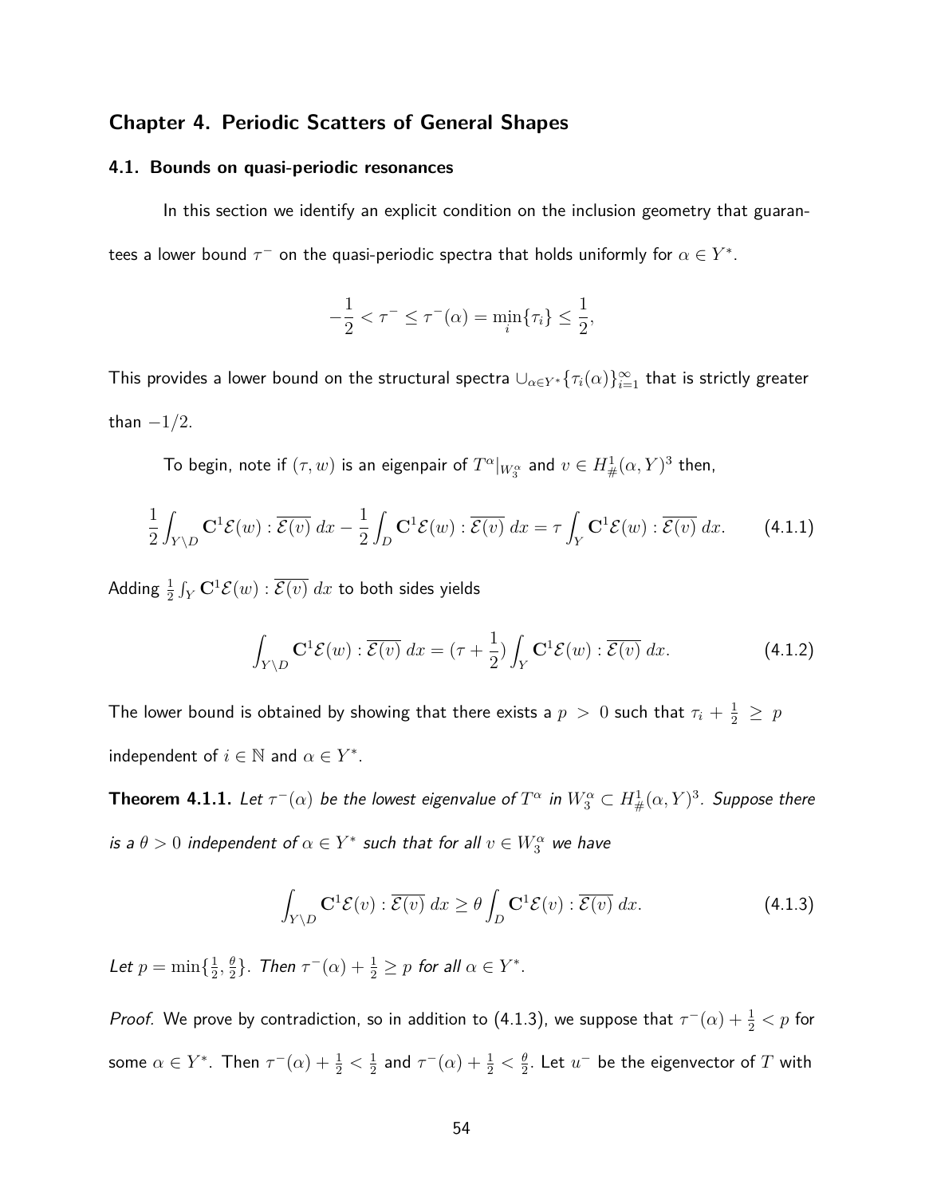## Chapter 4. Periodic Scatters of General Shapes

### 4.1. Bounds on quasi-periodic resonances

In this section we identify an explicit condition on the inclusion geometry that guarantees a lower bound $\tau^-$ on the quasi-periodic spectra that holds uniformly for $\alpha \in Y^*$.

$$-\frac{1}{2} < \tau^- \leq \tau^-(\alpha) = \min_i\{\tau_i\} \leq \frac{1}{2},$$

This provides a lower bound on the structural spectra $\cup_{\alpha\in Y^*}\{\tau_i(\alpha)\}_{i=1}^{\infty}$ that is strictly greater than $-1/2$.

To begin, note if $(\tau, w)$ is an eigenpair of $T^\alpha|_{W_3^\alpha}$ and $v \in H^1_\#(\alpha, Y)^3$ then,

$$\frac{1}{2}\int_{Y\setminus D} \mathbf{C}^1\mathcal{E}(w) : \overline{\mathcal{E}(v)}\ dx - \frac{1}{2}\int_D \mathbf{C}^1\mathcal{E}(w) : \overline{\mathcal{E}(v)}\ dx = \tau \int_Y \mathbf{C}^1\mathcal{E}(w) : \overline{\mathcal{E}(v)}\ dx. \tag{4.1.1}$$

Adding $\frac{1}{2}\int_Y \mathbf{C}^1\mathcal{E}(w) : \overline{\mathcal{E}(v)}\ dx$ to both sides yields

$$\int_{Y\setminus D} \mathbf{C}^1\mathcal{E}(w) : \overline{\mathcal{E}(v)}\ dx = (\tau + \frac{1}{2})\int_Y \mathbf{C}^1\mathcal{E}(w) : \overline{\mathcal{E}(v)}\ dx. \tag{4.1.2}$$

The lower bound is obtained by showing that there exists a $p > 0$ such that $\tau_i + \frac{1}{2} \geq p$ independent of $i \in \mathbb{N}$ and $\alpha \in Y^*$.

**Theorem 4.1.1.** *Let $\tau^-(\alpha)$ be the lowest eigenvalue of $T^\alpha$ in $W_3^\alpha \subset H^1_\#(\alpha, Y)^3$. Suppose there is a $\theta > 0$ independent of $\alpha \in Y^*$ such that for all $v \in W_3^\alpha$ we have*

$$\int_{Y\setminus D} \mathbf{C}^1\mathcal{E}(v) : \overline{\mathcal{E}(v)}\ dx \geq \theta \int_D \mathbf{C}^1\mathcal{E}(v) : \overline{\mathcal{E}(v)}\ dx. \tag{4.1.3}$$

*Let $p = \min\{\frac{1}{2}, \frac{\theta}{2}\}$. Then $\tau^-(\alpha) + \frac{1}{2} \geq p$ for all $\alpha \in Y^*$.*

*Proof.* We prove by contradiction, so in addition to (4.1.3), we suppose that $\tau^-(\alpha) + \frac{1}{2} < p$ for some $\alpha \in Y^*$. Then $\tau^-(\alpha) + \frac{1}{2} < \frac{1}{2}$ and $\tau^-(\alpha) + \frac{1}{2} < \frac{\theta}{2}$. Let $u^-$ be the eigenvector of $T$ with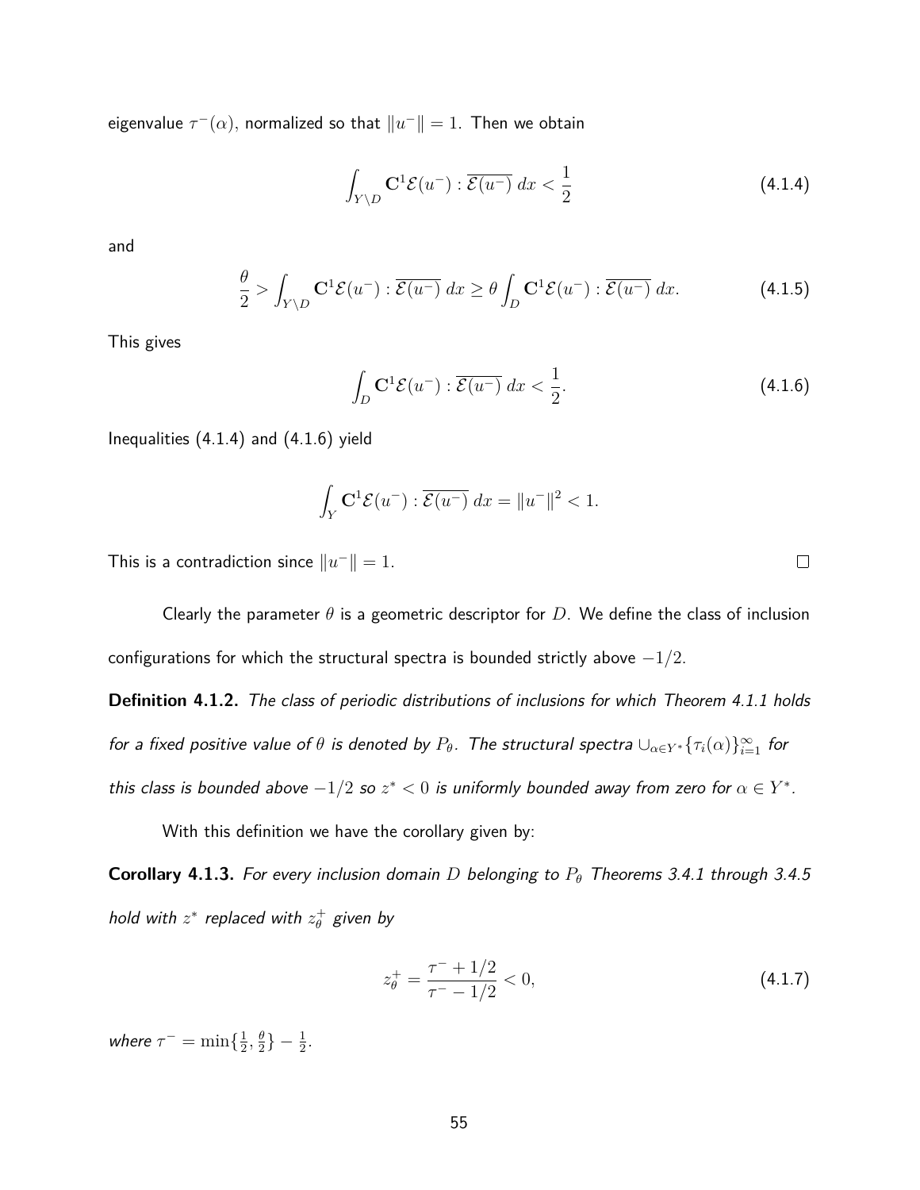eigenvalue $\tau^-(\alpha)$, normalized so that $\|u^-\| = 1$. Then we obtain

$$\int_{Y \setminus D} \mathbf{C}^1 \mathcal{E}(u^-) : \overline{\mathcal{E}(u^-)} \, dx < \frac{1}{2} \tag{4.1.4}$$

and

$$\frac{\theta}{2} > \int_{Y \setminus D} \mathbf{C}^1 \mathcal{E}(u^-) : \overline{\mathcal{E}(u^-)} \, dx \geq \theta \int_D \mathbf{C}^1 \mathcal{E}(u^-) : \overline{\mathcal{E}(u^-)} \, dx. \tag{4.1.5}$$

This gives

$$\int_D \mathbf{C}^1 \mathcal{E}(u^-) : \overline{\mathcal{E}(u^-)} \, dx < \frac{1}{2}. \tag{4.1.6}$$

Inequalities (4.1.4) and (4.1.6) yield

$$\int_Y \mathbf{C}^1 \mathcal{E}(u^-) : \overline{\mathcal{E}(u^-)} \, dx = \|u^-\|^2 < 1.$$

This is a contradiction since $\|u^-\| = 1$. $\square$

Clearly the parameter $\theta$ is a geometric descriptor for $D$. We define the class of inclusion configurations for which the structural spectra is bounded strictly above $-1/2$.

**Definition 4.1.2.** *The class of periodic distributions of inclusions for which Theorem 4.1.1 holds for a fixed positive value of $\theta$ is denoted by $P_\theta$. The structural spectra $\cup_{\alpha \in Y^*} \{\tau_i(\alpha)\}_{i=1}^{\infty}$ for this class is bounded above $-1/2$ so $z^* < 0$ is uniformly bounded away from zero for $\alpha \in Y^*$.*

With this definition we have the corollary given by:

**Corollary 4.1.3.** *For every inclusion domain $D$ belonging to $P_\theta$ Theorems 3.4.1 through 3.4.5 hold with $z^*$ replaced with $z_\theta^+$ given by*

$$z_\theta^+ = \frac{\tau^- + 1/2}{\tau^- - 1/2} < 0, \tag{4.1.7}$$

*where $\tau^- = \min\{\frac{1}{2}, \frac{\theta}{2}\} - \frac{1}{2}$.*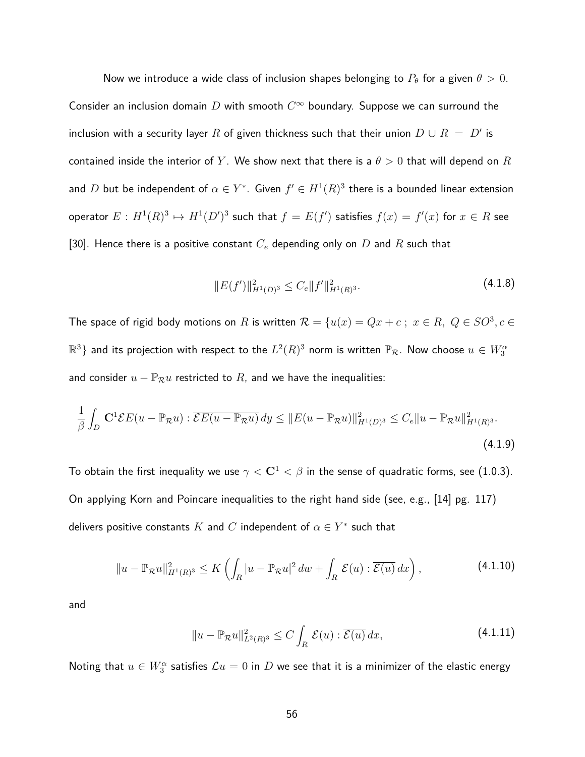Now we introduce a wide class of inclusion shapes belonging to $P_\theta$ for a given $\theta > 0$. Consider an inclusion domain $D$ with smooth $C^\infty$ boundary. Suppose we can surround the inclusion with a security layer $R$ of given thickness such that their union $D \cup R = D'$ is contained inside the interior of $Y$. We show next that there is a $\theta > 0$ that will depend on $R$ and $D$ but be independent of $\alpha \in Y^*$. Given $f' \in H^1(R)^3$ there is a bounded linear extension operator $E : H^1(R)^3 \mapsto H^1(D')^3$ such that $f = E(f')$ satisfies $f(x) = f'(x)$ for $x \in R$ see [30]. Hence there is a positive constant $C_e$ depending only on $D$ and $R$ such that

$$\|E(f')\|^2_{H^1(D)^3} \leq C_e \|f'\|^2_{H^1(R)^3}. \tag{4.1.8}$$

The space of rigid body motions on $R$ is written $\mathcal{R} = \{u(x) = Qx + c\ ;\ x \in R,\ Q \in SO^3, c \in \mathbb{R}^3\}$ and its projection with respect to the $L^2(R)^3$ norm is written $\mathbb{P}_\mathcal{R}$. Now choose $u \in W_3^\alpha$ and consider $u - \mathbb{P}_\mathcal{R} u$ restricted to $R$, and we have the inequalities:

$$\frac{1}{\beta} \int_D \mathbf{C}^1 \mathcal{E} E(u - \mathbb{P}_\mathcal{R} u) : \overline{\mathcal{E} E(u - \mathbb{P}_\mathcal{R} u)}\, dy \leq \|E(u - \mathbb{P}_\mathcal{R} u)\|^2_{H^1(D)^3} \leq C_e \|u - \mathbb{P}_\mathcal{R} u\|^2_{H^1(R)^3}. \tag{4.1.9}$$

To obtain the first inequality we use $\gamma < \mathbf{C}^1 < \beta$ in the sense of quadratic forms, see (1.0.3). On applying Korn and Poincare inequalities to the right hand side (see, e.g., [14] pg. 117) delivers positive constants $K$ and $C$ independent of $\alpha \in Y^*$ such that

$$\|u - \mathbb{P}_\mathcal{R} u\|^2_{H^1(R)^3} \leq K \left( \int_R |u - \mathbb{P}_\mathcal{R} u|^2\, dw + \int_R \mathcal{E}(u) : \overline{\mathcal{E}(u)}\, dx \right), \tag{4.1.10}$$

and

$$\|u - \mathbb{P}_\mathcal{R} u\|^2_{L^2(R)^3} \leq C \int_R \mathcal{E}(u) : \overline{\mathcal{E}(u)}\, dx, \tag{4.1.11}$$

Noting that $u \in W_3^\alpha$ satisfies $\mathcal{L} u = 0$ in $D$ we see that it is a minimizer of the elastic energy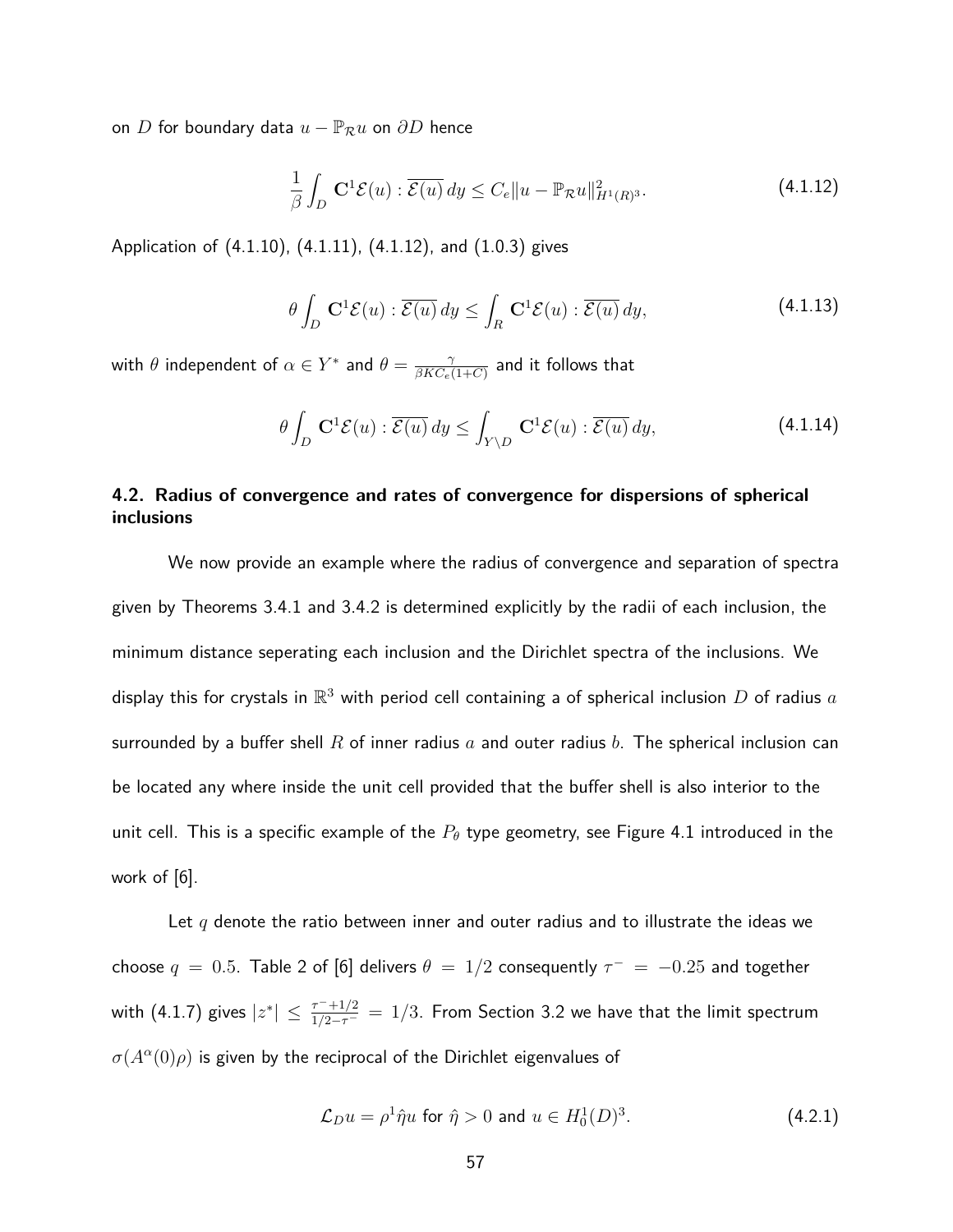on $D$ for boundary data $u - \mathbb{P}_{\mathcal{R}} u$ on $\partial D$ hence

$$\frac{1}{\beta} \int_D \mathbf{C}^1 \mathcal{E}(u) : \overline{\mathcal{E}(u)} \, dy \leq C_e \| u - \mathbb{P}_{\mathcal{R}} u \|^2_{H^1(R)^3}. \tag{4.1.12}$$

Application of (4.1.10), (4.1.11), (4.1.12), and (1.0.3) gives

$$\theta \int_D \mathbf{C}^1 \mathcal{E}(u) : \overline{\mathcal{E}(u)} \, dy \leq \int_R \mathbf{C}^1 \mathcal{E}(u) : \overline{\mathcal{E}(u)} \, dy, \tag{4.1.13}$$

with $\theta$ independent of $\alpha \in Y^*$ and $\theta = \frac{\gamma}{\beta K C_e (1+C)}$ and it follows that

$$\theta \int_D \mathbf{C}^1 \mathcal{E}(u) : \overline{\mathcal{E}(u)} \, dy \leq \int_{Y \setminus D} \mathbf{C}^1 \mathcal{E}(u) : \overline{\mathcal{E}(u)} \, dy, \tag{4.1.14}$$

## 4.2. Radius of convergence and rates of convergence for dispersions of spherical inclusions

We now provide an example where the radius of convergence and separation of spectra given by Theorems 3.4.1 and 3.4.2 is determined explicitly by the radii of each inclusion, the minimum distance seperating each inclusion and the Dirichlet spectra of the inclusions. We display this for crystals in $\mathbb{R}^3$ with period cell containing a of spherical inclusion $D$ of radius $a$ surrounded by a buffer shell $R$ of inner radius $a$ and outer radius $b$. The spherical inclusion can be located any where inside the unit cell provided that the buffer shell is also interior to the unit cell. This is a specific example of the $P_\theta$ type geometry, see Figure 4.1 introduced in the work of [6].

Let $q$ denote the ratio between inner and outer radius and to illustrate the ideas we choose $q = 0.5$. Table 2 of [6] delivers $\theta = 1/2$ consequently $\tau^- = -0.25$ and together with (4.1.7) gives $|z^*| \leq \frac{\tau^- + 1/2}{1/2 - \tau^-} = 1/3$. From Section 3.2 we have that the limit spectrum $\sigma(A^\alpha(0)\rho)$ is given by the reciprocal of the Dirichlet eigenvalues of

$$\mathcal{L}_D u = \rho^1 \hat{\eta} u \text{ for } \hat{\eta} > 0 \text{ and } u \in H^1_0(D)^3. \tag{4.2.1}$$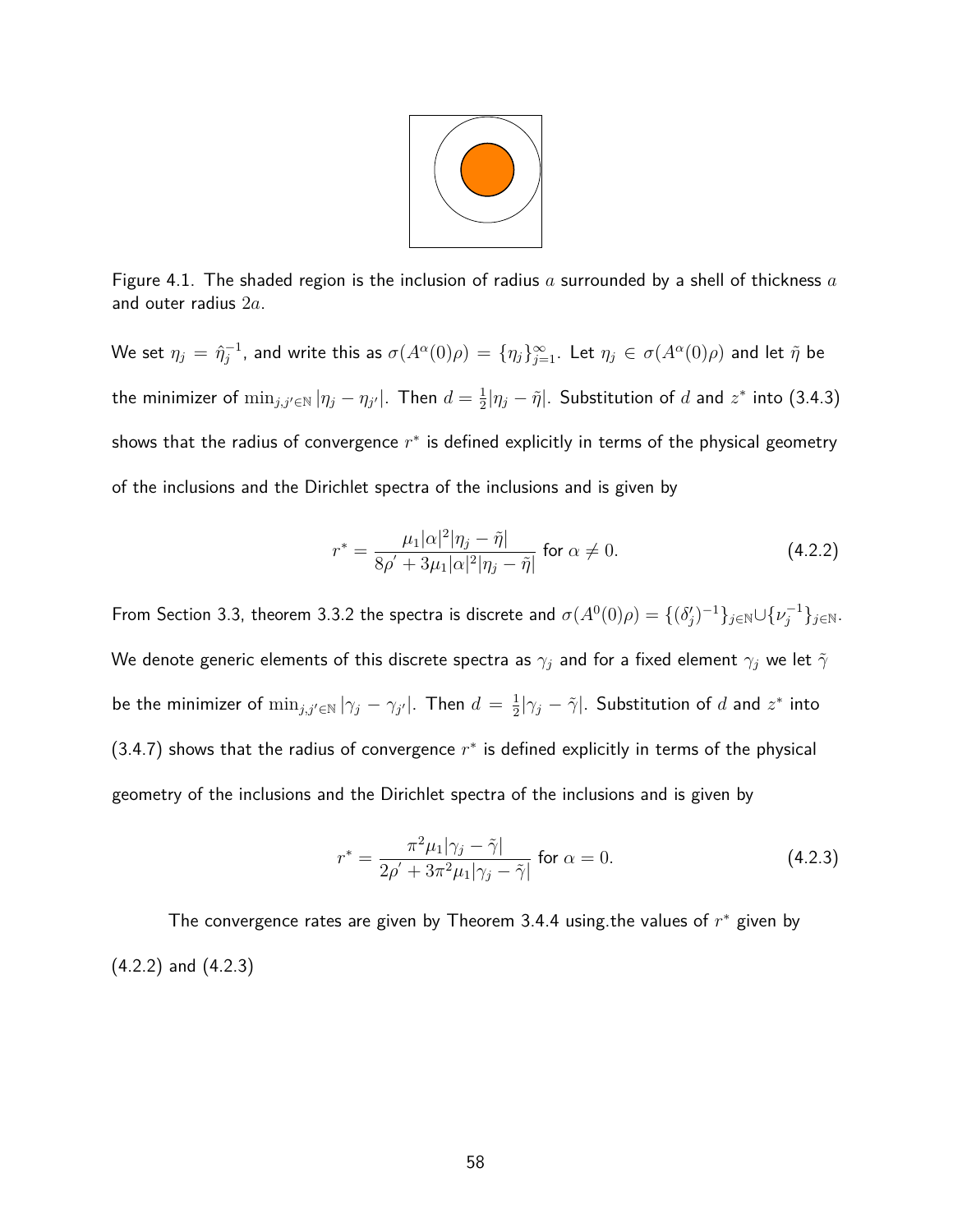Figure 4.1. The shaded region is the inclusion of radius $a$ surrounded by a shell of thickness $a$ and outer radius $2a$.

We set $\eta_j = \hat{\eta}_j^{-1}$, and write this as $\sigma(A^\alpha(0)\rho) = \{\eta_j\}_{j=1}^\infty$. Let $\eta_j \in \sigma(A^\alpha(0)\rho)$ and let $\tilde{\eta}$ be the minimizer of $\min_{j,j' \in \mathbb{N}} |\eta_j - \eta_{j'}|$. Then $d = \frac{1}{2}|\eta_j - \tilde{\eta}|$. Substitution of $d$ and $z^*$ into (3.4.3) shows that the radius of convergence $r^*$ is defined explicitly in terms of the physical geometry of the inclusions and the Dirichlet spectra of the inclusions and is given by

$$r^* = \frac{\mu_1 |\alpha|^2 |\eta_j - \tilde{\eta}|}{8\rho' + 3\mu_1 |\alpha|^2 |\eta_j - \tilde{\eta}|} \text{ for } \alpha \neq 0. \tag{4.2.2}$$

From Section 3.3, theorem 3.3.2 the spectra is discrete and $\sigma(A^0(0)\rho) = \{(\delta_j')^{-1}\}_{j \in \mathbb{N}} \cup \{\nu_j^{-1}\}_{j \in \mathbb{N}}$. We denote generic elements of this discrete spectra as $\gamma_j$ and for a fixed element $\gamma_j$ we let $\tilde{\gamma}$ be the minimizer of $\min_{j,j' \in \mathbb{N}} |\gamma_j - \gamma_{j'}|$. Then $d = \frac{1}{2}|\gamma_j - \tilde{\gamma}|$. Substitution of $d$ and $z^*$ into (3.4.7) shows that the radius of convergence $r^*$ is defined explicitly in terms of the physical geometry of the inclusions and the Dirichlet spectra of the inclusions and is given by

$$r^* = \frac{\pi^2 \mu_1 |\gamma_j - \tilde{\gamma}|}{2\rho' + 3\pi^2 \mu_1 |\gamma_j - \tilde{\gamma}|} \text{ for } \alpha = 0. \tag{4.2.3}$$

The convergence rates are given by Theorem 3.4.4 using.the values of $r^*$ given by (4.2.2) and (4.2.3)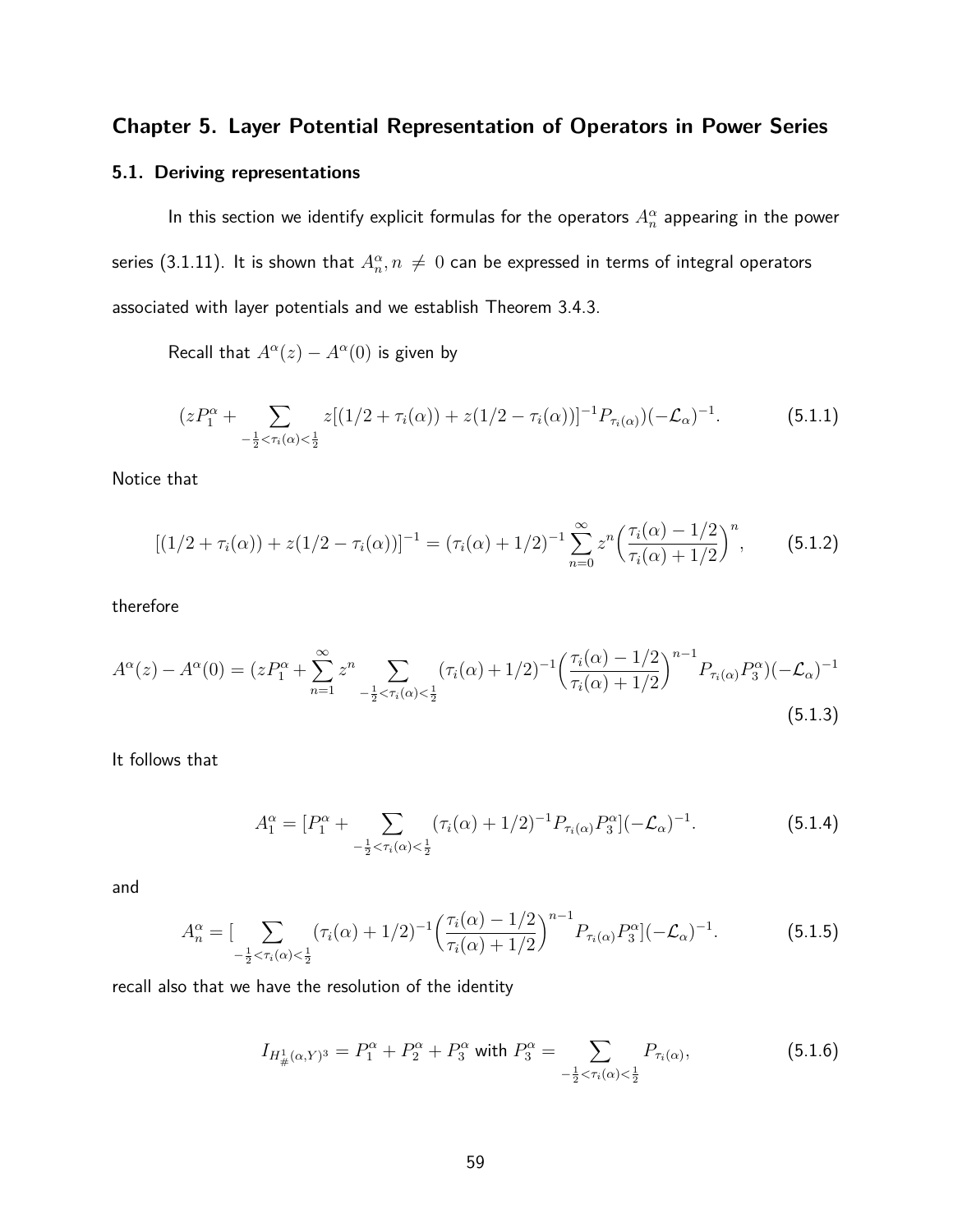# Chapter 5. Layer Potential Representation of Operators in Power Series

## 5.1. Deriving representations

In this section we identify explicit formulas for the operators $A_n^\alpha$ appearing in the power series (3.1.11). It is shown that $A_n^\alpha, n \neq 0$ can be expressed in terms of integral operators associated with layer potentials and we establish Theorem 3.4.3.

Recall that $A^\alpha(z) - A^\alpha(0)$ is given by

$$(zP_1^\alpha + \sum_{-\frac{1}{2}<\tau_i(\alpha)<\frac{1}{2}} z[(1/2+\tau_i(\alpha)) + z(1/2-\tau_i(\alpha))]^{-1} P_{\tau_i(\alpha)})(-\mathcal{L}_\alpha)^{-1}. \tag{5.1.1}$$

Notice that

$$[(1/2+\tau_i(\alpha)) + z(1/2-\tau_i(\alpha))]^{-1} = (\tau_i(\alpha)+1/2)^{-1} \sum_{n=0}^{\infty} z^n \Big(\frac{\tau_i(\alpha)-1/2}{\tau_i(\alpha)+1/2}\Big)^n, \tag{5.1.2}$$

therefore

$$A^\alpha(z) - A^\alpha(0) = (zP_1^\alpha + \sum_{n=1}^{\infty} z^n \sum_{-\frac{1}{2}<\tau_i(\alpha)<\frac{1}{2}} (\tau_i(\alpha)+1/2)^{-1} \Big(\frac{\tau_i(\alpha)-1/2}{\tau_i(\alpha)+1/2}\Big)^{n-1} P_{\tau_i(\alpha)} P_3^\alpha)(-\mathcal{L}_\alpha)^{-1} \tag{5.1.3}$$

It follows that

$$A_1^\alpha = [P_1^\alpha + \sum_{-\frac{1}{2}<\tau_i(\alpha)<\frac{1}{2}} (\tau_i(\alpha)+1/2)^{-1} P_{\tau_i(\alpha)} P_3^\alpha](-\mathcal{L}_\alpha)^{-1}. \tag{5.1.4}$$

and

$$A_n^\alpha = [\sum_{-\frac{1}{2}<\tau_i(\alpha)<\frac{1}{2}} (\tau_i(\alpha)+1/2)^{-1} \Big(\frac{\tau_i(\alpha)-1/2}{\tau_i(\alpha)+1/2}\Big)^{n-1} P_{\tau_i(\alpha)} P_3^\alpha](-\mathcal{L}_\alpha)^{-1}. \tag{5.1.5}$$

recall also that we have the resolution of the identity

$$I_{H^1_\#(\alpha,Y)^3} = P_1^\alpha + P_2^\alpha + P_3^\alpha \text{ with } P_3^\alpha = \sum_{-\frac{1}{2}<\tau_i(\alpha)<\frac{1}{2}} P_{\tau_i(\alpha)}, \tag{5.1.6}$$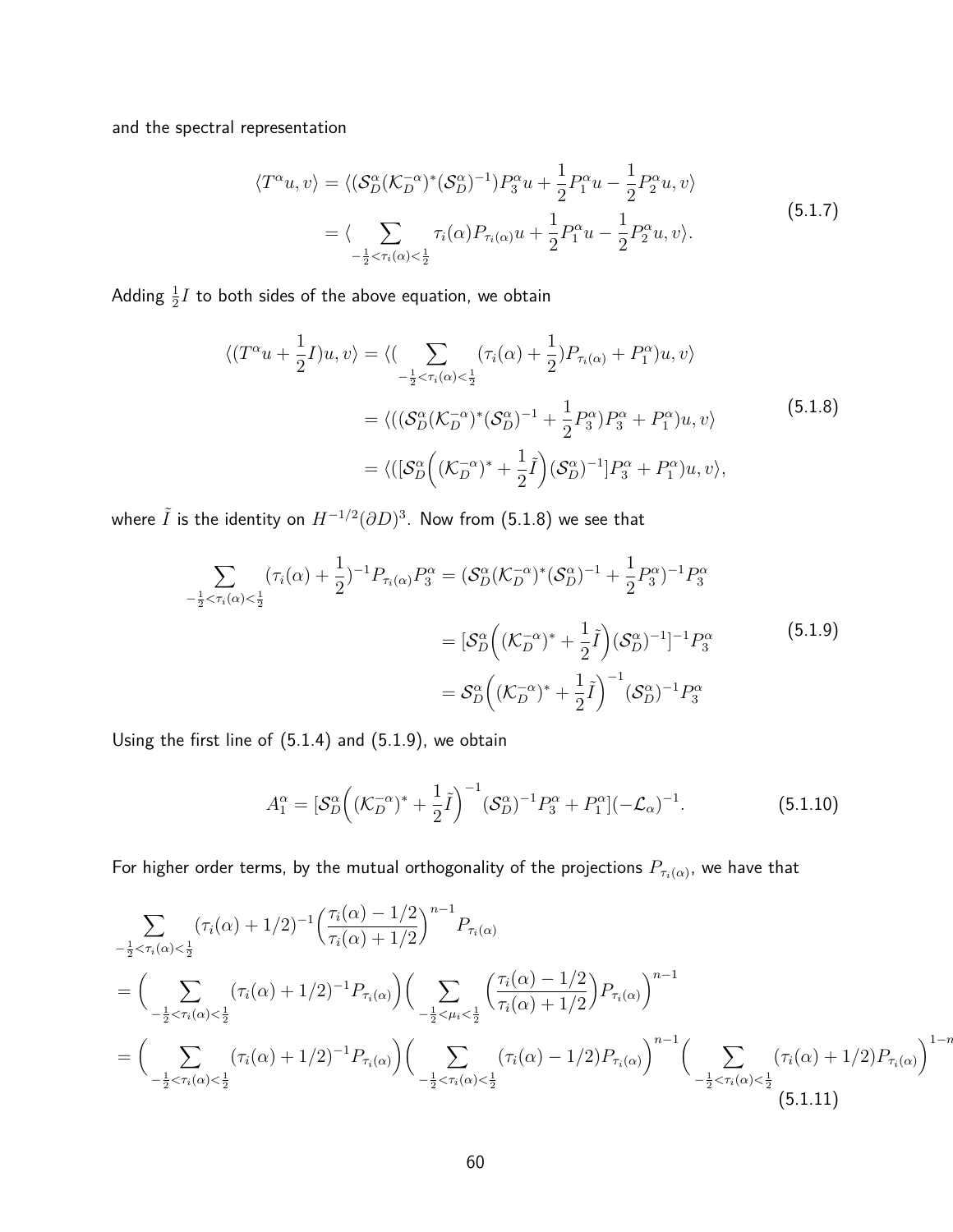and the spectral representation

$$
\begin{aligned}
\langle T^\alpha u, v\rangle &= \langle (\mathcal{S}_D^\alpha (\mathcal{K}_D^{-\alpha})^* (\mathcal{S}_D^\alpha)^{-1}) P_3^\alpha u + \frac{1}{2} P_1^\alpha u - \frac{1}{2} P_2^\alpha u, v\rangle \\
&= \langle \sum_{-\frac{1}{2} < \tau_i(\alpha) < \frac{1}{2}} \tau_i(\alpha) P_{\tau_i(\alpha)} u + \frac{1}{2} P_1^\alpha u - \frac{1}{2} P_2^\alpha u, v\rangle.
\end{aligned} \tag{5.1.7}
$$

Adding $\frac{1}{2} I$ to both sides of the above equation, we obtain

$$
\begin{aligned}
\langle (T^\alpha u + \frac{1}{2} I) u, v\rangle &= \langle (\sum_{-\frac{1}{2} < \tau_i(\alpha) < \frac{1}{2}} (\tau_i(\alpha) + \frac{1}{2}) P_{\tau_i(\alpha)} + P_1^\alpha) u, v\rangle \\
&= \langle ((\mathcal{S}_D^\alpha (\mathcal{K}_D^{-\alpha})^* (\mathcal{S}_D^\alpha)^{-1} + \frac{1}{2} P_3^\alpha) P_3^\alpha + P_1^\alpha) u, v\rangle \\
&= \langle ([\mathcal{S}_D^\alpha \Big( (\mathcal{K}_D^{-\alpha})^* + \frac{1}{2} \tilde{I} \Big) (\mathcal{S}_D^\alpha)^{-1}] P_3^\alpha + P_1^\alpha) u, v\rangle,
\end{aligned} \tag{5.1.8}
$$

where $\tilde{I}$ is the identity on $H^{-1/2}(\partial D)^3$. Now from (5.1.8) we see that

$$
\begin{aligned}
\sum_{-\frac{1}{2} < \tau_i(\alpha) < \frac{1}{2}} (\tau_i(\alpha) + \frac{1}{2})^{-1} P_{\tau_i(\alpha)} P_3^\alpha &= (\mathcal{S}_D^\alpha (\mathcal{K}_D^{-\alpha})^* (\mathcal{S}_D^\alpha)^{-1} + \frac{1}{2} P_3^\alpha)^{-1} P_3^\alpha \\
&= [\mathcal{S}_D^\alpha \Big( (\mathcal{K}_D^{-\alpha})^* + \frac{1}{2} \tilde{I} \Big) (\mathcal{S}_D^\alpha)^{-1}]^{-1} P_3^\alpha \\
&= \mathcal{S}_D^\alpha \Big( (\mathcal{K}_D^{-\alpha})^* + \frac{1}{2} \tilde{I} \Big)^{-1} (\mathcal{S}_D^\alpha)^{-1} P_3^\alpha
\end{aligned} \tag{5.1.9}
$$

Using the first line of (5.1.4) and (5.1.9), we obtain

$$
A_1^\alpha = [\mathcal{S}_D^\alpha \Big( (\mathcal{K}_D^{-\alpha})^* + \frac{1}{2} \tilde{I} \Big)^{-1} (\mathcal{S}_D^\alpha)^{-1} P_3^\alpha + P_1^\alpha] (-\mathcal{L}_\alpha)^{-1}. \tag{5.1.10}
$$

For higher order terms, by the mutual orthogonality of the projections $P_{\tau_i(\alpha)}$, we have that

$$
\begin{aligned}
&\sum_{-\frac{1}{2} < \tau_i(\alpha) < \frac{1}{2}} (\tau_i(\alpha) + 1/2)^{-1} \Big( \frac{\tau_i(\alpha) - 1/2}{\tau_i(\alpha) + 1/2} \Big)^{n-1} P_{\tau_i(\alpha)} \\
&= \Big( \sum_{-\frac{1}{2} < \tau_i(\alpha) < \frac{1}{2}} (\tau_i(\alpha) + 1/2)^{-1} P_{\tau_i(\alpha)} \Big) \Big( \sum_{-\frac{1}{2} < \mu_i < \frac{1}{2}} \Big( \frac{\tau_i(\alpha) - 1/2}{\tau_i(\alpha) + 1/2} \Big) P_{\tau_i(\alpha)} \Big)^{n-1} \\
&= \Big( \sum_{-\frac{1}{2} < \tau_i(\alpha) < \frac{1}{2}} (\tau_i(\alpha) + 1/2)^{-1} P_{\tau_i(\alpha)} \Big) \Big( \sum_{-\frac{1}{2} < \tau_i(\alpha) < \frac{1}{2}} (\tau_i(\alpha) - 1/2) P_{\tau_i(\alpha)} \Big)^{n-1} \Big( \sum_{-\frac{1}{2} < \tau_i(\alpha) < \frac{1}{2}} (\tau_i(\alpha) + 1/2) P_{\tau_i(\alpha)} \Big)^{1-n}
\end{aligned} \tag{5.1.11}
$$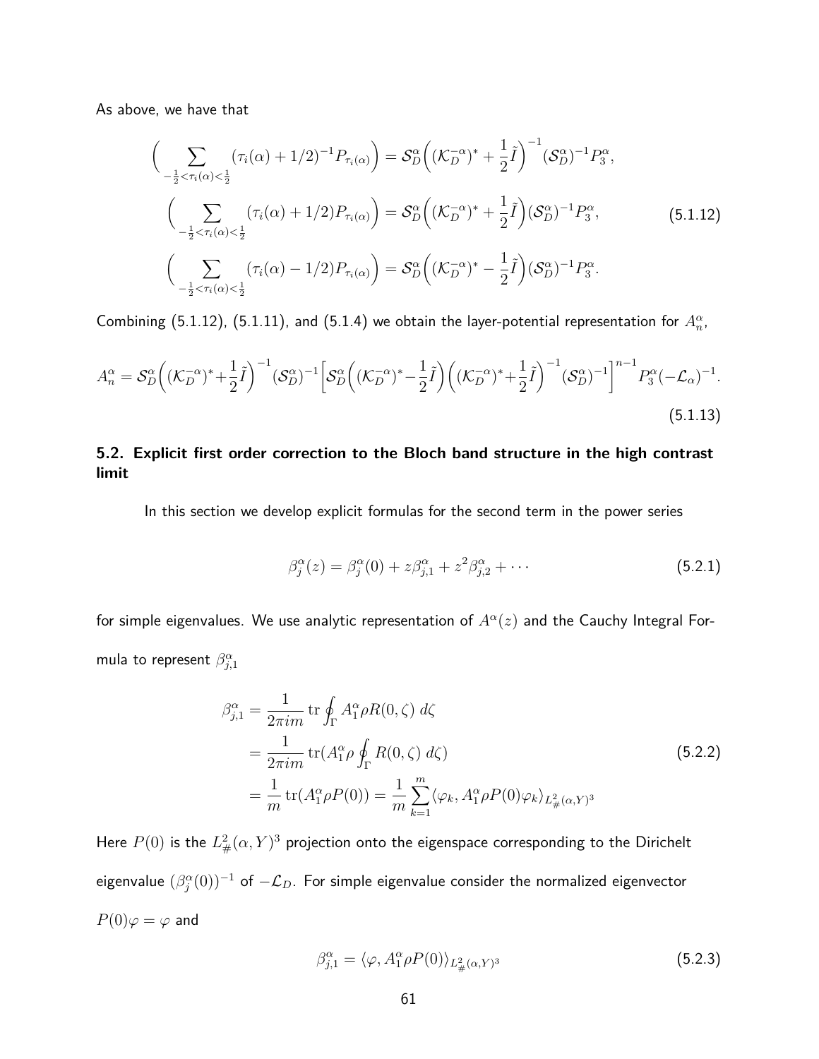As above, we have that

$$
\begin{aligned}
\Big(\sum_{-\frac{1}{2}<\tau_i(\alpha)<\frac{1}{2}} (\tau_i(\alpha)+1/2)^{-1} P_{\tau_i(\alpha)}\Big) &= \mathcal{S}_D^\alpha\Big((\mathcal{K}_D^{-\alpha})^* + \frac{1}{2}\tilde{I}\Big)^{-1}(\mathcal{S}_D^\alpha)^{-1} P_3^\alpha, \\
\Big(\sum_{-\frac{1}{2}<\tau_i(\alpha)<\frac{1}{2}} (\tau_i(\alpha)+1/2) P_{\tau_i(\alpha)}\Big) &= \mathcal{S}_D^\alpha\Big((\mathcal{K}_D^{-\alpha})^* + \frac{1}{2}\tilde{I}\Big)(\mathcal{S}_D^\alpha)^{-1} P_3^\alpha, \\
\Big(\sum_{-\frac{1}{2}<\tau_i(\alpha)<\frac{1}{2}} (\tau_i(\alpha)-1/2) P_{\tau_i(\alpha)}\Big) &= \mathcal{S}_D^\alpha\Big((\mathcal{K}_D^{-\alpha})^* - \frac{1}{2}\tilde{I}\Big)(\mathcal{S}_D^\alpha)^{-1} P_3^\alpha.
\end{aligned}
\tag{5.1.12}
$$

Combining (5.1.12), (5.1.11), and (5.1.4) we obtain the layer-potential representation for $A_n^\alpha$,

$$
A_n^\alpha = \mathcal{S}_D^\alpha\Big((\mathcal{K}_D^{-\alpha})^* + \frac{1}{2}\tilde{I}\Big)^{-1}(\mathcal{S}_D^\alpha)^{-1}\Big[\mathcal{S}_D^\alpha\Big((\mathcal{K}_D^{-\alpha})^* - \frac{1}{2}\tilde{I}\Big)\Big((\mathcal{K}_D^{-\alpha})^* + \frac{1}{2}\tilde{I}\Big)^{-1}(\mathcal{S}_D^\alpha)^{-1}\Big]^{n-1} P_3^\alpha(-\mathcal{L}_\alpha)^{-1}.
\tag{5.1.13}
$$

## 5.2. Explicit first order correction to the Bloch band structure in the high contrast limit

In this section we develop explicit formulas for the second term in the power series

$$
\beta_j^\alpha(z) = \beta_j^\alpha(0) + z\beta_{j,1}^\alpha + z^2\beta_{j,2}^\alpha + \cdots
\tag{5.2.1}
$$

for simple eigenvalues. We use analytic representation of $A^\alpha(z)$ and the Cauchy Integral Formula to represent $\beta_{j,1}^\alpha$

$$
\begin{aligned}
\beta_{j,1}^\alpha &= \frac{1}{2\pi i m}\operatorname{tr}\oint_\Gamma A_1^\alpha \rho R(0,\zeta)\, d\zeta \\
&= \frac{1}{2\pi i m}\operatorname{tr}(A_1^\alpha \rho \oint_\Gamma R(0,\zeta)\, d\zeta) \\
&= \frac{1}{m}\operatorname{tr}(A_1^\alpha \rho P(0)) = \frac{1}{m}\sum_{k=1}^m \langle \varphi_k, A_1^\alpha \rho P(0)\varphi_k\rangle_{L^2_\#(\alpha,Y)^3}
\end{aligned}
\tag{5.2.2}
$$

Here $P(0)$ is the $L^2_\#(\alpha, Y)^3$ projection onto the eigenspace corresponding to the Dirichelt eigenvalue $(\beta_j^\alpha(0))^{-1}$ of $-\mathcal{L}_D$. For simple eigenvalue consider the normalized eigenvector $P(0)\varphi = \varphi$ and

$$
\beta_{j,1}^\alpha = \langle \varphi, A_1^\alpha \rho P(0)\rangle_{L^2_\#(\alpha,Y)^3}
\tag{5.2.3}
$$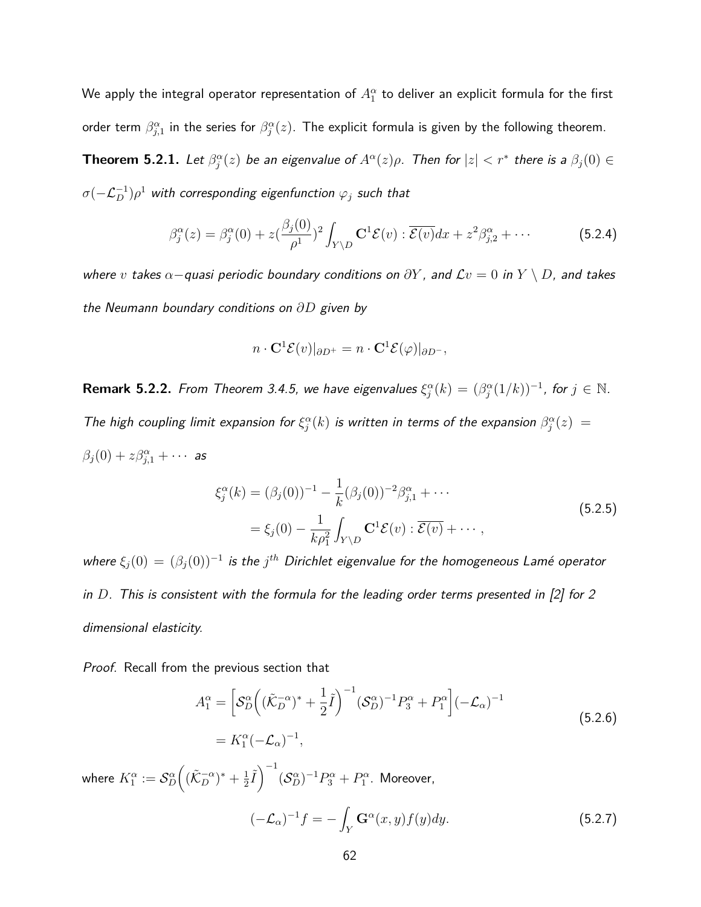We apply the integral operator representation of $A_1^\alpha$ to deliver an explicit formula for the first order term $\beta_{j,1}^\alpha$ in the series for $\beta_j^\alpha(z)$. The explicit formula is given by the following theorem.

**Theorem 5.2.1.** *Let $\beta_j^\alpha(z)$ be an eigenvalue of $A^\alpha(z)\rho$. Then for $|z| < r^*$ there is a $\beta_j(0) \in \sigma(-\mathcal{L}_D^{-1})\rho^1$ with corresponding eigenfunction $\varphi_j$ such that*

$$\beta_j^\alpha(z) = \beta_j^\alpha(0) + z(\frac{\beta_j(0)}{\rho^1})^2 \int_{Y \setminus D} \mathbf{C}^1 \mathcal{E}(v) : \overline{\mathcal{E}(v)} dx + z^2 \beta_{j,2}^\alpha + \cdots \tag{5.2.4}$$

*where $v$ takes $\alpha-$quasi periodic boundary conditions on $\partial Y$, and $\mathcal{L}v = 0$ in $Y \setminus D$, and takes the Neumann boundary conditions on $\partial D$ given by*

$$n \cdot \mathbf{C}^1 \mathcal{E}(v)|_{\partial D^+} = n \cdot \mathbf{C}^1 \mathcal{E}(\varphi)|_{\partial D^-},$$

**Remark 5.2.2.** *From Theorem 3.4.5, we have eigenvalues $\xi_j^\alpha(k) = (\beta_j^\alpha(1/k))^{-1}$, for $j \in \mathbb{N}$. The high coupling limit expansion for $\xi_j^\alpha(k)$ is written in terms of the expansion $\beta_j^\alpha(z) = \beta_j(0) + z\beta_{j,1}^\alpha + \cdots$ as*

$$\begin{aligned}
\xi_j^\alpha(k) &= (\beta_j(0))^{-1} - \frac{1}{k}(\beta_j(0))^{-2}\beta_{j,1}^\alpha + \cdots \\
&= \xi_j(0) - \frac{1}{k\rho_1^2}\int_{Y \setminus D} \mathbf{C}^1 \mathcal{E}(v) : \overline{\mathcal{E}(v)} + \cdots,
\end{aligned} \tag{5.2.5}$$

*where $\xi_j(0) = (\beta_j(0))^{-1}$ is the $j^{th}$ Dirichlet eigenvalue for the homogeneous Lamé operator in $D$. This is consistent with the formula for the leading order terms presented in [2] for 2 dimensional elasticity.*

*Proof.* Recall from the previous section that

$$\begin{aligned}
A_1^\alpha &= \Big[\mathcal{S}_D^\alpha\Big((\tilde{\mathcal{K}}_D^{-\alpha})^* + \frac{1}{2}\tilde{I}\Big)^{-1}(\mathcal{S}_D^\alpha)^{-1}P_3^\alpha + P_1^\alpha\Big](-\mathcal{L}_\alpha)^{-1} \\
&= K_1^\alpha(-\mathcal{L}_\alpha)^{-1},
\end{aligned} \tag{5.2.6}$$

where $K_1^\alpha := \mathcal{S}_D^\alpha\Big((\tilde{\mathcal{K}}_D^{-\alpha})^* + \frac{1}{2}\tilde{I}\Big)^{-1}(\mathcal{S}_D^\alpha)^{-1}P_3^\alpha + P_1^\alpha$. Moreover,

$$(-\mathcal{L}_\alpha)^{-1} f = -\int_Y \mathbf{G}^\alpha(x,y) f(y) dy. \tag{5.2.7}$$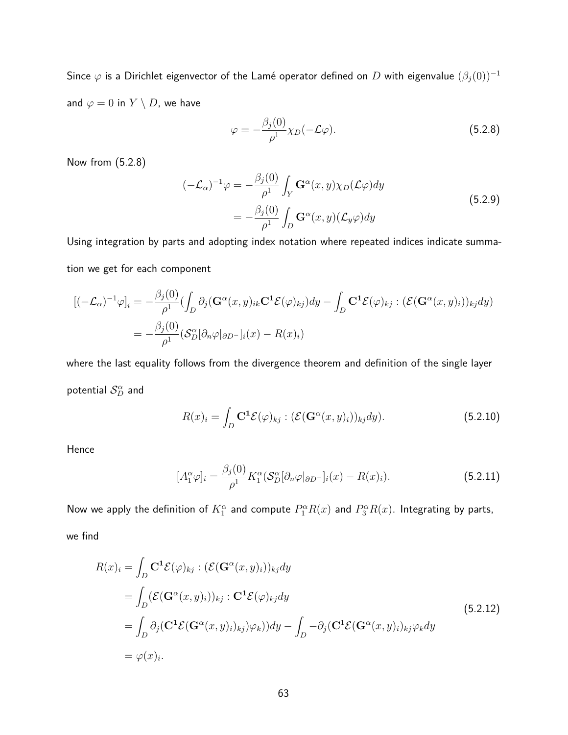Since $\varphi$ is a Dirichlet eigenvector of the Lamé operator defined on $D$ with eigenvalue $(\beta_j(0))^{-1}$ and $\varphi = 0$ in $Y \setminus D$, we have

$$\varphi = -\frac{\beta_j(0)}{\rho^1}\chi_D(-\mathcal{L}\varphi). \tag{5.2.8}$$

Now from (5.2.8)

$$\begin{aligned}(-\mathcal{L}_\alpha)^{-1}\varphi &= -\frac{\beta_j(0)}{\rho^1}\int_Y \mathbf{G}^\alpha(x,y)\chi_D(\mathcal{L}\varphi)dy \\ &= -\frac{\beta_j(0)}{\rho^1}\int_D \mathbf{G}^\alpha(x,y)(\mathcal{L}_y\varphi)dy\end{aligned} \tag{5.2.9}$$

Using integration by parts and adopting index notation where repeated indices indicate summation we get for each component

$$\begin{aligned}[(-\mathcal{L}_\alpha)^{-1}\varphi]_i &= -\frac{\beta_j(0)}{\rho^1}\Big(\int_D \partial_j(\mathbf{G}^\alpha(x,y)_{ik}\mathbf{C^1}\mathcal{E}(\varphi)_{kj})dy - \int_D \mathbf{C^1}\mathcal{E}(\varphi)_{kj} : (\mathcal{E}(\mathbf{G}^\alpha(x,y)_i))_{kj}dy\Big) \\ &= -\frac{\beta_j(0)}{\rho^1}(\mathcal{S}^\alpha_D[\partial_n\varphi|_{\partial D^-}]_i(x) - R(x)_i)\end{aligned}$$

where the last equality follows from the divergence theorem and definition of the single layer potential $\mathcal{S}^\alpha_D$ and

$$R(x)_i = \int_D \mathbf{C^1}\mathcal{E}(\varphi)_{kj} : (\mathcal{E}(\mathbf{G}^\alpha(x,y)_i))_{kj}dy). \tag{5.2.10}$$

Hence

$$[A^\alpha_1\varphi]_i = \frac{\beta_j(0)}{\rho^1}K^\alpha_1(\mathcal{S}^\alpha_D[\partial_n\varphi|_{\partial D^-}]_i(x) - R(x)_i). \tag{5.2.11}$$

Now we apply the definition of $K^\alpha_1$ and compute $P^\alpha_1 R(x)$ and $P^\alpha_3 R(x)$. Integrating by parts, we find

$$\begin{aligned}R(x)_i &= \int_D \mathbf{C^1}\mathcal{E}(\varphi)_{kj} : (\mathcal{E}(\mathbf{G}^\alpha(x,y)_i))_{kj}dy \\ &= \int_D (\mathcal{E}(\mathbf{G}^\alpha(x,y)_i))_{kj} : \mathbf{C^1}\mathcal{E}(\varphi)_{kj}dy \\ &= \int_D \partial_j(\mathbf{C^1}\mathcal{E}(\mathbf{G}^\alpha(x,y)_i)_{kj})\varphi_k))dy - \int_D -\partial_j(\mathbf{C^1}\mathcal{E}(\mathbf{G}^\alpha(x,y)_i)_{kj}\varphi_k dy \\ &= \varphi(x)_i.\end{aligned} \tag{5.2.12}$$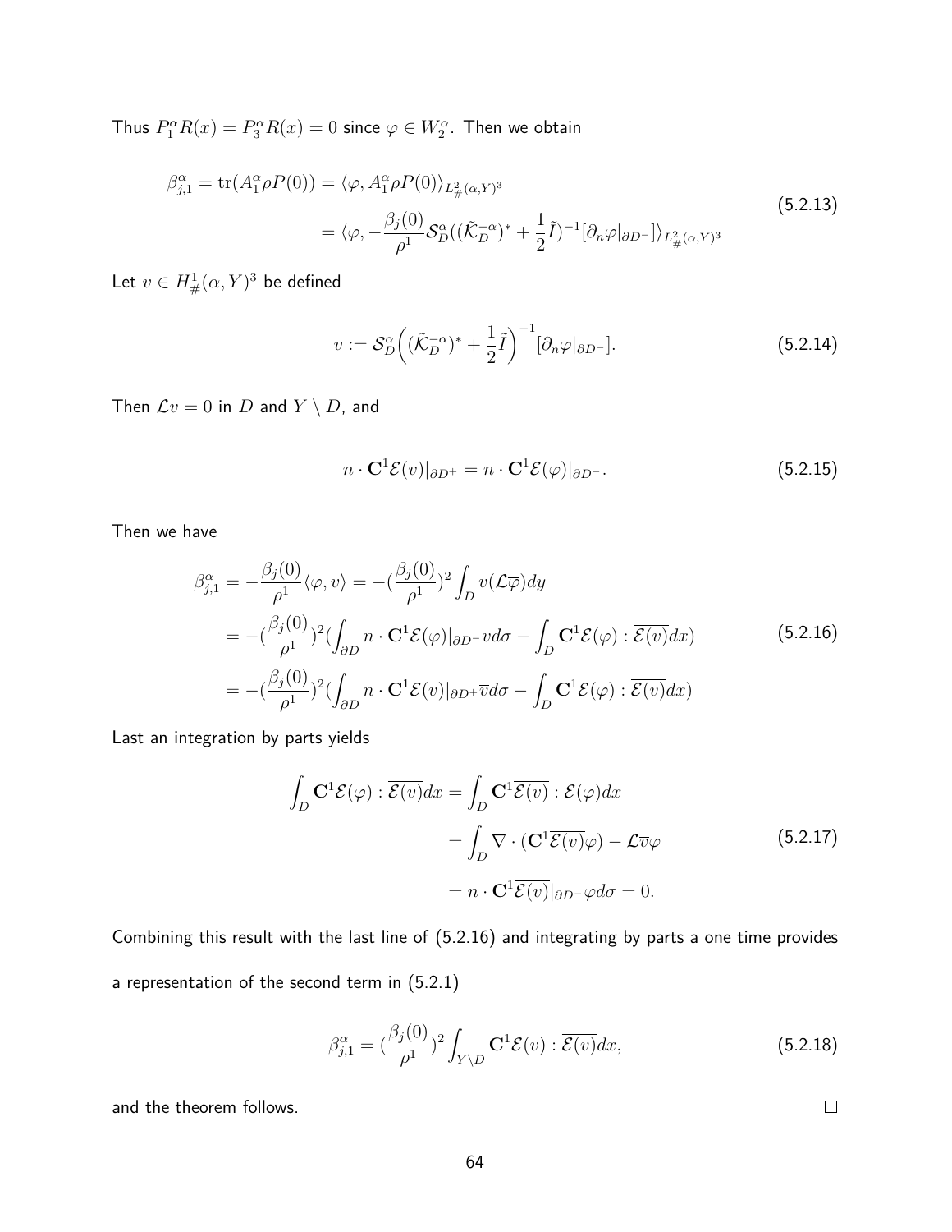Thus $P_1^\alpha R(x) = P_3^\alpha R(x) = 0$ since $\varphi \in W_2^\alpha$. Then we obtain

$$
\begin{aligned}
\beta_{j,1}^\alpha = \mathrm{tr}(A_1^\alpha \rho P(0)) &= \langle \varphi, A_1^\alpha \rho P(0) \rangle_{L^2_\#(\alpha,Y)^3} \\
&= \langle \varphi, -\frac{\beta_j(0)}{\rho^1} \mathcal{S}_D^\alpha ((\tilde{\mathcal{K}}_D^{-\alpha})^* + \frac{1}{2}\tilde{I})^{-1}[\partial_n \varphi|_{\partial D^-}] \rangle_{L^2_\#(\alpha,Y)^3}
\end{aligned} \tag{5.2.13}
$$

Let $v \in H^1_\#(\alpha, Y)^3$ be defined

$$
v := \mathcal{S}_D^\alpha \Big( (\tilde{\mathcal{K}}_D^{-\alpha})^* + \frac{1}{2}\tilde{I} \Big)^{-1} [\partial_n \varphi|_{\partial D^-}]. \tag{5.2.14}
$$

Then $\mathcal{L}v = 0$ in $D$ and $Y \setminus D$, and

$$
n \cdot \mathbf{C}^1 \mathcal{E}(v)|_{\partial D^+} = n \cdot \mathbf{C}^1 \mathcal{E}(\varphi)|_{\partial D^-}. \tag{5.2.15}
$$

Then we have

$$
\begin{aligned}
\beta_{j,1}^\alpha &= -\frac{\beta_j(0)}{\rho^1} \langle \varphi, v \rangle = -(\frac{\beta_j(0)}{\rho^1})^2 \int_D v(\mathcal{L}\overline{\varphi}) dy \\
&= -(\frac{\beta_j(0)}{\rho^1})^2 (\int_{\partial D} n \cdot \mathbf{C}^1 \mathcal{E}(\varphi)|_{\partial D^-} \overline{v} d\sigma - \int_D \mathbf{C}^1 \mathcal{E}(\varphi) : \overline{\mathcal{E}(v)} dx) \\
&= -(\frac{\beta_j(0)}{\rho^1})^2 (\int_{\partial D} n \cdot \mathbf{C}^1 \mathcal{E}(v)|_{\partial D^+} \overline{v} d\sigma - \int_D \mathbf{C}^1 \mathcal{E}(\varphi) : \overline{\mathcal{E}(v)} dx)
\end{aligned} \tag{5.2.16}
$$

Last an integration by parts yields

$$
\begin{aligned}
\int_D \mathbf{C}^1 \mathcal{E}(\varphi) : \overline{\mathcal{E}(v)} dx &= \int_D \mathbf{C}^1 \overline{\mathcal{E}(v)} : \mathcal{E}(\varphi) dx \\
&= \int_D \nabla \cdot (\mathbf{C}^1 \overline{\mathcal{E}(v)} \varphi) - \mathcal{L}\overline{v}\varphi \\
&= n \cdot \mathbf{C}^1 \overline{\mathcal{E}(v)}|_{\partial D^-} \varphi d\sigma = 0.
\end{aligned} \tag{5.2.17}
$$

Combining this result with the last line of (5.2.16) and integrating by parts a one time provides a representation of the second term in (5.2.1)

$$
\beta_{j,1}^\alpha = (\frac{\beta_j(0)}{\rho^1})^2 \int_{Y \setminus D} \mathbf{C}^1 \mathcal{E}(v) : \overline{\mathcal{E}(v)} dx, \tag{5.2.18}
$$

and the theorem follows. □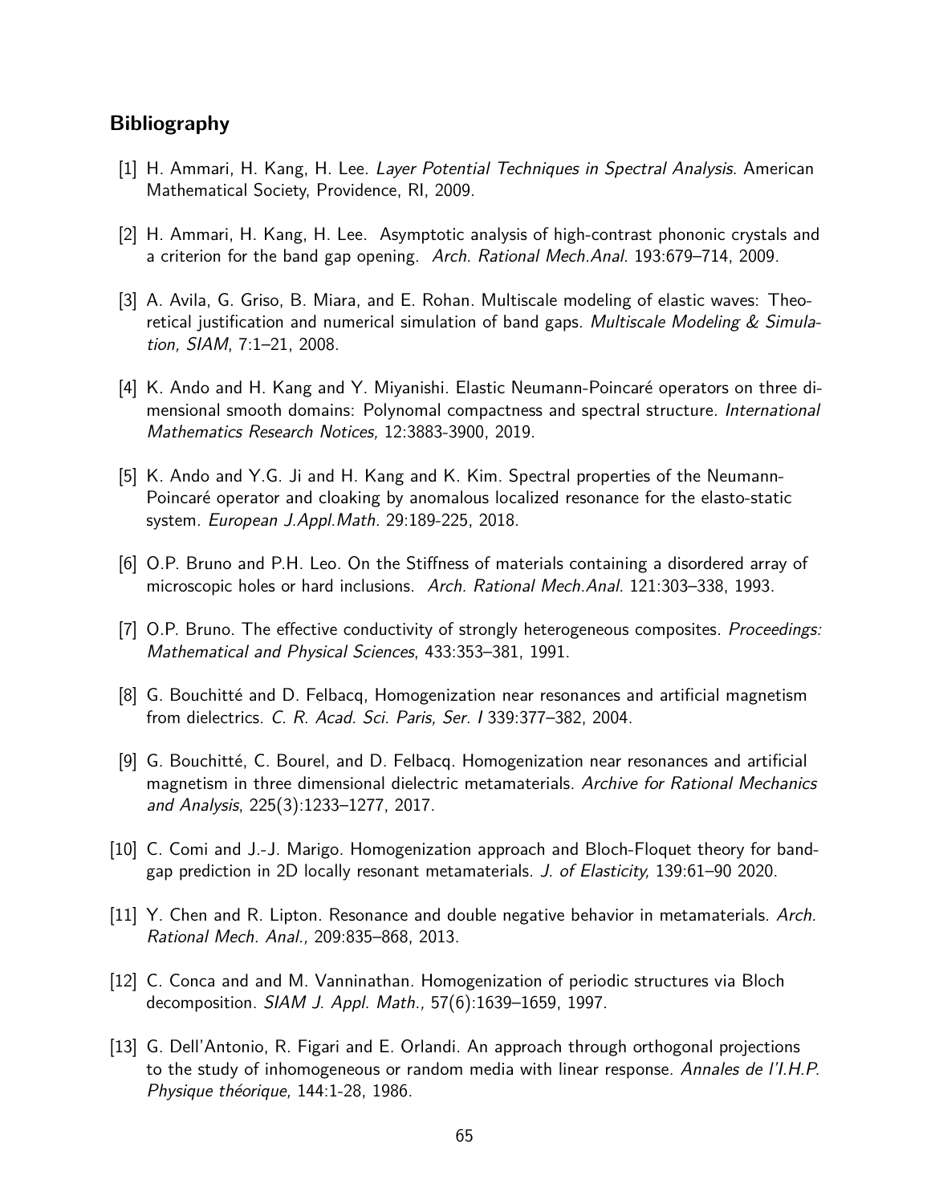## Bibliography

[1] H. Ammari, H. Kang, H. Lee. *Layer Potential Techniques in Spectral Analysis*. American Mathematical Society, Providence, RI, 2009.

[2] H. Ammari, H. Kang, H. Lee. Asymptotic analysis of high-contrast phononic crystals and a criterion for the band gap opening. *Arch. Rational Mech.Anal.* 193:679–714, 2009.

[3] A. Avila, G. Griso, B. Miara, and E. Rohan. Multiscale modeling of elastic waves: Theoretical justification and numerical simulation of band gaps. *Multiscale Modeling & Simulation, SIAM*, 7:1–21, 2008.

[4] K. Ando and H. Kang and Y. Miyanishi. Elastic Neumann-Poincaré operators on three dimensional smooth domains: Polynomal compactness and spectral structure. *International Mathematics Research Notices,* 12:3883-3900, 2019.

[5] K. Ando and Y.G. Ji and H. Kang and K. Kim. Spectral properties of the Neumann-Poincaré operator and cloaking by anomalous localized resonance for the elasto-static system. *European J.Appl.Math.* 29:189-225, 2018.

[6] O.P. Bruno and P.H. Leo. On the Stiffness of materials containing a disordered array of microscopic holes or hard inclusions. *Arch. Rational Mech.Anal.* 121:303–338, 1993.

[7] O.P. Bruno. The effective conductivity of strongly heterogeneous composites. *Proceedings: Mathematical and Physical Sciences*, 433:353–381, 1991.

[8] G. Bouchitté and D. Felbacq, Homogenization near resonances and artificial magnetism from dielectrics. *C. R. Acad. Sci. Paris, Ser. I* 339:377–382, 2004.

[9] G. Bouchitté, C. Bourel, and D. Felbacq. Homogenization near resonances and artificial magnetism in three dimensional dielectric metamaterials. *Archive for Rational Mechanics and Analysis*, 225(3):1233–1277, 2017.

[10] C. Comi and J.-J. Marigo. Homogenization approach and Bloch-Floquet theory for band-gap prediction in 2D locally resonant metamaterials. *J. of Elasticity,* 139:61–90 2020.

[11] Y. Chen and R. Lipton. Resonance and double negative behavior in metamaterials. *Arch. Rational Mech. Anal.,* 209:835–868, 2013.

[12] C. Conca and and M. Vanninathan. Homogenization of periodic structures via Bloch decomposition. *SIAM J. Appl. Math.,* 57(6):1639–1659, 1997.

[13] G. Dell'Antonio, R. Figari and E. Orlandi. An approach through orthogonal projections to the study of inhomogeneous or random media with linear response. *Annales de l'I.H.P. Physique théorique,* 144:1-28, 1986.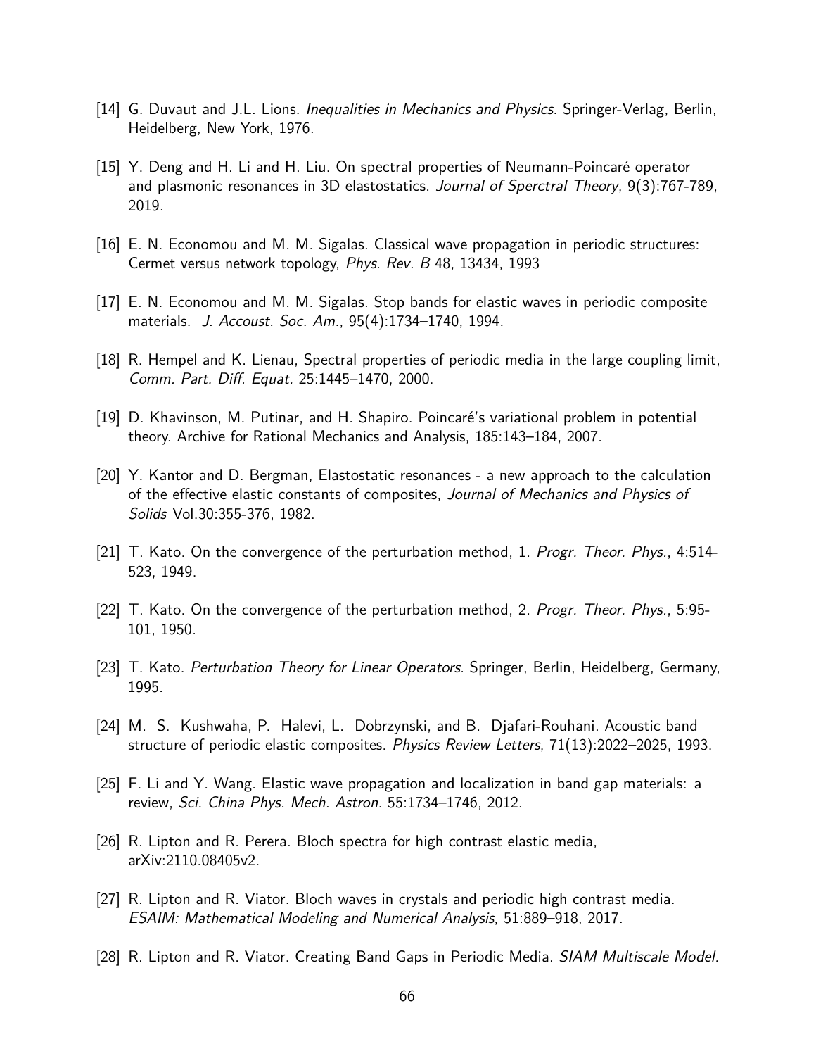[14] G. Duvaut and J.L. Lions. *Inequalities in Mechanics and Physics*. Springer-Verlag, Berlin, Heidelberg, New York, 1976.

[15] Y. Deng and H. Li and H. Liu. On spectral properties of Neumann-Poincaré operator and plasmonic resonances in 3D elastostatics. *Journal of Sperctral Theory*, 9(3):767-789, 2019.

[16] E. N. Economou and M. M. Sigalas. Classical wave propagation in periodic structures: Cermet versus network topology, *Phys. Rev. B* 48, 13434, 1993

[17] E. N. Economou and M. M. Sigalas. Stop bands for elastic waves in periodic composite materials. *J. Accoust. Soc. Am.*, 95(4):1734–1740, 1994.

[18] R. Hempel and K. Lienau, Spectral properties of periodic media in the large coupling limit, *Comm. Part. Diff. Equat.* 25:1445–1470, 2000.

[19] D. Khavinson, M. Putinar, and H. Shapiro. Poincaré's variational problem in potential theory. Archive for Rational Mechanics and Analysis, 185:143–184, 2007.

[20] Y. Kantor and D. Bergman, Elastostatic resonances - a new approach to the calculation of the effective elastic constants of composites, *Journal of Mechanics and Physics of Solids* Vol.30:355-376, 1982.

[21] T. Kato. On the convergence of the perturbation method, 1. *Progr. Theor. Phys.*, 4:514-523, 1949.

[22] T. Kato. On the convergence of the perturbation method, 2. *Progr. Theor. Phys.*, 5:95-101, 1950.

[23] T. Kato. *Perturbation Theory for Linear Operators*. Springer, Berlin, Heidelberg, Germany, 1995.

[24] M. S. Kushwaha, P. Halevi, L. Dobrzynski, and B. Djafari-Rouhani. Acoustic band structure of periodic elastic composites. *Physics Review Letters*, 71(13):2022–2025, 1993.

[25] F. Li and Y. Wang. Elastic wave propagation and localization in band gap materials: a review, *Sci. China Phys. Mech. Astron.* 55:1734–1746, 2012.

[26] R. Lipton and R. Perera. Bloch spectra for high contrast elastic media, arXiv:2110.08405v2.

[27] R. Lipton and R. Viator. Bloch waves in crystals and periodic high contrast media. *ESAIM: Mathematical Modeling and Numerical Analysis*, 51:889–918, 2017.

[28] R. Lipton and R. Viator. Creating Band Gaps in Periodic Media. *SIAM Multiscale Model.*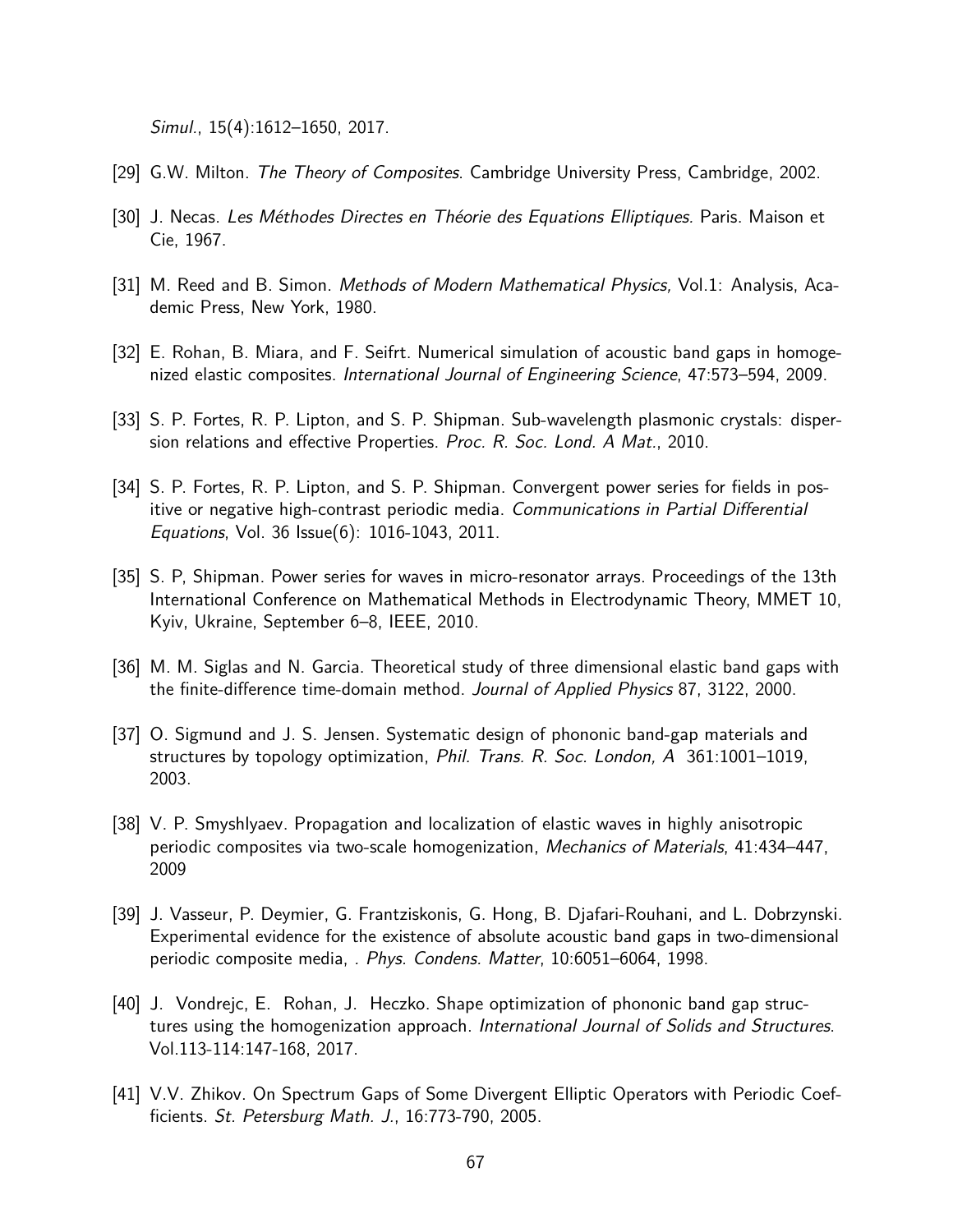*Simul.*, 15(4):1612–1650, 2017.

[29] G.W. Milton. *The Theory of Composites*. Cambridge University Press, Cambridge, 2002.

[30] J. Necas. *Les Méthodes Directes en Théorie des Equations Elliptiques*. Paris. Maison et Cie, 1967.

[31] M. Reed and B. Simon. *Methods of Modern Mathematical Physics,* Vol.1: Analysis, Academic Press, New York, 1980.

[32] E. Rohan, B. Miara, and F. Seifrt. Numerical simulation of acoustic band gaps in homogenized elastic composites. *International Journal of Engineering Science*, 47:573–594, 2009.

[33] S. P. Fortes, R. P. Lipton, and S. P. Shipman. Sub-wavelength plasmonic crystals: dispersion relations and effective Properties. *Proc. R. Soc. Lond. A Mat.*, 2010.

[34] S. P. Fortes, R. P. Lipton, and S. P. Shipman. Convergent power series for fields in positive or negative high-contrast periodic media. *Communications in Partial Differential Equations*, Vol. 36 Issue(6): 1016-1043, 2011.

[35] S. P, Shipman. Power series for waves in micro-resonator arrays. Proceedings of the 13th International Conference on Mathematical Methods in Electrodynamic Theory, MMET 10, Kyiv, Ukraine, September 6–8, IEEE, 2010.

[36] M. M. Siglas and N. Garcia. Theoretical study of three dimensional elastic band gaps with the finite-difference time-domain method. *Journal of Applied Physics* 87, 3122, 2000.

[37] O. Sigmund and J. S. Jensen. Systematic design of phononic band-gap materials and structures by topology optimization, *Phil. Trans. R. Soc. London, A* 361:1001–1019, 2003.

[38] V. P. Smyshlyaev. Propagation and localization of elastic waves in highly anisotropic periodic composites via two-scale homogenization, *Mechanics of Materials*, 41:434–447, 2009

[39] J. Vasseur, P. Deymier, G. Frantziskonis, G. Hong, B. Djafari-Rouhani, and L. Dobrzynski. Experimental evidence for the existence of absolute acoustic band gaps in two-dimensional periodic composite media, . *Phys. Condens. Matter*, 10:6051–6064, 1998.

[40] J. Vondrejc, E. Rohan, J. Heczko. Shape optimization of phononic band gap structures using the homogenization approach. *International Journal of Solids and Structures*. Vol.113-114:147-168, 2017.

[41] V.V. Zhikov. On Spectrum Gaps of Some Divergent Elliptic Operators with Periodic Coefficients. *St. Petersburg Math. J.*, 16:773-790, 2005.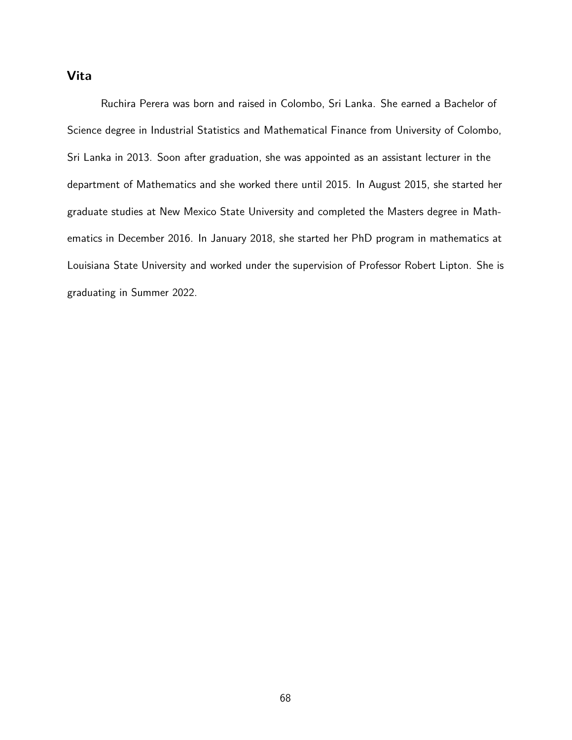## Vita

Ruchira Perera was born and raised in Colombo, Sri Lanka. She earned a Bachelor of Science degree in Industrial Statistics and Mathematical Finance from University of Colombo, Sri Lanka in 2013. Soon after graduation, she was appointed as an assistant lecturer in the department of Mathematics and she worked there until 2015. In August 2015, she started her graduate studies at New Mexico State University and completed the Masters degree in Mathematics in December 2016. In January 2018, she started her PhD program in mathematics at Louisiana State University and worked under the supervision of Professor Robert Lipton. She is graduating in Summer 2022.